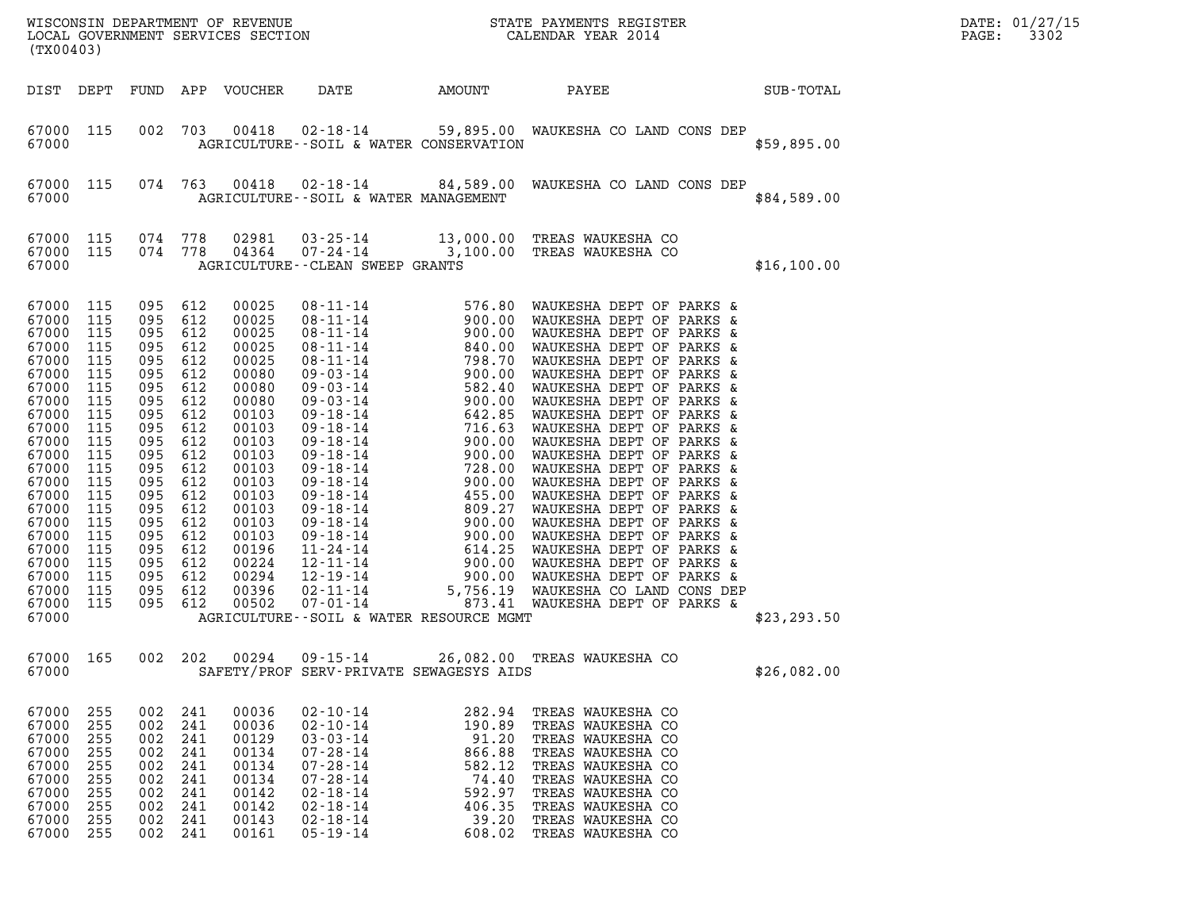WISCONSIN DEPARTMENT OF REVENUE
LOCAL GOVERNMENT SERVICES SECTION
(TX00403)

STATE PAYMENTS REGISTER
CALENDAR YEAR 2014

DATE: 01/27/15

| DIST | DEPT | FUND | APP | VOUCHER | DATE | AMOUNT | PAYEE | SUB-TOTAL |
|---|---|---|---|---|---|---|---|---|
| 67000 | 115 | 002 | 703 | 00418 | 02-18-14 | 59,895.00 | WAUKESHA CO LAND CONS DEP | |
| 67000 | | | | | AGRICULTURE--SOIL & WATER CONSERVATION | | | $59,895.00 |
| 67000 | 115 | 074 | 763 | 00418 | 02-18-14 | 84,589.00 | WAUKESHA CO LAND CONS DEP | |
| 67000 | | | | | AGRICULTURE--SOIL & WATER MANAGEMENT | | | $84,589.00 |
| 67000 | 115 | 074 | 778 | 02981 | 03-25-14 | 13,000.00 | TREAS WAUKESHA CO | |
| 67000 | 115 | 074 | 778 | 04364 | 07-24-14 | 3,100.00 | TREAS WAUKESHA CO | |
| 67000 | | | | | AGRICULTURE--CLEAN SWEEP GRANTS | | | $16,100.00 |
| 67000 | 115 | 095 | 612 | 00025 | 08-11-14 | 576.80 | WAUKESHA DEPT OF PARKS & | |
| 67000 | 115 | 095 | 612 | 00025 | 08-11-14 | 900.00 | WAUKESHA DEPT OF PARKS & | |
| 67000 | 115 | 095 | 612 | 00025 | 08-11-14 | 900.00 | WAUKESHA DEPT OF PARKS & | |
| 67000 | 115 | 095 | 612 | 00025 | 08-11-14 | 840.00 | WAUKESHA DEPT OF PARKS & | |
| 67000 | 115 | 095 | 612 | 00025 | 08-11-14 | 798.70 | WAUKESHA DEPT OF PARKS & | |
| 67000 | 115 | 095 | 612 | 00080 | 09-03-14 | 900.00 | WAUKESHA DEPT OF PARKS & | |
| 67000 | 115 | 095 | 612 | 00080 | 09-03-14 | 582.40 | WAUKESHA DEPT OF PARKS & | |
| 67000 | 115 | 095 | 612 | 00080 | 09-03-14 | 900.00 | WAUKESHA DEPT OF PARKS & | |
| 67000 | 115 | 095 | 612 | 00103 | 09-18-14 | 642.85 | WAUKESHA DEPT OF PARKS & | |
| 67000 | 115 | 095 | 612 | 00103 | 09-18-14 | 716.63 | WAUKESHA DEPT OF PARKS & | |
| 67000 | 115 | 095 | 612 | 00103 | 09-18-14 | 900.00 | WAUKESHA DEPT OF PARKS & | |
| 67000 | 115 | 095 | 612 | 00103 | 09-18-14 | 900.00 | WAUKESHA DEPT OF PARKS & | |
| 67000 | 115 | 095 | 612 | 00103 | 09-18-14 | 728.00 | WAUKESHA DEPT OF PARKS & | |
| 67000 | 115 | 095 | 612 | 00103 | 09-18-14 | 900.00 | WAUKESHA DEPT OF PARKS & | |
| 67000 | 115 | 095 | 612 | 00103 | 09-18-14 | 455.00 | WAUKESHA DEPT OF PARKS & | |
| 67000 | 115 | 095 | 612 | 00103 | 09-18-14 | 809.27 | WAUKESHA DEPT OF PARKS & | |
| 67000 | 115 | 095 | 612 | 00103 | 09-18-14 | 900.00 | WAUKESHA DEPT OF PARKS & | |
| 67000 | 115 | 095 | 612 | 00103 | 09-18-14 | 900.00 | WAUKESHA DEPT OF PARKS & | |
| 67000 | 115 | 095 | 612 | 00196 | 11-24-14 | 614.25 | WAUKESHA DEPT OF PARKS & | |
| 67000 | 115 | 095 | 612 | 00224 | 12-11-14 | 900.00 | WAUKESHA DEPT OF PARKS & | |
| 67000 | 115 | 095 | 612 | 00294 | 12-19-14 | 900.00 | WAUKESHA DEPT OF PARKS & | |
| 67000 | 115 | 095 | 612 | 00396 | 02-11-14 | 5,756.19 | WAUKESHA CO LAND CONS DEP | |
| 67000 | 115 | 095 | 612 | 00502 | 07-01-14 | 873.41 | WAUKESHA DEPT OF PARKS & | |
| 67000 | | | | | AGRICULTURE--SOIL & WATER RESOURCE MGMT | | | $23,293.50 |
| 67000 | 165 | 002 | 202 | 00294 | 09-15-14 | 26,082.00 | TREAS WAUKESHA CO | |
| 67000 | | | | | SAFETY/PROF SERV-PRIVATE SEWAGESYS AIDS | | | $26,082.00 |
| 67000 | 255 | 002 | 241 | 00036 | 02-10-14 | 282.94 | TREAS WAUKESHA CO | |
| 67000 | 255 | 002 | 241 | 00036 | 02-10-14 | 190.89 | TREAS WAUKESHA CO | |
| 67000 | 255 | 002 | 241 | 00129 | 03-03-14 | 91.20 | TREAS WAUKESHA CO | |
| 67000 | 255 | 002 | 241 | 00134 | 07-28-14 | 866.88 | TREAS WAUKESHA CO | |
| 67000 | 255 | 002 | 241 | 00134 | 07-28-14 | 582.12 | TREAS WAUKESHA CO | |
| 67000 | 255 | 002 | 241 | 00134 | 07-28-14 | 74.40 | TREAS WAUKESHA CO | |
| 67000 | 255 | 002 | 241 | 00142 | 02-18-14 | 592.97 | TREAS WAUKESHA CO | |
| 67000 | 255 | 002 | 241 | 00142 | 02-18-14 | 406.35 | TREAS WAUKESHA CO | |
| 67000 | 255 | 002 | 241 | 00143 | 02-18-14 | 39.20 | TREAS WAUKESHA CO | |
| 67000 | 255 | 002 | 241 | 00161 | 05-19-14 | 608.02 | TREAS WAUKESHA CO | |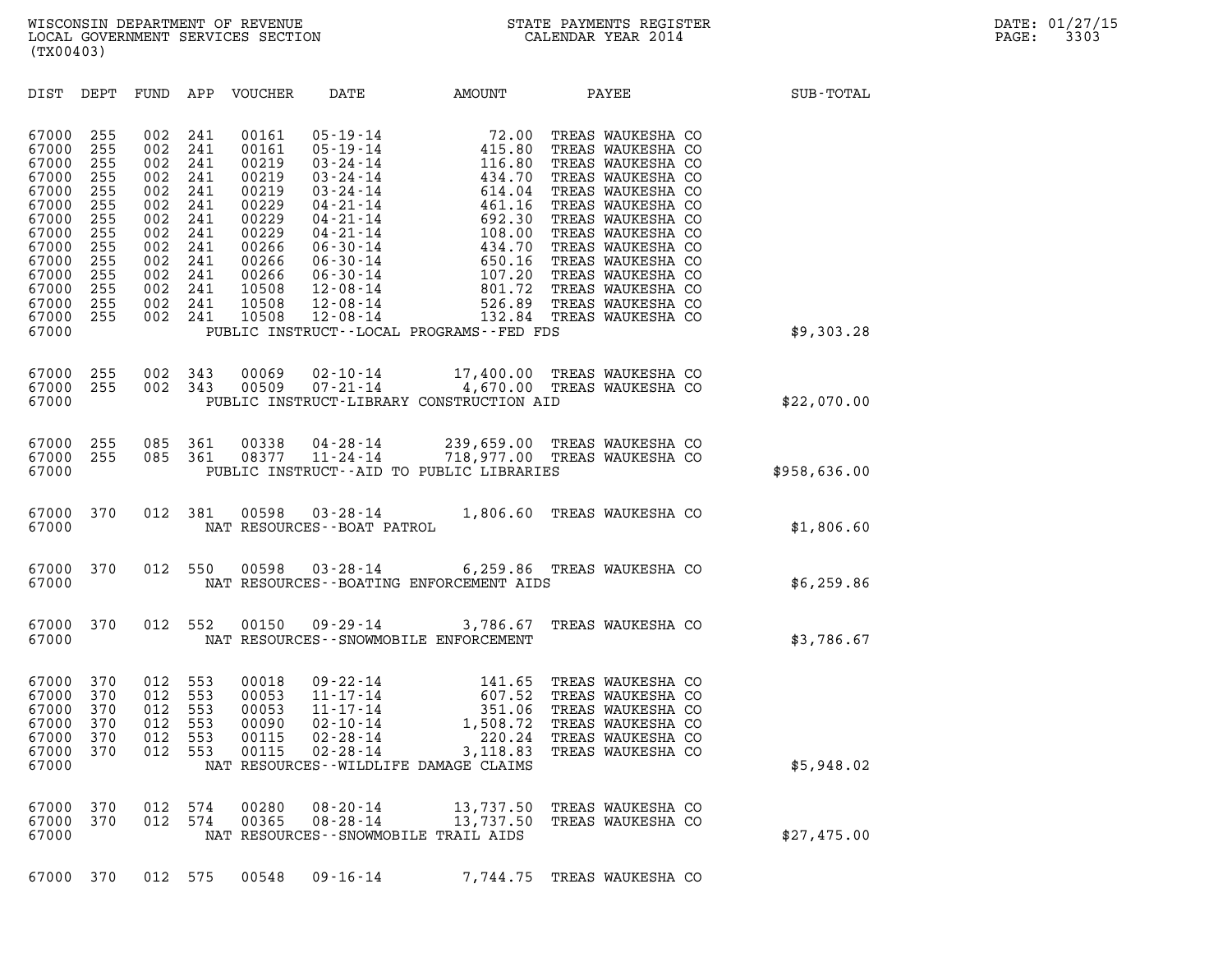WISCONSIN DEPARTMENT OF REVENUE
LOCAL GOVERNMENT SERVICES SECTION
(TX00403)

STATE PAYMENTS REGISTER
CALENDAR YEAR 2014

DATE: 01/27/15

| DIST | DEPT | FUND | APP | VOUCHER | DATE | AMOUNT | PAYEE | SUB-TOTAL |
|---|---|---|---|---|---|---|---|---|
| 67000 | 255 | 002 | 241 | 00161 | 05-19-14 | 72.00 | TREAS WAUKESHA CO | |
| 67000 | 255 | 002 | 241 | 00161 | 05-19-14 | 415.80 | TREAS WAUKESHA CO | |
| 67000 | 255 | 002 | 241 | 00219 | 03-24-14 | 116.80 | TREAS WAUKESHA CO | |
| 67000 | 255 | 002 | 241 | 00219 | 03-24-14 | 434.70 | TREAS WAUKESHA CO | |
| 67000 | 255 | 002 | 241 | 00219 | 03-24-14 | 614.04 | TREAS WAUKESHA CO | |
| 67000 | 255 | 002 | 241 | 00229 | 04-21-14 | 461.16 | TREAS WAUKESHA CO | |
| 67000 | 255 | 002 | 241 | 00229 | 04-21-14 | 692.30 | TREAS WAUKESHA CO | |
| 67000 | 255 | 002 | 241 | 00229 | 04-21-14 | 108.00 | TREAS WAUKESHA CO | |
| 67000 | 255 | 002 | 241 | 00266 | 06-30-14 | 434.70 | TREAS WAUKESHA CO | |
| 67000 | 255 | 002 | 241 | 00266 | 06-30-14 | 650.16 | TREAS WAUKESHA CO | |
| 67000 | 255 | 002 | 241 | 00266 | 06-30-14 | 107.20 | TREAS WAUKESHA CO | |
| 67000 | 255 | 002 | 241 | 10508 | 12-08-14 | 801.72 | TREAS WAUKESHA CO | |
| 67000 | 255 | 002 | 241 | 10508 | 12-08-14 | 526.89 | TREAS WAUKESHA CO | |
| 67000 | 255 | 002 | 241 | 10508 | 12-08-14 | 132.84 | TREAS WAUKESHA CO | |
| 67000 | | | | PUBLIC INSTRUCT--LOCAL PROGRAMS--FED FDS | | | | $9,303.28 |
| 67000 | 255 | 002 | 343 | 00069 | 02-10-14 | 17,400.00 | TREAS WAUKESHA CO | |
| 67000 | 255 | 002 | 343 | 00509 | 07-21-14 | 4,670.00 | TREAS WAUKESHA CO | |
| 67000 | | | | PUBLIC INSTRUCT-LIBRARY CONSTRUCTION AID | | | | $22,070.00 |
| 67000 | 255 | 085 | 361 | 00338 | 04-28-14 | 239,659.00 | TREAS WAUKESHA CO | |
| 67000 | 255 | 085 | 361 | 08377 | 11-24-14 | 718,977.00 | TREAS WAUKESHA CO | |
| 67000 | | | | PUBLIC INSTRUCT--AID TO PUBLIC LIBRARIES | | | | $958,636.00 |
| 67000 | 370 | 012 | 381 | 00598 | 03-28-14 | 1,806.60 | TREAS WAUKESHA CO | |
| 67000 | | | | NAT RESOURCES--BOAT PATROL | | | | $1,806.60 |
| 67000 | 370 | 012 | 550 | 00598 | 03-28-14 | 6,259.86 | TREAS WAUKESHA CO | |
| 67000 | | | | NAT RESOURCES--BOATING ENFORCEMENT AIDS | | | | $6,259.86 |
| 67000 | 370 | 012 | 552 | 00150 | 09-29-14 | 3,786.67 | TREAS WAUKESHA CO | |
| 67000 | | | | NAT RESOURCES--SNOWMOBILE ENFORCEMENT | | | | $3,786.67 |
| 67000 | 370 | 012 | 553 | 00018 | 09-22-14 | 141.65 | TREAS WAUKESHA CO | |
| 67000 | 370 | 012 | 553 | 00053 | 11-17-14 | 607.52 | TREAS WAUKESHA CO | |
| 67000 | 370 | 012 | 553 | 00053 | 11-17-14 | 351.06 | TREAS WAUKESHA CO | |
| 67000 | 370 | 012 | 553 | 00090 | 02-10-14 | 1,508.72 | TREAS WAUKESHA CO | |
| 67000 | 370 | 012 | 553 | 00115 | 02-28-14 | 220.24 | TREAS WAUKESHA CO | |
| 67000 | 370 | 012 | 553 | 00115 | 02-28-14 | 3,118.83 | TREAS WAUKESHA CO | |
| 67000 | | | | NAT RESOURCES--WILDLIFE DAMAGE CLAIMS | | | | $5,948.02 |
| 67000 | 370 | 012 | 574 | 00280 | 08-20-14 | 13,737.50 | TREAS WAUKESHA CO | |
| 67000 | 370 | 012 | 574 | 00365 | 08-28-14 | 13,737.50 | TREAS WAUKESHA CO | |
| 67000 | | | | NAT RESOURCES--SNOWMOBILE TRAIL AIDS | | | | $27,475.00 |
| 67000 | 370 | 012 | 575 | 00548 | 09-16-14 | 7,744.75 | TREAS WAUKESHA CO | |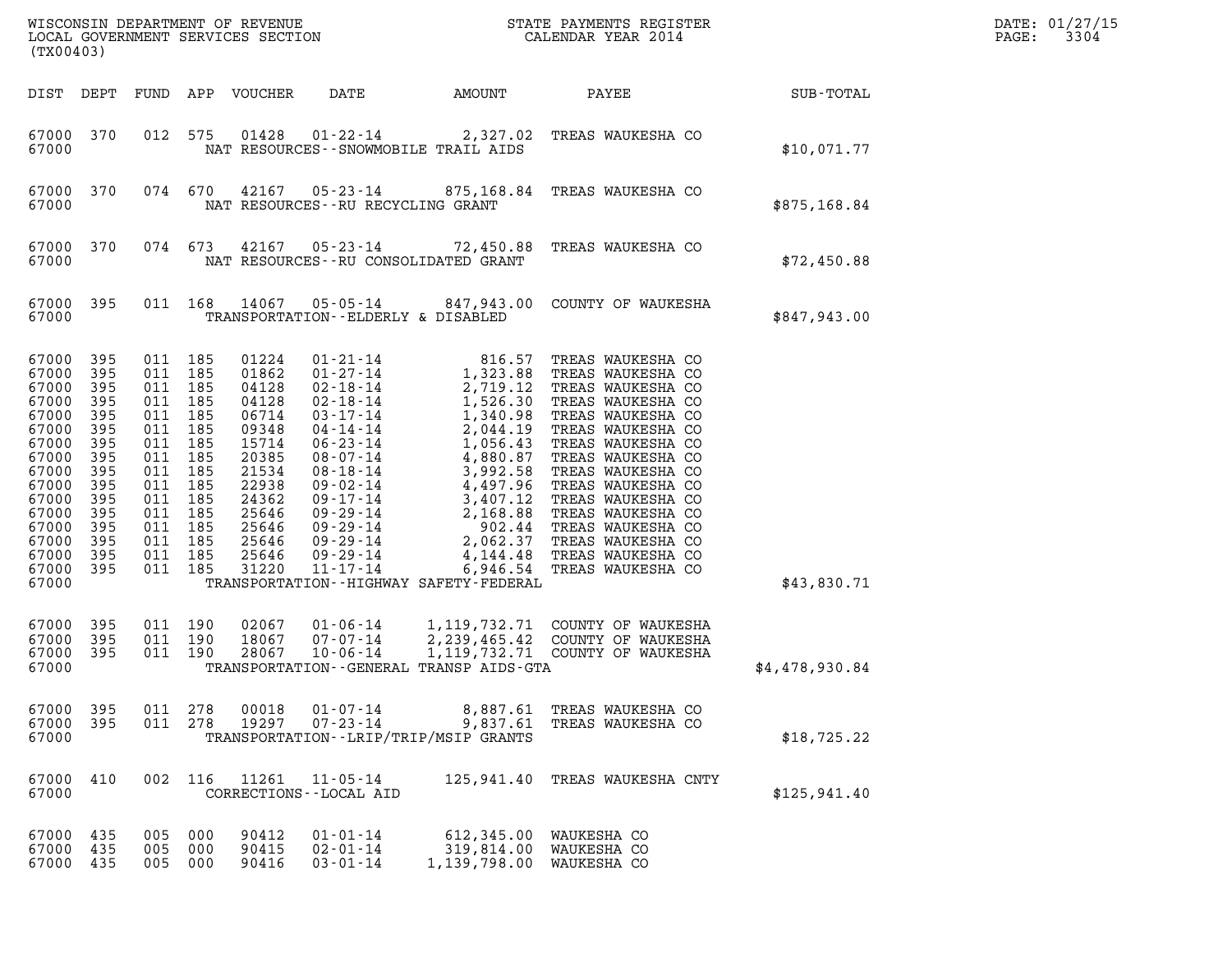WISCONSIN DEPARTMENT OF REVENUE
LOCAL GOVERNMENT SERVICES SECTION
(TX00403)

STATE PAYMENTS REGISTER
CALENDAR YEAR 2014

DATE: 01/27/15

| DIST | DEPT | FUND | APP | VOUCHER | DATE | AMOUNT | PAYEE | SUB-TOTAL |
|---|---|---|---|---|---|---|---|---|
| 67000 | 370 | 012 | 575 | 01428 | 01-22-14 | 2,327.02 | TREAS WAUKESHA CO | |
| 67000 | | | | | NAT RESOURCES--SNOWMOBILE TRAIL AIDS | | | $10,071.77 |
| 67000 | 370 | 074 | 670 | 42167 | 05-23-14 | 875,168.84 | TREAS WAUKESHA CO | |
| 67000 | | | | | NAT RESOURCES--RU RECYCLING GRANT | | | $875,168.84 |
| 67000 | 370 | 074 | 673 | 42167 | 05-23-14 | 72,450.88 | TREAS WAUKESHA CO | |
| 67000 | | | | | NAT RESOURCES--RU CONSOLIDATED GRANT | | | $72,450.88 |
| 67000 | 395 | 011 | 168 | 14067 | 05-05-14 | 847,943.00 | COUNTY OF WAUKESHA | |
| 67000 | | | | | TRANSPORTATION--ELDERLY & DISABLED | | | $847,943.00 |
| 67000 | 395 | 011 | 185 | 01224 | 01-21-14 | 816.57 | TREAS WAUKESHA CO | |
| 67000 | 395 | 011 | 185 | 01862 | 01-27-14 | 1,323.88 | TREAS WAUKESHA CO | |
| 67000 | 395 | 011 | 185 | 04128 | 02-18-14 | 2,719.12 | TREAS WAUKESHA CO | |
| 67000 | 395 | 011 | 185 | 04128 | 02-18-14 | 1,526.30 | TREAS WAUKESHA CO | |
| 67000 | 395 | 011 | 185 | 06714 | 03-17-14 | 1,340.98 | TREAS WAUKESHA CO | |
| 67000 | 395 | 011 | 185 | 09348 | 04-14-14 | 2,044.19 | TREAS WAUKESHA CO | |
| 67000 | 395 | 011 | 185 | 15714 | 06-23-14 | 1,056.43 | TREAS WAUKESHA CO | |
| 67000 | 395 | 011 | 185 | 20385 | 08-07-14 | 4,880.87 | TREAS WAUKESHA CO | |
| 67000 | 395 | 011 | 185 | 21534 | 08-18-14 | 3,992.58 | TREAS WAUKESHA CO | |
| 67000 | 395 | 011 | 185 | 22938 | 09-02-14 | 4,497.96 | TREAS WAUKESHA CO | |
| 67000 | 395 | 011 | 185 | 24362 | 09-17-14 | 3,407.12 | TREAS WAUKESHA CO | |
| 67000 | 395 | 011 | 185 | 25646 | 09-29-14 | 2,168.88 | TREAS WAUKESHA CO | |
| 67000 | 395 | 011 | 185 | 25646 | 09-29-14 | 902.44 | TREAS WAUKESHA CO | |
| 67000 | 395 | 011 | 185 | 25646 | 09-29-14 | 2,062.37 | TREAS WAUKESHA CO | |
| 67000 | 395 | 011 | 185 | 25646 | 09-29-14 | 4,144.48 | TREAS WAUKESHA CO | |
| 67000 | 395 | 011 | 185 | 31220 | 11-17-14 | 6,946.54 | TREAS WAUKESHA CO | |
| 67000 | | | | | TRANSPORTATION--HIGHWAY SAFETY-FEDERAL | | | $43,830.71 |
| 67000 | 395 | 011 | 190 | 02067 | 01-06-14 | 1,119,732.71 | COUNTY OF WAUKESHA | |
| 67000 | 395 | 011 | 190 | 18067 | 07-07-14 | 2,239,465.42 | COUNTY OF WAUKESHA | |
| 67000 | 395 | 011 | 190 | 28067 | 10-06-14 | 1,119,732.71 | COUNTY OF WAUKESHA | |
| 67000 | | | | | TRANSPORTATION--GENERAL TRANSP AIDS-GTA | | | $4,478,930.84 |
| 67000 | 395 | 011 | 278 | 00018 | 01-07-14 | 8,887.61 | TREAS WAUKESHA CO | |
| 67000 | 395 | 011 | 278 | 19297 | 07-23-14 | 9,837.61 | TREAS WAUKESHA CO | |
| 67000 | | | | | TRANSPORTATION--LRIP/TRIP/MSIP GRANTS | | | $18,725.22 |
| 67000 | 410 | 002 | 116 | 11261 | 11-05-14 | 125,941.40 | TREAS WAUKESHA CNTY | |
| 67000 | | | | | CORRECTIONS--LOCAL AID | | | $125,941.40 |
| 67000 | 435 | 005 | 000 | 90412 | 01-01-14 | 612,345.00 | WAUKESHA CO | |
| 67000 | 435 | 005 | 000 | 90415 | 02-01-14 | 319,814.00 | WAUKESHA CO | |
| 67000 | 435 | 005 | 000 | 90416 | 03-01-14 | 1,139,798.00 | WAUKESHA CO | |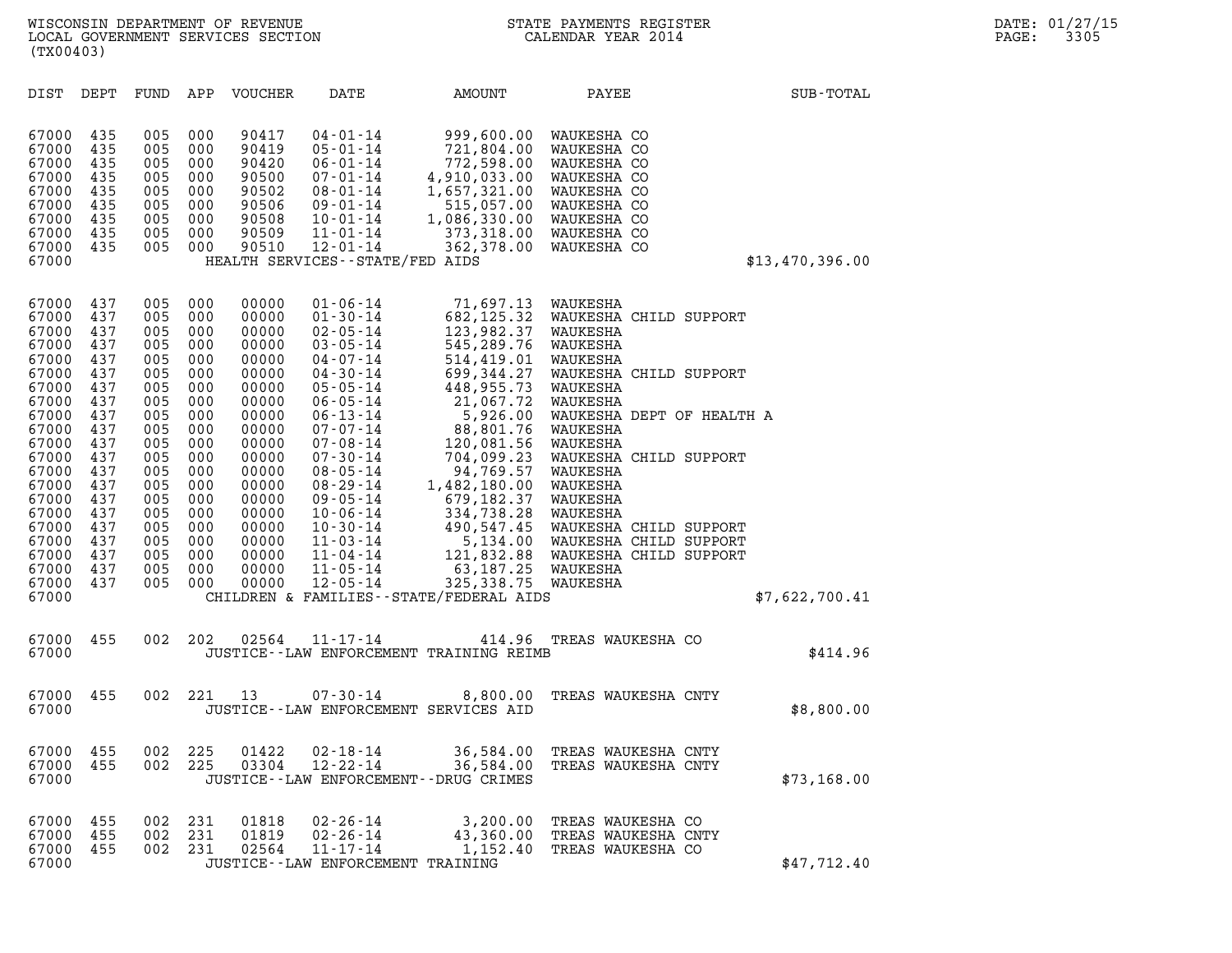| DIST | DEPT | FUND | APP | VOUCHER | DATE | AMOUNT | PAYEE | SUB-TOTAL |
|---|---|---|---|---|---|---|---|---|
| 67000 | 435 | 005 | 000 | 90417 | 04-01-14 | 999,600.00 | WAUKESHA CO | |
| 67000 | 435 | 005 | 000 | 90419 | 05-01-14 | 721,804.00 | WAUKESHA CO | |
| 67000 | 435 | 005 | 000 | 90420 | 06-01-14 | 772,598.00 | WAUKESHA CO | |
| 67000 | 435 | 005 | 000 | 90500 | 07-01-14 | 4,910,033.00 | WAUKESHA CO | |
| 67000 | 435 | 005 | 000 | 90502 | 08-01-14 | 1,657,321.00 | WAUKESHA CO | |
| 67000 | 435 | 005 | 000 | 90506 | 09-01-14 | 515,057.00 | WAUKESHA CO | |
| 67000 | 435 | 005 | 000 | 90508 | 10-01-14 | 1,086,330.00 | WAUKESHA CO | |
| 67000 | 435 | 005 | 000 | 90509 | 11-01-14 | 373,318.00 | WAUKESHA CO | |
| 67000 | 435 | 005 | 000 | 90510 | 12-01-14 | 362,378.00 | WAUKESHA CO | |
| 67000 | | | | | HEALTH SERVICES--STATE/FED AIDS | | | $13,470,396.00 |
| 67000 | 437 | 005 | 000 | 00000 | 01-06-14 | 71,697.13 | WAUKESHA | |
| 67000 | 437 | 005 | 000 | 00000 | 01-30-14 | 682,125.32 | WAUKESHA CHILD SUPPORT | |
| 67000 | 437 | 005 | 000 | 00000 | 02-05-14 | 123,982.37 | WAUKESHA | |
| 67000 | 437 | 005 | 000 | 00000 | 03-05-14 | 545,289.76 | WAUKESHA | |
| 67000 | 437 | 005 | 000 | 00000 | 04-07-14 | 514,419.01 | WAUKESHA | |
| 67000 | 437 | 005 | 000 | 00000 | 04-30-14 | 699,344.27 | WAUKESHA CHILD SUPPORT | |
| 67000 | 437 | 005 | 000 | 00000 | 05-05-14 | 448,955.73 | WAUKESHA | |
| 67000 | 437 | 005 | 000 | 00000 | 06-05-14 | 21,067.72 | WAUKESHA | |
| 67000 | 437 | 005 | 000 | 00000 | 06-13-14 | 5,926.00 | WAUKESHA DEPT OF HEALTH A | |
| 67000 | 437 | 005 | 000 | 00000 | 07-07-14 | 88,801.76 | WAUKESHA | |
| 67000 | 437 | 005 | 000 | 00000 | 07-08-14 | 120,081.56 | WAUKESHA | |
| 67000 | 437 | 005 | 000 | 00000 | 07-30-14 | 704,099.23 | WAUKESHA CHILD SUPPORT | |
| 67000 | 437 | 005 | 000 | 00000 | 08-05-14 | 94,769.57 | WAUKESHA | |
| 67000 | 437 | 005 | 000 | 00000 | 08-29-14 | 1,482,180.00 | WAUKESHA | |
| 67000 | 437 | 005 | 000 | 00000 | 09-05-14 | 679,182.37 | WAUKESHA | |
| 67000 | 437 | 005 | 000 | 00000 | 10-06-14 | 334,738.28 | WAUKESHA | |
| 67000 | 437 | 005 | 000 | 00000 | 10-30-14 | 490,547.45 | WAUKESHA CHILD SUPPORT | |
| 67000 | 437 | 005 | 000 | 00000 | 11-03-14 | 5,134.00 | WAUKESHA CHILD SUPPORT | |
| 67000 | 437 | 005 | 000 | 00000 | 11-04-14 | 121,832.88 | WAUKESHA CHILD SUPPORT | |
| 67000 | 437 | 005 | 000 | 00000 | 11-05-14 | 63,187.25 | WAUKESHA | |
| 67000 | 437 | 005 | 000 | 00000 | 12-05-14 | 325,338.75 | WAUKESHA | |
| 67000 | | | | | CHILDREN & FAMILIES--STATE/FEDERAL AIDS | | | $7,622,700.41 |
| 67000 | 455 | 002 | 202 | 02564 | 11-17-14 | 414.96 | TREAS WAUKESHA CO | |
| 67000 | | | | | JUSTICE--LAW ENFORCEMENT TRAINING REIMB | | | $414.96 |
| 67000 | 455 | 002 | 221 | 13 | 07-30-14 | 8,800.00 | TREAS WAUKESHA CNTY | |
| 67000 | | | | | JUSTICE--LAW ENFORCEMENT SERVICES AID | | | $8,800.00 |
| 67000 | 455 | 002 | 225 | 01422 | 02-18-14 | 36,584.00 | TREAS WAUKESHA CNTY | |
| 67000 | 455 | 002 | 225 | 03304 | 12-22-14 | 36,584.00 | TREAS WAUKESHA CNTY | |
| 67000 | | | | | JUSTICE--LAW ENFORCEMENT--DRUG CRIMES | | | $73,168.00 |
| 67000 | 455 | 002 | 231 | 01818 | 02-26-14 | 3,200.00 | TREAS WAUKESHA CO | |
| 67000 | 455 | 002 | 231 | 01819 | 02-26-14 | 43,360.00 | TREAS WAUKESHA CNTY | |
| 67000 | 455 | 002 | 231 | 02564 | 11-17-14 | 1,152.40 | TREAS WAUKESHA CO | |
| 67000 | | | | | JUSTICE--LAW ENFORCEMENT TRAINING | | | $47,712.40 |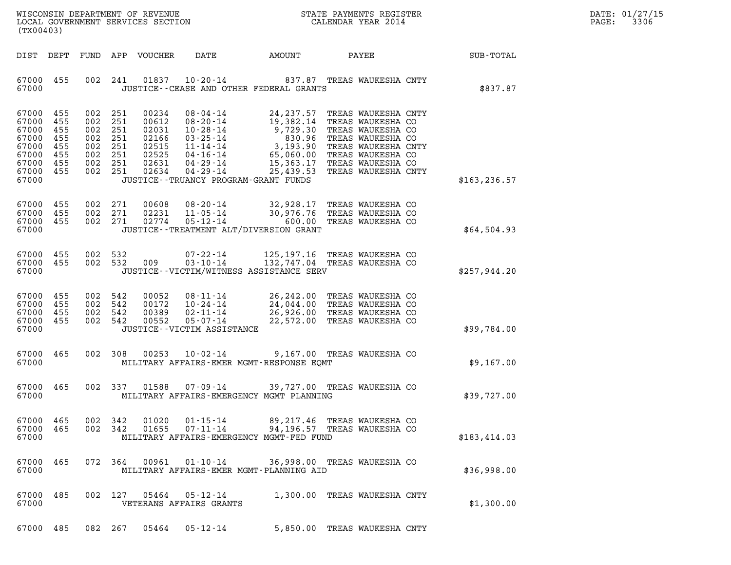WISCONSIN DEPARTMENT OF REVENUE
LOCAL GOVERNMENT SERVICES SECTION
(TX00403)

STATE PAYMENTS REGISTER
CALENDAR YEAR 2014

DATE: 01/27/15
PAGE: 3306

| DIST | DEPT | FUND | APP | VOUCHER | DATE | AMOUNT | PAYEE | SUB-TOTAL |
|---|---|---|---|---|---|---|---|---|
| 67000 | 455 | 002 | 241 | 01837 | 10-20-14 | 837.87 | TREAS WAUKESHA CNTY | |
| 67000 | | | | | JUSTICE--CEASE AND OTHER FEDERAL GRANTS | | | $837.87 |
| 67000 | 455 | 002 | 251 | 00234 | 08-04-14 | 24,237.57 | TREAS WAUKESHA CNTY | |
| 67000 | 455 | 002 | 251 | 00612 | 08-20-14 | 19,382.14 | TREAS WAUKESHA CO | |
| 67000 | 455 | 002 | 251 | 02031 | 10-28-14 | 9,729.30 | TREAS WAUKESHA CO | |
| 67000 | 455 | 002 | 251 | 02166 | 03-25-14 | 830.96 | TREAS WAUKESHA CO | |
| 67000 | 455 | 002 | 251 | 02515 | 11-14-14 | 3,193.90 | TREAS WAUKESHA CNTY | |
| 67000 | 455 | 002 | 251 | 02525 | 04-16-14 | 65,060.00 | TREAS WAUKESHA CO | |
| 67000 | 455 | 002 | 251 | 02631 | 04-29-14 | 15,363.17 | TREAS WAUKESHA CO | |
| 67000 | 455 | 002 | 251 | 02634 | 04-29-14 | 25,439.53 | TREAS WAUKESHA CNTY | |
| 67000 | | | | | JUSTICE--TRUANCY PROGRAM-GRANT FUNDS | | | $163,236.57 |
| 67000 | 455 | 002 | 271 | 00608 | 08-20-14 | 32,928.17 | TREAS WAUKESHA CO | |
| 67000 | 455 | 002 | 271 | 02231 | 11-05-14 | 30,976.76 | TREAS WAUKESHA CO | |
| 67000 | 455 | 002 | 271 | 02774 | 05-12-14 | 600.00 | TREAS WAUKESHA CO | |
| 67000 | | | | | JUSTICE--TREATMENT ALT/DIVERSION GRANT | | | $64,504.93 |
| 67000 | 455 | 002 | 532 | | 07-22-14 | 125,197.16 | TREAS WAUKESHA CO | |
| 67000 | 455 | 002 | 532 | 009 | 03-10-14 | 132,747.04 | TREAS WAUKESHA CO | |
| 67000 | | | | | JUSTICE--VICTIM/WITNESS ASSISTANCE SERV | | | $257,944.20 |
| 67000 | 455 | 002 | 542 | 00052 | 08-11-14 | 26,242.00 | TREAS WAUKESHA CO | |
| 67000 | 455 | 002 | 542 | 00172 | 10-24-14 | 24,044.00 | TREAS WAUKESHA CO | |
| 67000 | 455 | 002 | 542 | 00389 | 02-11-14 | 26,926.00 | TREAS WAUKESHA CO | |
| 67000 | 455 | 002 | 542 | 00552 | 05-07-14 | 22,572.00 | TREAS WAUKESHA CO | |
| 67000 | | | | | JUSTICE--VICTIM ASSISTANCE | | | $99,784.00 |
| 67000 | 465 | 002 | 308 | 00253 | 10-02-14 | 9,167.00 | TREAS WAUKESHA CO | |
| 67000 | | | | | MILITARY AFFAIRS-EMER MGMT-RESPONSE EQMT | | | $9,167.00 |
| 67000 | 465 | 002 | 337 | 01588 | 07-09-14 | 39,727.00 | TREAS WAUKESHA CO | |
| 67000 | | | | | MILITARY AFFAIRS-EMERGENCY MGMT PLANNING | | | $39,727.00 |
| 67000 | 465 | 002 | 342 | 01020 | 01-15-14 | 89,217.46 | TREAS WAUKESHA CO | |
| 67000 | 465 | 002 | 342 | 01655 | 07-11-14 | 94,196.57 | TREAS WAUKESHA CO | |
| 67000 | | | | | MILITARY AFFAIRS-EMERGENCY MGMT-FED FUND | | | $183,414.03 |
| 67000 | 465 | 072 | 364 | 00961 | 01-10-14 | 36,998.00 | TREAS WAUKESHA CO | |
| 67000 | | | | | MILITARY AFFAIRS-EMER MGMT-PLANNING AID | | | $36,998.00 |
| 67000 | 485 | 002 | 127 | 05464 | 05-12-14 | 1,300.00 | TREAS WAUKESHA CNTY | |
| 67000 | | | | | VETERANS AFFAIRS GRANTS | | | $1,300.00 |
| 67000 | 485 | 082 | 267 | 05464 | 05-12-14 | 5,850.00 | TREAS WAUKESHA CNTY | |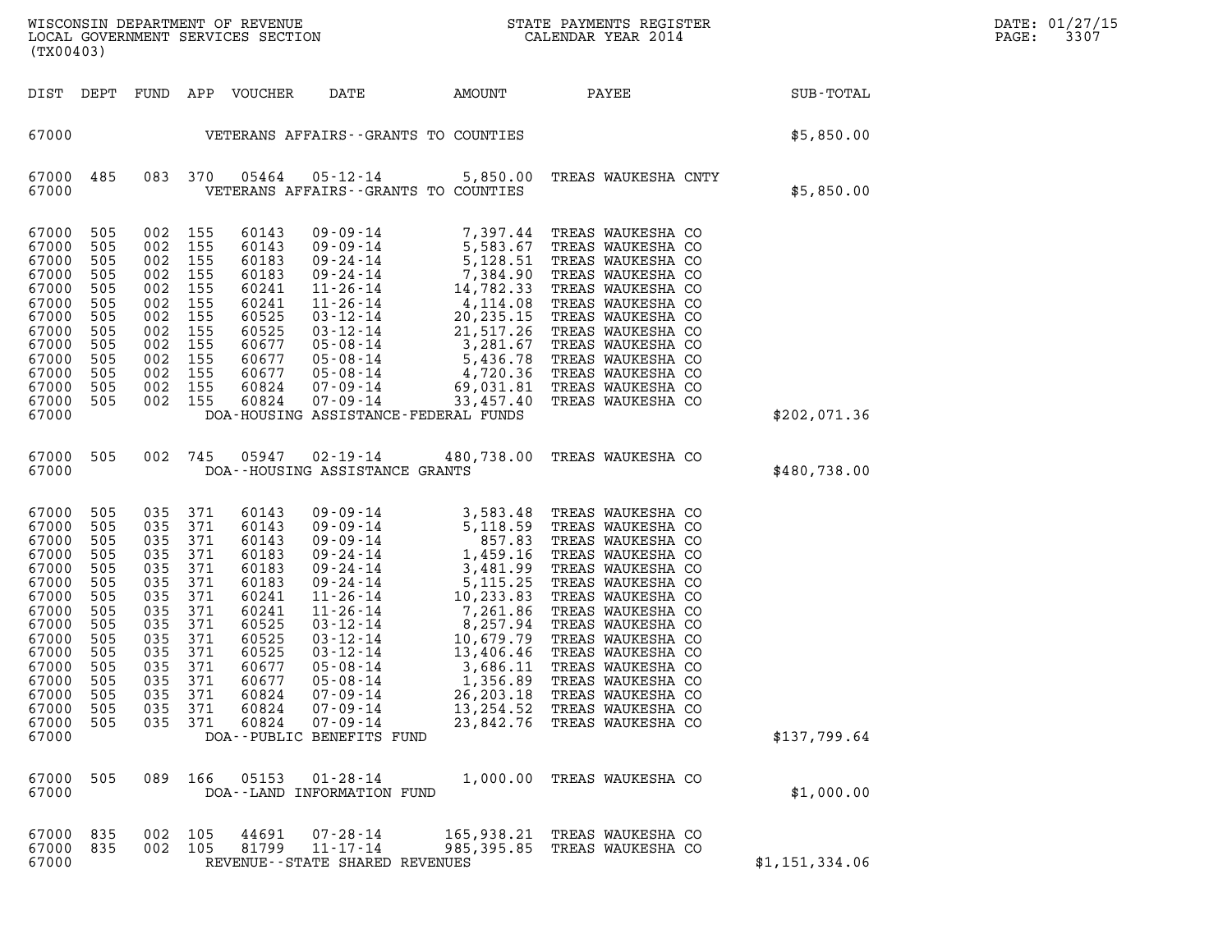WISCONSIN DEPARTMENT OF REVENUE
LOCAL GOVERNMENT SERVICES SECTION
(TX00403)

STATE PAYMENTS REGISTER
CALENDAR YEAR 2014

DATE: 01/27/15
PAGE: 3307

| DIST | DEPT | FUND | APP | VOUCHER | DATE | AMOUNT | PAYEE | SUB-TOTAL |
|---|---|---|---|---|---|---|---|---|
| 67000 | | | | VETERANS AFFAIRS--GRANTS TO COUNTIES | | | | $5,850.00 |
| 67000 | 485 | 083 | 370 | 05464 | 05-12-14 | 5,850.00 | TREAS WAUKESHA CNTY | |
| 67000 | | | | VETERANS AFFAIRS--GRANTS TO COUNTIES | | | | $5,850.00 |
| 67000 | 505 | 002 | 155 | 60143 | 09-09-14 | 7,397.44 | TREAS WAUKESHA CO | |
| 67000 | 505 | 002 | 155 | 60143 | 09-09-14 | 5,583.67 | TREAS WAUKESHA CO | |
| 67000 | 505 | 002 | 155 | 60183 | 09-24-14 | 5,128.51 | TREAS WAUKESHA CO | |
| 67000 | 505 | 002 | 155 | 60183 | 09-24-14 | 7,384.90 | TREAS WAUKESHA CO | |
| 67000 | 505 | 002 | 155 | 60241 | 11-26-14 | 14,782.33 | TREAS WAUKESHA CO | |
| 67000 | 505 | 002 | 155 | 60241 | 11-26-14 | 4,114.08 | TREAS WAUKESHA CO | |
| 67000 | 505 | 002 | 155 | 60525 | 03-12-14 | 20,235.15 | TREAS WAUKESHA CO | |
| 67000 | 505 | 002 | 155 | 60525 | 03-12-14 | 21,517.26 | TREAS WAUKESHA CO | |
| 67000 | 505 | 002 | 155 | 60677 | 05-08-14 | 3,281.67 | TREAS WAUKESHA CO | |
| 67000 | 505 | 002 | 155 | 60677 | 05-08-14 | 5,436.78 | TREAS WAUKESHA CO | |
| 67000 | 505 | 002 | 155 | 60677 | 05-08-14 | 4,720.36 | TREAS WAUKESHA CO | |
| 67000 | 505 | 002 | 155 | 60824 | 07-09-14 | 69,031.81 | TREAS WAUKESHA CO | |
| 67000 | 505 | 002 | 155 | 60824 | 07-09-14 | 33,457.40 | TREAS WAUKESHA CO | |
| 67000 | | | | DOA-HOUSING ASSISTANCE-FEDERAL FUNDS | | | | $202,071.36 |
| 67000 | 505 | 002 | 745 | 05947 | 02-19-14 | 480,738.00 | TREAS WAUKESHA CO | |
| 67000 | | | | DOA--HOUSING ASSISTANCE GRANTS | | | | $480,738.00 |
| 67000 | 505 | 035 | 371 | 60143 | 09-09-14 | 3,583.48 | TREAS WAUKESHA CO | |
| 67000 | 505 | 035 | 371 | 60143 | 09-09-14 | 5,118.59 | TREAS WAUKESHA CO | |
| 67000 | 505 | 035 | 371 | 60143 | 09-09-14 | 857.83 | TREAS WAUKESHA CO | |
| 67000 | 505 | 035 | 371 | 60183 | 09-24-14 | 1,459.16 | TREAS WAUKESHA CO | |
| 67000 | 505 | 035 | 371 | 60183 | 09-24-14 | 3,481.99 | TREAS WAUKESHA CO | |
| 67000 | 505 | 035 | 371 | 60183 | 09-24-14 | 5,115.25 | TREAS WAUKESHA CO | |
| 67000 | 505 | 035 | 371 | 60241 | 11-26-14 | 10,233.83 | TREAS WAUKESHA CO | |
| 67000 | 505 | 035 | 371 | 60241 | 11-26-14 | 7,261.86 | TREAS WAUKESHA CO | |
| 67000 | 505 | 035 | 371 | 60525 | 03-12-14 | 8,257.94 | TREAS WAUKESHA CO | |
| 67000 | 505 | 035 | 371 | 60525 | 03-12-14 | 10,679.79 | TREAS WAUKESHA CO | |
| 67000 | 505 | 035 | 371 | 60525 | 03-12-14 | 13,406.46 | TREAS WAUKESHA CO | |
| 67000 | 505 | 035 | 371 | 60677 | 05-08-14 | 3,686.11 | TREAS WAUKESHA CO | |
| 67000 | 505 | 035 | 371 | 60677 | 05-08-14 | 1,356.89 | TREAS WAUKESHA CO | |
| 67000 | 505 | 035 | 371 | 60824 | 07-09-14 | 26,203.18 | TREAS WAUKESHA CO | |
| 67000 | 505 | 035 | 371 | 60824 | 07-09-14 | 13,254.52 | TREAS WAUKESHA CO | |
| 67000 | 505 | 035 | 371 | 60824 | 07-09-14 | 23,842.76 | TREAS WAUKESHA CO | |
| 67000 | | | | DOA--PUBLIC BENEFITS FUND | | | | $137,799.64 |
| 67000 | 505 | 089 | 166 | 05153 | 01-28-14 | 1,000.00 | TREAS WAUKESHA CO | |
| 67000 | | | | DOA--LAND INFORMATION FUND | | | | $1,000.00 |
| 67000 | 835 | 002 | 105 | 44691 | 07-28-14 | 165,938.21 | TREAS WAUKESHA CO | |
| 67000 | 835 | 002 | 105 | 81799 | 11-17-14 | 985,395.85 | TREAS WAUKESHA CO | |
| 67000 | | | | REVENUE--STATE SHARED REVENUES | | | | $1,151,334.06 |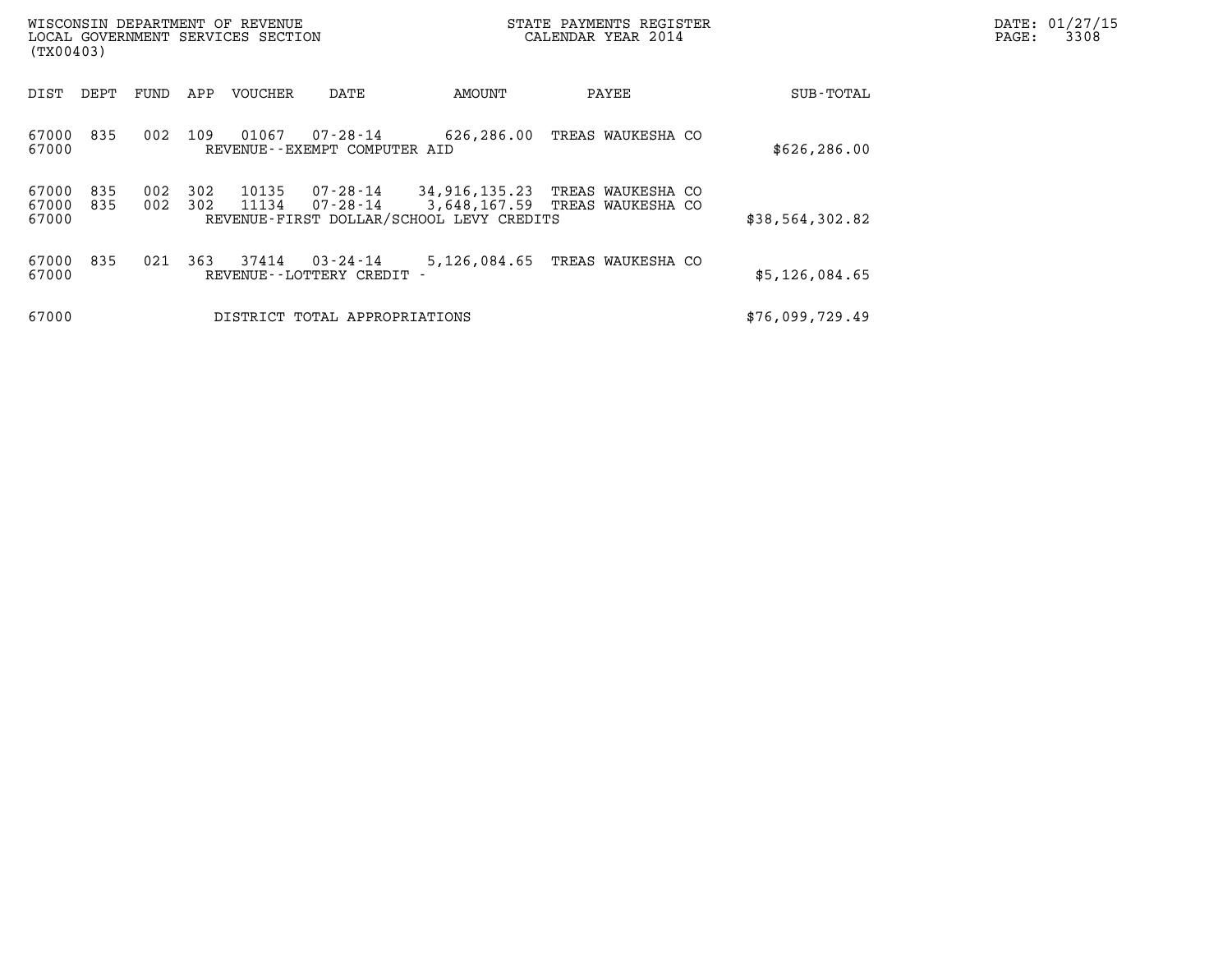WISCONSIN DEPARTMENT OF REVENUE
LOCAL GOVERNMENT SERVICES SECTION
(TX00403)

STATE PAYMENTS REGISTER
CALENDAR YEAR 2014

DATE: 01/27/15

| DIST | DEPT | FUND | APP | VOUCHER | DATE | AMOUNT | PAYEE | SUB-TOTAL |
|---|---|---|---|---|---|---|---|---|
| 67000 | 835 | 002 | 109 | 01067 | 07-28-14 | 626,286.00 | TREAS WAUKESHA CO | |
| 67000 | | | | REVENUE--EXEMPT COMPUTER AID | | | | $626,286.00 |
| 67000 | 835 | 002 | 302 | 10135 | 07-28-14 | 34,916,135.23 | TREAS WAUKESHA CO | |
| 67000 | 835 | 002 | 302 | 11134 | 07-28-14 | 3,648,167.59 | TREAS WAUKESHA CO | |
| 67000 | | | | REVENUE-FIRST DOLLAR/SCHOOL LEVY CREDITS | | | | $38,564,302.82 |
| 67000 | 835 | 021 | 363 | 37414 | 03-24-14 | 5,126,084.65 | TREAS WAUKESHA CO | |
| 67000 | | | | REVENUE--LOTTERY CREDIT - | | | | $5,126,084.65 |
| 67000 | | | | DISTRICT TOTAL APPROPRIATIONS | | | | $76,099,729.49 |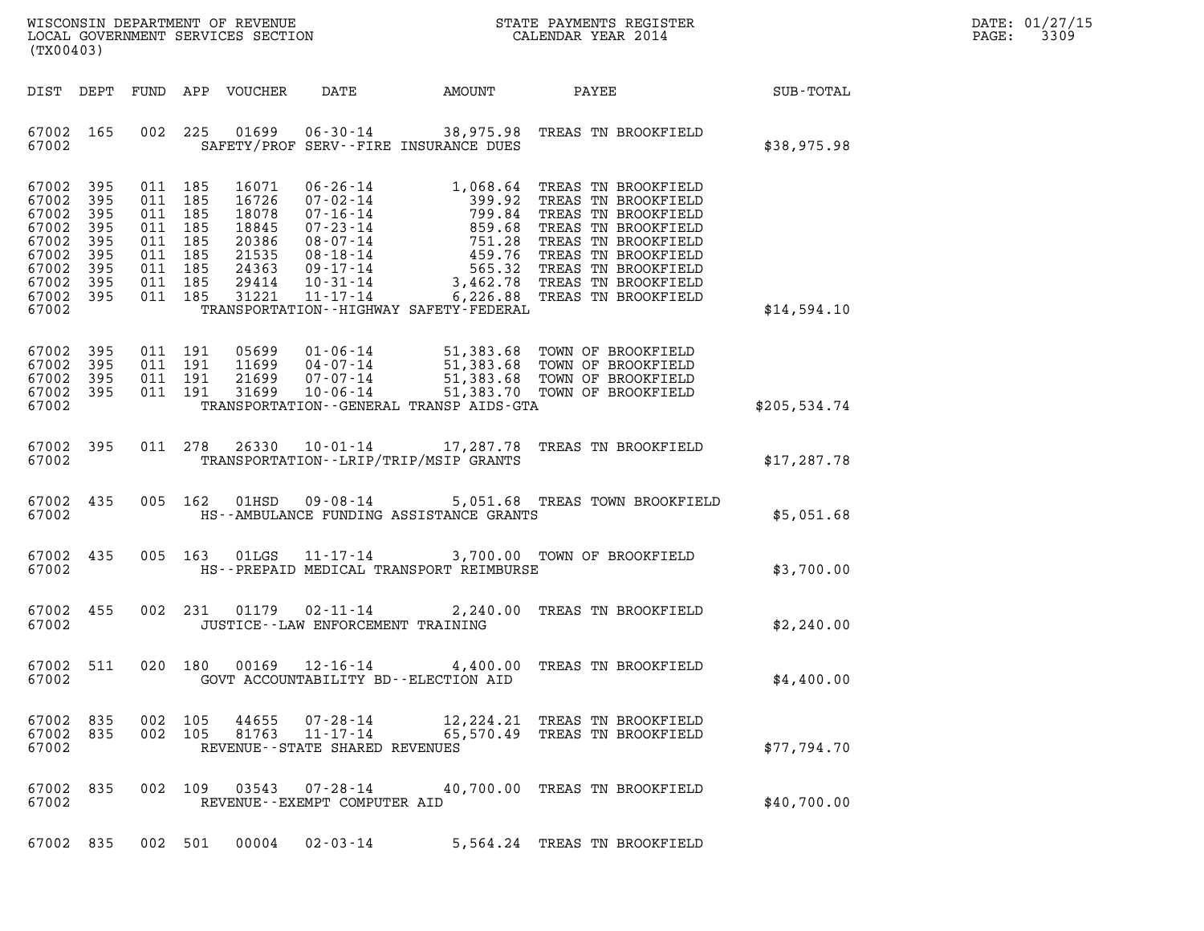WISCONSIN DEPARTMENT OF REVENUE
LOCAL GOVERNMENT SERVICES SECTION
(TX00403)

STATE PAYMENTS REGISTER
CALENDAR YEAR 2014

DATE: 01/27/15
PAGE: 3309

| DIST | DEPT | FUND | APP | VOUCHER | DATE | AMOUNT | PAYEE | SUB-TOTAL |
|---|---|---|---|---|---|---|---|---|
| 67002 | 165 | 002 | 225 | 01699 | 06-30-14 | 38,975.98 | TREAS TN BROOKFIELD | |
| 67002 | | | | | SAFETY/PROF SERV--FIRE INSURANCE DUES | | | $38,975.98 |
| 67002 | 395 | 011 | 185 | 16071 | 06-26-14 | 1,068.64 | TREAS TN BROOKFIELD | |
| 67002 | 395 | 011 | 185 | 16726 | 07-02-14 | 399.92 | TREAS TN BROOKFIELD | |
| 67002 | 395 | 011 | 185 | 18078 | 07-16-14 | 799.84 | TREAS TN BROOKFIELD | |
| 67002 | 395 | 011 | 185 | 18845 | 07-23-14 | 859.68 | TREAS TN BROOKFIELD | |
| 67002 | 395 | 011 | 185 | 20386 | 08-07-14 | 751.28 | TREAS TN BROOKFIELD | |
| 67002 | 395 | 011 | 185 | 21535 | 08-18-14 | 459.76 | TREAS TN BROOKFIELD | |
| 67002 | 395 | 011 | 185 | 24363 | 09-17-14 | 565.32 | TREAS TN BROOKFIELD | |
| 67002 | 395 | 011 | 185 | 29414 | 10-31-14 | 3,462.78 | TREAS TN BROOKFIELD | |
| 67002 | 395 | 011 | 185 | 31221 | 11-17-14 | 6,226.88 | TREAS TN BROOKFIELD | |
| 67002 | | | | | TRANSPORTATION--HIGHWAY SAFETY-FEDERAL | | | $14,594.10 |
| 67002 | 395 | 011 | 191 | 05699 | 01-06-14 | 51,383.68 | TOWN OF BROOKFIELD | |
| 67002 | 395 | 011 | 191 | 11699 | 04-07-14 | 51,383.68 | TOWN OF BROOKFIELD | |
| 67002 | 395 | 011 | 191 | 21699 | 07-07-14 | 51,383.68 | TOWN OF BROOKFIELD | |
| 67002 | 395 | 011 | 191 | 31699 | 10-06-14 | 51,383.70 | TOWN OF BROOKFIELD | |
| 67002 | | | | | TRANSPORTATION--GENERAL TRANSP AIDS-GTA | | | $205,534.74 |
| 67002 | 395 | 011 | 278 | 26330 | 10-01-14 | 17,287.78 | TREAS TN BROOKFIELD | |
| 67002 | | | | | TRANSPORTATION--LRIP/TRIP/MSIP GRANTS | | | $17,287.78 |
| 67002 | 435 | 005 | 162 | 01HSD | 09-08-14 | 5,051.68 | TREAS TOWN BROOKFIELD | |
| 67002 | | | | | HS--AMBULANCE FUNDING ASSISTANCE GRANTS | | | $5,051.68 |
| 67002 | 435 | 005 | 163 | 01LGS | 11-17-14 | 3,700.00 | TOWN OF BROOKFIELD | |
| 67002 | | | | | HS--PREPAID MEDICAL TRANSPORT REIMBURSE | | | $3,700.00 |
| 67002 | 455 | 002 | 231 | 01179 | 02-11-14 | 2,240.00 | TREAS TN BROOKFIELD | |
| 67002 | | | | | JUSTICE--LAW ENFORCEMENT TRAINING | | | $2,240.00 |
| 67002 | 511 | 020 | 180 | 00169 | 12-16-14 | 4,400.00 | TREAS TN BROOKFIELD | |
| 67002 | | | | | GOVT ACCOUNTABILITY BD--ELECTION AID | | | $4,400.00 |
| 67002 | 835 | 002 | 105 | 44655 | 07-28-14 | 12,224.21 | TREAS TN BROOKFIELD | |
| 67002 | 835 | 002 | 105 | 81763 | 11-17-14 | 65,570.49 | TREAS TN BROOKFIELD | |
| 67002 | | | | | REVENUE--STATE SHARED REVENUES | | | $77,794.70 |
| 67002 | 835 | 002 | 109 | 03543 | 07-28-14 | 40,700.00 | TREAS TN BROOKFIELD | |
| 67002 | | | | | REVENUE--EXEMPT COMPUTER AID | | | $40,700.00 |
| 67002 | 835 | 002 | 501 | 00004 | 02-03-14 | 5,564.24 | TREAS TN BROOKFIELD | |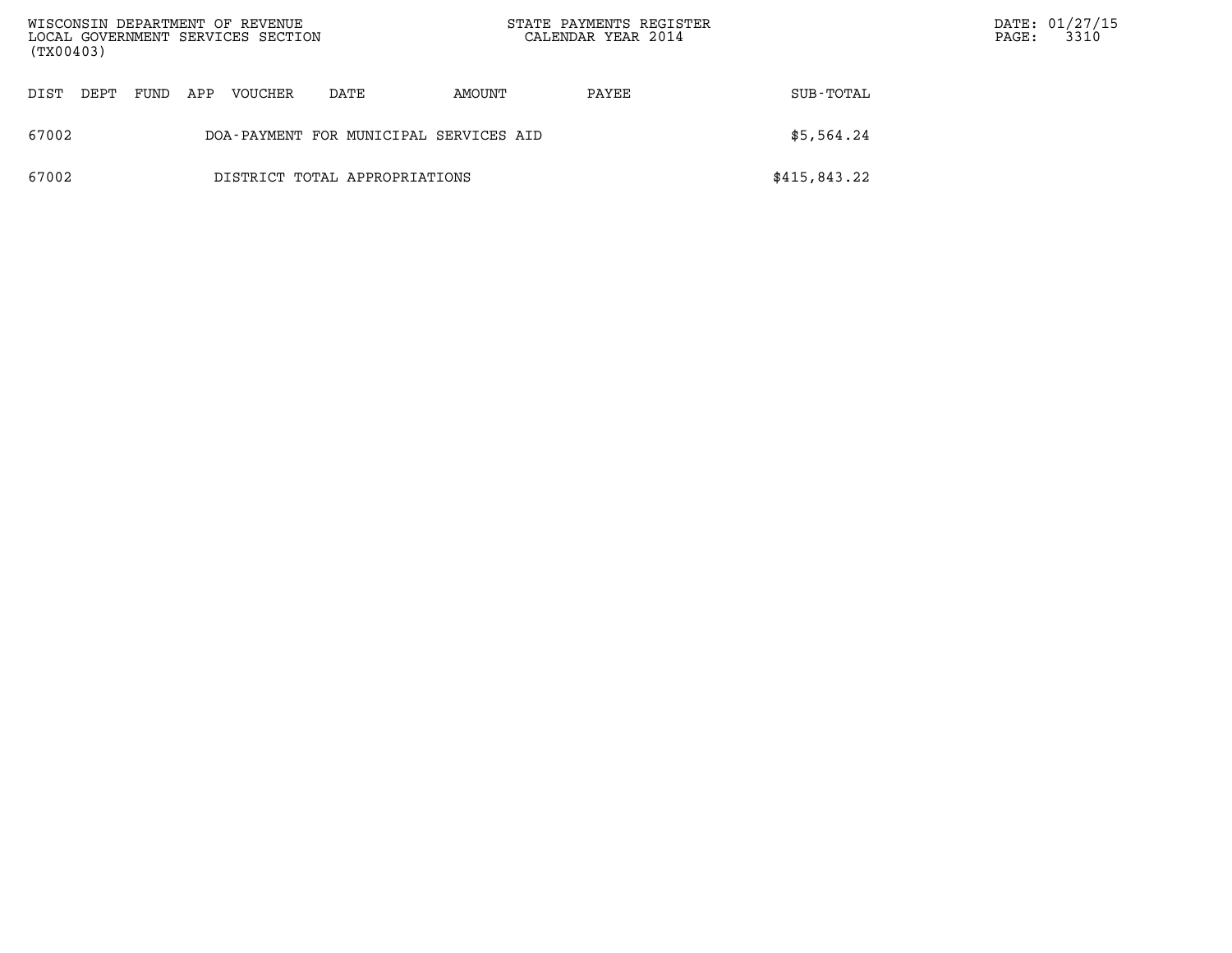| DIST | DEPT | FUND | APP | VOUCHER | DATE | AMOUNT | PAYEE | SUB-TOTAL |
|---|---|---|---|---|---|---|---|---|
| 67002 | | | | DOA-PAYMENT FOR MUNICIPAL SERVICES AID | | | | $5,564.24 |
| 67002 | | | | DISTRICT TOTAL APPROPRIATIONS | | | | $415,843.22 |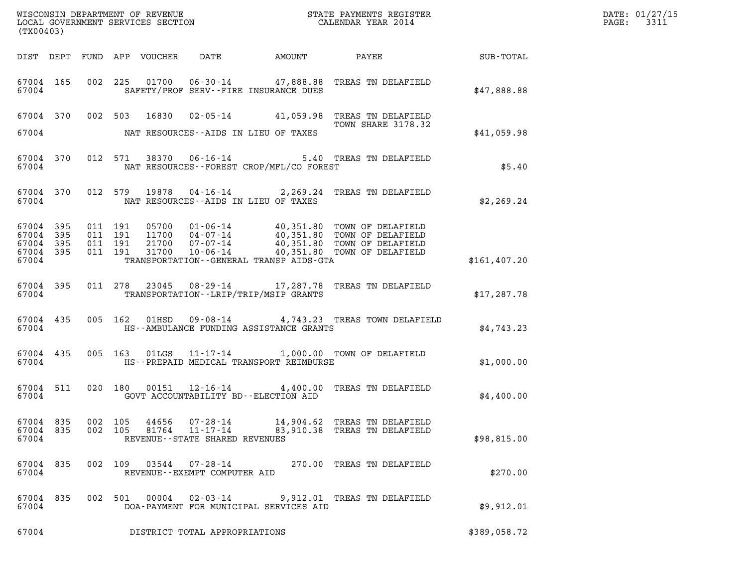WISCONSIN DEPARTMENT OF REVENUE
LOCAL GOVERNMENT SERVICES SECTION
(TX00403)

STATE PAYMENTS REGISTER
CALENDAR YEAR 2014

DATE: 01/27/15

| DIST | DEPT | FUND | APP | VOUCHER | DATE | AMOUNT | PAYEE | SUB-TOTAL |
|---|---|---|---|---|---|---|---|---|
| 67004 | 165 | 002 | 225 | 01700 | 06-30-14 | 47,888.88 | TREAS TN DELAFIELD | |
| 67004 | | | | SAFETY/PROF SERV--FIRE INSURANCE DUES | | | | $47,888.88 |
| 67004 | 370 | 002 | 503 | 16830 | 02-05-14 | 41,059.98 | TREAS TN DELAFIELD TOWN SHARE 3178.32 | |
| 67004 | | | | NAT RESOURCES--AIDS IN LIEU OF TAXES | | | | $41,059.98 |
| 67004 | 370 | 012 | 571 | 38370 | 06-16-14 | 5.40 | TREAS TN DELAFIELD | |
| 67004 | | | | NAT RESOURCES--FOREST CROP/MFL/CO FOREST | | | | $5.40 |
| 67004 | 370 | 012 | 579 | 19878 | 04-16-14 | 2,269.24 | TREAS TN DELAFIELD | |
| 67004 | | | | NAT RESOURCES--AIDS IN LIEU OF TAXES | | | | $2,269.24 |
| 67004 | 395 | 011 | 191 | 05700 | 01-06-14 | 40,351.80 | TOWN OF DELAFIELD | |
| 67004 | 395 | 011 | 191 | 11700 | 04-07-14 | 40,351.80 | TOWN OF DELAFIELD | |
| 67004 | 395 | 011 | 191 | 21700 | 07-07-14 | 40,351.80 | TOWN OF DELAFIELD | |
| 67004 | 395 | 011 | 191 | 31700 | 10-06-14 | 40,351.80 | TOWN OF DELAFIELD | |
| 67004 | | | | TRANSPORTATION--GENERAL TRANSP AIDS-GTA | | | | $161,407.20 |
| 67004 | 395 | 011 | 278 | 23045 | 08-29-14 | 17,287.78 | TREAS TN DELAFIELD | |
| 67004 | | | | TRANSPORTATION--LRIP/TRIP/MSIP GRANTS | | | | $17,287.78 |
| 67004 | 435 | 005 | 162 | 01HSD | 09-08-14 | 4,743.23 | TREAS TOWN DELAFIELD | |
| 67004 | | | | HS--AMBULANCE FUNDING ASSISTANCE GRANTS | | | | $4,743.23 |
| 67004 | 435 | 005 | 163 | 01LGS | 11-17-14 | 1,000.00 | TOWN OF DELAFIELD | |
| 67004 | | | | HS--PREPAID MEDICAL TRANSPORT REIMBURSE | | | | $1,000.00 |
| 67004 | 511 | 020 | 180 | 00151 | 12-16-14 | 4,400.00 | TREAS TN DELAFIELD | |
| 67004 | | | | GOVT ACCOUNTABILITY BD--ELECTION AID | | | | $4,400.00 |
| 67004 | 835 | 002 | 105 | 44656 | 07-28-14 | 14,904.62 | TREAS TN DELAFIELD | |
| 67004 | 835 | 002 | 105 | 81764 | 11-17-14 | 83,910.38 | TREAS TN DELAFIELD | |
| 67004 | | | | REVENUE--STATE SHARED REVENUES | | | | $98,815.00 |
| 67004 | 835 | 002 | 109 | 03544 | 07-28-14 | 270.00 | TREAS TN DELAFIELD | |
| 67004 | | | | REVENUE--EXEMPT COMPUTER AID | | | | $270.00 |
| 67004 | 835 | 002 | 501 | 00004 | 02-03-14 | 9,912.01 | TREAS TN DELAFIELD | |
| 67004 | | | | DOA-PAYMENT FOR MUNICIPAL SERVICES AID | | | | $9,912.01 |
| 67004 | | | | DISTRICT TOTAL APPROPRIATIONS | | | | $389,058.72 |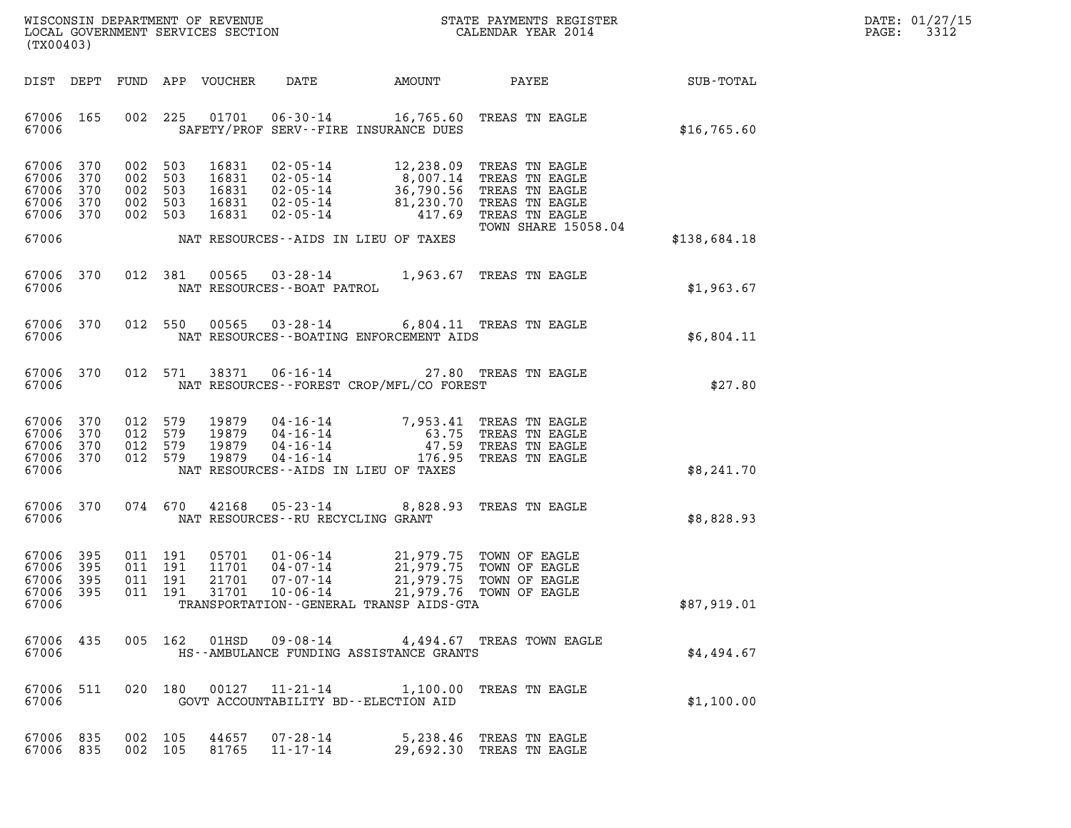WISCONSIN DEPARTMENT OF REVENUE
LOCAL GOVERNMENT SERVICES SECTION
(TX00403)

STATE PAYMENTS REGISTER
CALENDAR YEAR 2014

DATE: 01/27/15
PAGE: 3312

| DIST | DEPT | FUND | APP | VOUCHER | DATE | AMOUNT | PAYEE | SUB-TOTAL |
|---|---|---|---|---|---|---|---|---|
| 67006 | 165 | 002 | 225 | 01701 | 06-30-14 | 16,765.60 | TREAS TN EAGLE | |
| 67006 | | | | | SAFETY/PROF SERV--FIRE INSURANCE DUES | | | $16,765.60 |
| 67006 | 370 | 002 | 503 | 16831 | 02-05-14 | 12,238.09 | TREAS TN EAGLE | |
| 67006 | 370 | 002 | 503 | 16831 | 02-05-14 | 8,007.14 | TREAS TN EAGLE | |
| 67006 | 370 | 002 | 503 | 16831 | 02-05-14 | 36,790.56 | TREAS TN EAGLE | |
| 67006 | 370 | 002 | 503 | 16831 | 02-05-14 | 81,230.70 | TREAS TN EAGLE | |
| 67006 | 370 | 002 | 503 | 16831 | 02-05-14 | 417.69 | TREAS TN EAGLE | |
| | | | | | | | TOWN SHARE 15058.04 | |
| 67006 | | | | | NAT RESOURCES--AIDS IN LIEU OF TAXES | | | $138,684.18 |
| 67006 | 370 | 012 | 381 | 00565 | 03-28-14 | 1,963.67 | TREAS TN EAGLE | |
| 67006 | | | | | NAT RESOURCES--BOAT PATROL | | | $1,963.67 |
| 67006 | 370 | 012 | 550 | 00565 | 03-28-14 | 6,804.11 | TREAS TN EAGLE | |
| 67006 | | | | | NAT RESOURCES--BOATING ENFORCEMENT AIDS | | | $6,804.11 |
| 67006 | 370 | 012 | 571 | 38371 | 06-16-14 | 27.80 | TREAS TN EAGLE | |
| 67006 | | | | | NAT RESOURCES--FOREST CROP/MFL/CO FOREST | | | $27.80 |
| 67006 | 370 | 012 | 579 | 19879 | 04-16-14 | 7,953.41 | TREAS TN EAGLE | |
| 67006 | 370 | 012 | 579 | 19879 | 04-16-14 | 63.75 | TREAS TN EAGLE | |
| 67006 | 370 | 012 | 579 | 19879 | 04-16-14 | 47.59 | TREAS TN EAGLE | |
| 67006 | 370 | 012 | 579 | 19879 | 04-16-14 | 176.95 | TREAS TN EAGLE | |
| 67006 | | | | | NAT RESOURCES--AIDS IN LIEU OF TAXES | | | $8,241.70 |
| 67006 | 370 | 074 | 670 | 42168 | 05-23-14 | 8,828.93 | TREAS TN EAGLE | |
| 67006 | | | | | NAT RESOURCES--RU RECYCLING GRANT | | | $8,828.93 |
| 67006 | 395 | 011 | 191 | 05701 | 01-06-14 | 21,979.75 | TOWN OF EAGLE | |
| 67006 | 395 | 011 | 191 | 11701 | 04-07-14 | 21,979.75 | TOWN OF EAGLE | |
| 67006 | 395 | 011 | 191 | 21701 | 07-07-14 | 21,979.75 | TOWN OF EAGLE | |
| 67006 | 395 | 011 | 191 | 31701 | 10-06-14 | 21,979.76 | TOWN OF EAGLE | |
| 67006 | | | | | TRANSPORTATION--GENERAL TRANSP AIDS-GTA | | | $87,919.01 |
| 67006 | 435 | 005 | 162 | 01HSD | 09-08-14 | 4,494.67 | TREAS TOWN EAGLE | |
| 67006 | | | | | HS--AMBULANCE FUNDING ASSISTANCE GRANTS | | | $4,494.67 |
| 67006 | 511 | 020 | 180 | 00127 | 11-21-14 | 1,100.00 | TREAS TN EAGLE | |
| 67006 | | | | | GOVT ACCOUNTABILITY BD--ELECTION AID | | | $1,100.00 |
| 67006 | 835 | 002 | 105 | 44657 | 07-28-14 | 5,238.46 | TREAS TN EAGLE | |
| 67006 | 835 | 002 | 105 | 81765 | 11-17-14 | 29,692.30 | TREAS TN EAGLE | |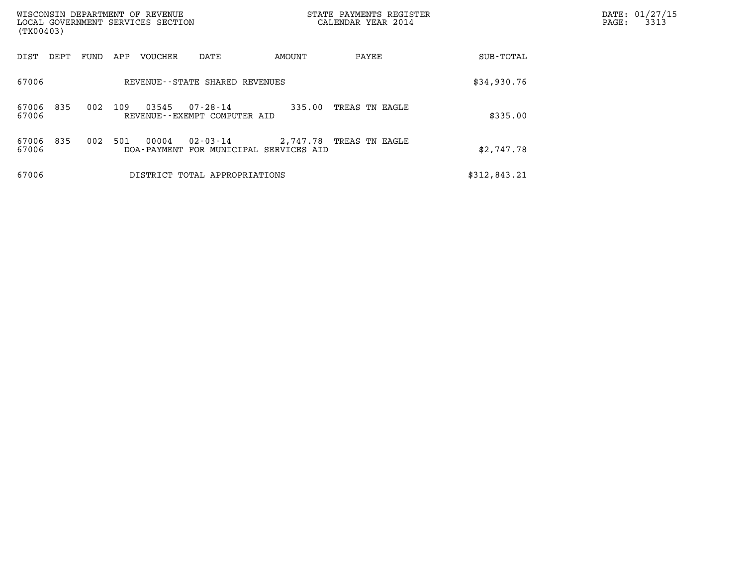| DIST | DEPT | FUND | APP | VOUCHER | DATE | AMOUNT | PAYEE | SUB-TOTAL |
|---|---|---|---|---|---|---|---|---|
| 67006 | | | | REVENUE--STATE SHARED REVENUES | | | | $34,930.76 |
| 67006 | 835 | 002 | 109 | 03545 | 07-28-14 | 335.00 | TREAS TN EAGLE | |
| 67006 | | | | REVENUE--EXEMPT COMPUTER AID | | | | $335.00 |
| 67006 | 835 | 002 | 501 | 00004 | 02-03-14 | 2,747.78 | TREAS TN EAGLE | |
| 67006 | | | | DOA-PAYMENT FOR MUNICIPAL SERVICES AID | | | | $2,747.78 |
| 67006 | | | | DISTRICT TOTAL APPROPRIATIONS | | | | $312,843.21 |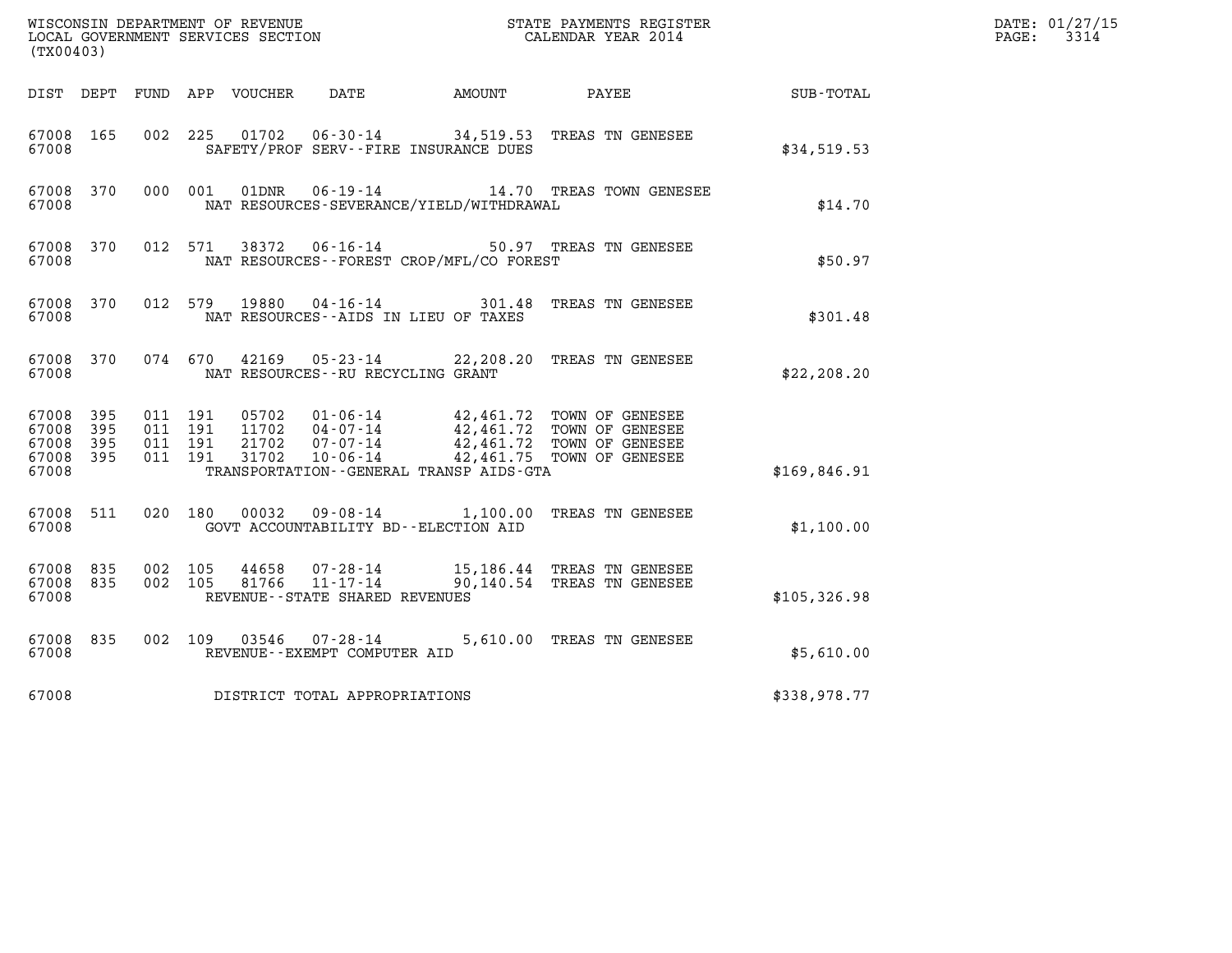WISCONSIN DEPARTMENT OF REVENUE
LOCAL GOVERNMENT SERVICES SECTION
(TX00403)

STATE PAYMENTS REGISTER
CALENDAR YEAR 2014

DATE: 01/27/15
PAGE: 3314

| DIST | DEPT | FUND | APP | VOUCHER | DATE | AMOUNT | PAYEE | SUB-TOTAL |
|---|---|---|---|---|---|---|---|---|
| 67008 | 165 | 002 | 225 | 01702 | 06-30-14 | 34,519.53 | TREAS TN GENESEE | |
| 67008 | | | | SAFETY/PROF SERV--FIRE INSURANCE DUES | | | | $34,519.53 |
| 67008 | 370 | 000 | 001 | 01DNR | 06-19-14 | 14.70 | TREAS TOWN GENESEE | |
| 67008 | | | | NAT RESOURCES-SEVERANCE/YIELD/WITHDRAWAL | | | | $14.70 |
| 67008 | 370 | 012 | 571 | 38372 | 06-16-14 | 50.97 | TREAS TN GENESEE | |
| 67008 | | | | NAT RESOURCES--FOREST CROP/MFL/CO FOREST | | | | $50.97 |
| 67008 | 370 | 012 | 579 | 19880 | 04-16-14 | 301.48 | TREAS TN GENESEE | |
| 67008 | | | | NAT RESOURCES--AIDS IN LIEU OF TAXES | | | | $301.48 |
| 67008 | 370 | 074 | 670 | 42169 | 05-23-14 | 22,208.20 | TREAS TN GENESEE | |
| 67008 | | | | NAT RESOURCES--RU RECYCLING GRANT | | | | $22,208.20 |
| 67008 | 395 | 011 | 191 | 05702 | 01-06-14 | 42,461.72 | TOWN OF GENESEE | |
| 67008 | 395 | 011 | 191 | 11702 | 04-07-14 | 42,461.72 | TOWN OF GENESEE | |
| 67008 | 395 | 011 | 191 | 21702 | 07-07-14 | 42,461.72 | TOWN OF GENESEE | |
| 67008 | 395 | 011 | 191 | 31702 | 10-06-14 | 42,461.75 | TOWN OF GENESEE | |
| 67008 | | | | TRANSPORTATION--GENERAL TRANSP AIDS-GTA | | | | $169,846.91 |
| 67008 | 511 | 020 | 180 | 00032 | 09-08-14 | 1,100.00 | TREAS TN GENESEE | |
| 67008 | | | | GOVT ACCOUNTABILITY BD--ELECTION AID | | | | $1,100.00 |
| 67008 | 835 | 002 | 105 | 44658 | 07-28-14 | 15,186.44 | TREAS TN GENESEE | |
| 67008 | 835 | 002 | 105 | 81766 | 11-17-14 | 90,140.54 | TREAS TN GENESEE | |
| 67008 | | | | REVENUE--STATE SHARED REVENUES | | | | $105,326.98 |
| 67008 | 835 | 002 | 109 | 03546 | 07-28-14 | 5,610.00 | TREAS TN GENESEE | |
| 67008 | | | | REVENUE--EXEMPT COMPUTER AID | | | | $5,610.00 |
| 67008 | | | | DISTRICT TOTAL APPROPRIATIONS | | | | $338,978.77 |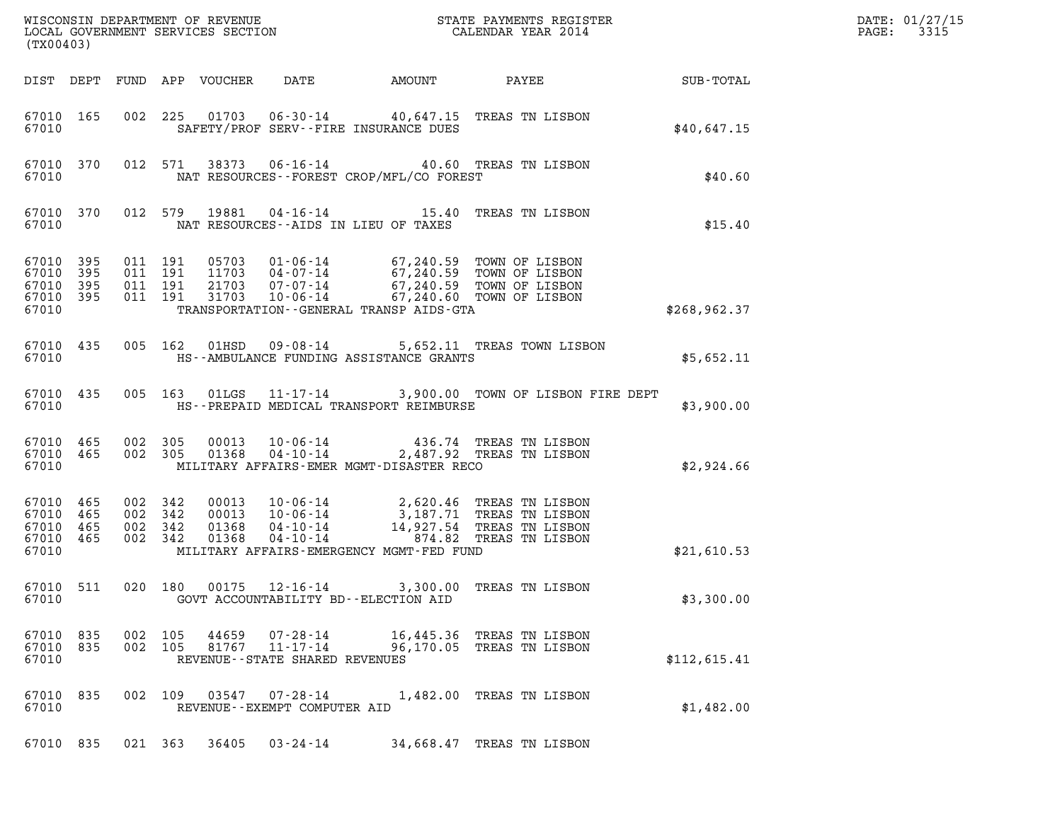WISCONSIN DEPARTMENT OF REVENUE
LOCAL GOVERNMENT SERVICES SECTION
(TX00403)

STATE PAYMENTS REGISTER
CALENDAR YEAR 2014

DATE: 01/27/15
PAGE: 3315

| DIST | DEPT | FUND | APP | VOUCHER | DATE | AMOUNT | PAYEE | SUB-TOTAL |
|---|---|---|---|---|---|---|---|---|
| 67010 | 165 | 002 | 225 | 01703 | 06-30-14 | 40,647.15 | TREAS TN LISBON | |
| 67010 | | | | | SAFETY/PROF SERV--FIRE INSURANCE DUES | | | $40,647.15 |
| 67010 | 370 | 012 | 571 | 38373 | 06-16-14 | 40.60 | TREAS TN LISBON | |
| 67010 | | | | | NAT RESOURCES--FOREST CROP/MFL/CO FOREST | | | $40.60 |
| 67010 | 370 | 012 | 579 | 19881 | 04-16-14 | 15.40 | TREAS TN LISBON | |
| 67010 | | | | | NAT RESOURCES--AIDS IN LIEU OF TAXES | | | $15.40 |
| 67010 | 395 | 011 | 191 | 05703 | 01-06-14 | 67,240.59 | TOWN OF LISBON | |
| 67010 | 395 | 011 | 191 | 11703 | 04-07-14 | 67,240.59 | TOWN OF LISBON | |
| 67010 | 395 | 011 | 191 | 21703 | 07-07-14 | 67,240.59 | TOWN OF LISBON | |
| 67010 | 395 | 011 | 191 | 31703 | 10-06-14 | 67,240.60 | TOWN OF LISBON | |
| 67010 | | | | | TRANSPORTATION--GENERAL TRANSP AIDS-GTA | | | $268,962.37 |
| 67010 | 435 | 005 | 162 | 01HSD | 09-08-14 | 5,652.11 | TREAS TOWN LISBON | |
| 67010 | | | | | HS--AMBULANCE FUNDING ASSISTANCE GRANTS | | | $5,652.11 |
| 67010 | 435 | 005 | 163 | 01LGS | 11-17-14 | 3,900.00 | TOWN OF LISBON FIRE DEPT | |
| 67010 | | | | | HS--PREPAID MEDICAL TRANSPORT REIMBURSE | | | $3,900.00 |
| 67010 | 465 | 002 | 305 | 00013 | 10-06-14 | 436.74 | TREAS TN LISBON | |
| 67010 | 465 | 002 | 305 | 01368 | 04-10-14 | 2,487.92 | TREAS TN LISBON | |
| 67010 | | | | | MILITARY AFFAIRS-EMER MGMT-DISASTER RECO | | | $2,924.66 |
| 67010 | 465 | 002 | 342 | 00013 | 10-06-14 | 2,620.46 | TREAS TN LISBON | |
| 67010 | 465 | 002 | 342 | 00013 | 10-06-14 | 3,187.71 | TREAS TN LISBON | |
| 67010 | 465 | 002 | 342 | 01368 | 04-10-14 | 14,927.54 | TREAS TN LISBON | |
| 67010 | 465 | 002 | 342 | 01368 | 04-10-14 | 874.82 | TREAS TN LISBON | |
| 67010 | | | | | MILITARY AFFAIRS-EMERGENCY MGMT-FED FUND | | | $21,610.53 |
| 67010 | 511 | 020 | 180 | 00175 | 12-16-14 | 3,300.00 | TREAS TN LISBON | |
| 67010 | | | | | GOVT ACCOUNTABILITY BD--ELECTION AID | | | $3,300.00 |
| 67010 | 835 | 002 | 105 | 44659 | 07-28-14 | 16,445.36 | TREAS TN LISBON | |
| 67010 | 835 | 002 | 105 | 81767 | 11-17-14 | 96,170.05 | TREAS TN LISBON | |
| 67010 | | | | | REVENUE--STATE SHARED REVENUES | | | $112,615.41 |
| 67010 | 835 | 002 | 109 | 03547 | 07-28-14 | 1,482.00 | TREAS TN LISBON | |
| 67010 | | | | | REVENUE--EXEMPT COMPUTER AID | | | $1,482.00 |
| 67010 | 835 | 021 | 363 | 36405 | 03-24-14 | 34,668.47 | TREAS TN LISBON | |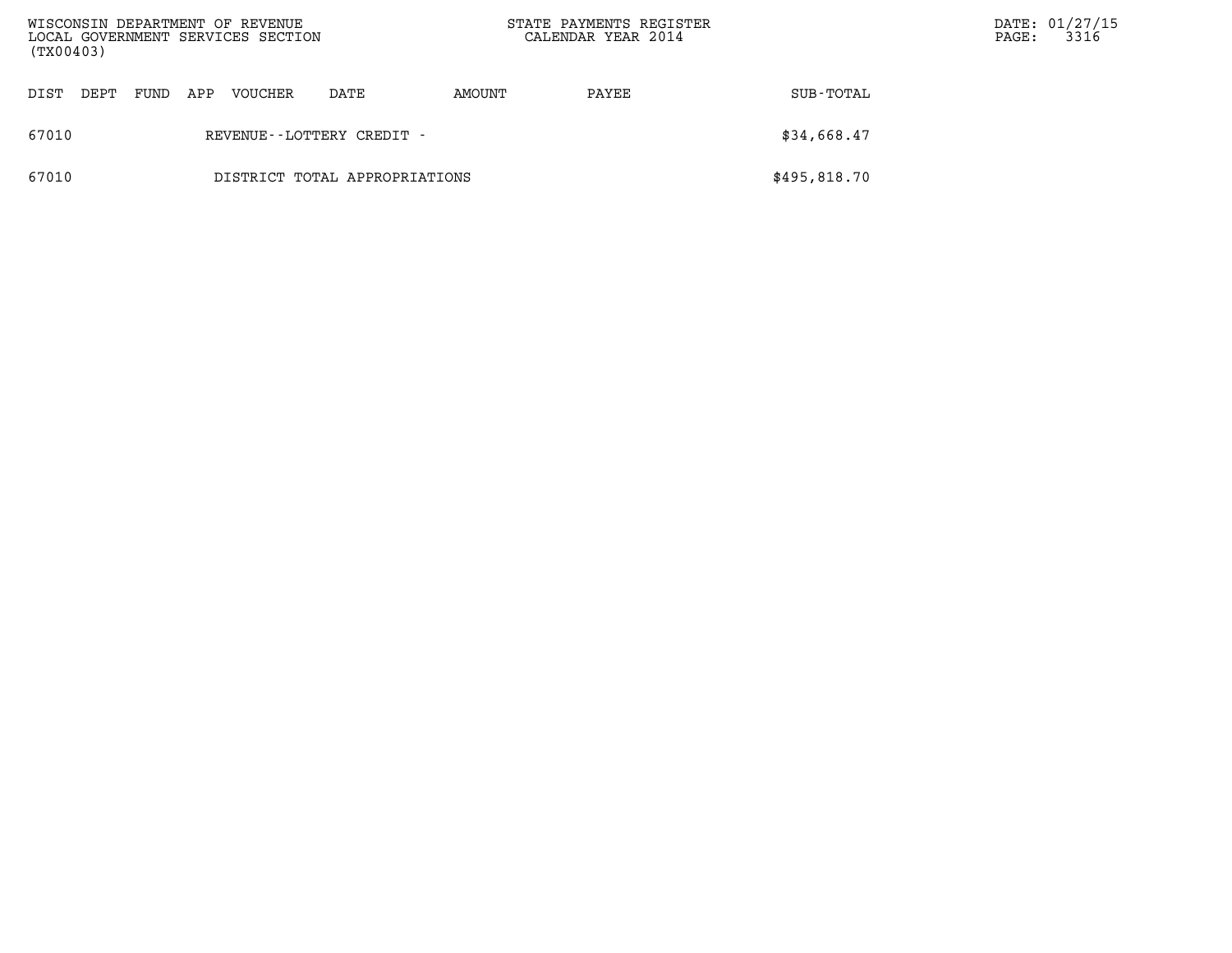| DIST | DEPT | FUND | APP | VOUCHER | DATE | AMOUNT | PAYEE | SUB-TOTAL |
|---|---|---|---|---|---|---|---|---|
| 67010 | | | | REVENUE--LOTTERY CREDIT - | | | | $34,668.47 |
| 67010 | | | | DISTRICT TOTAL APPROPRIATIONS | | | | $495,818.70 |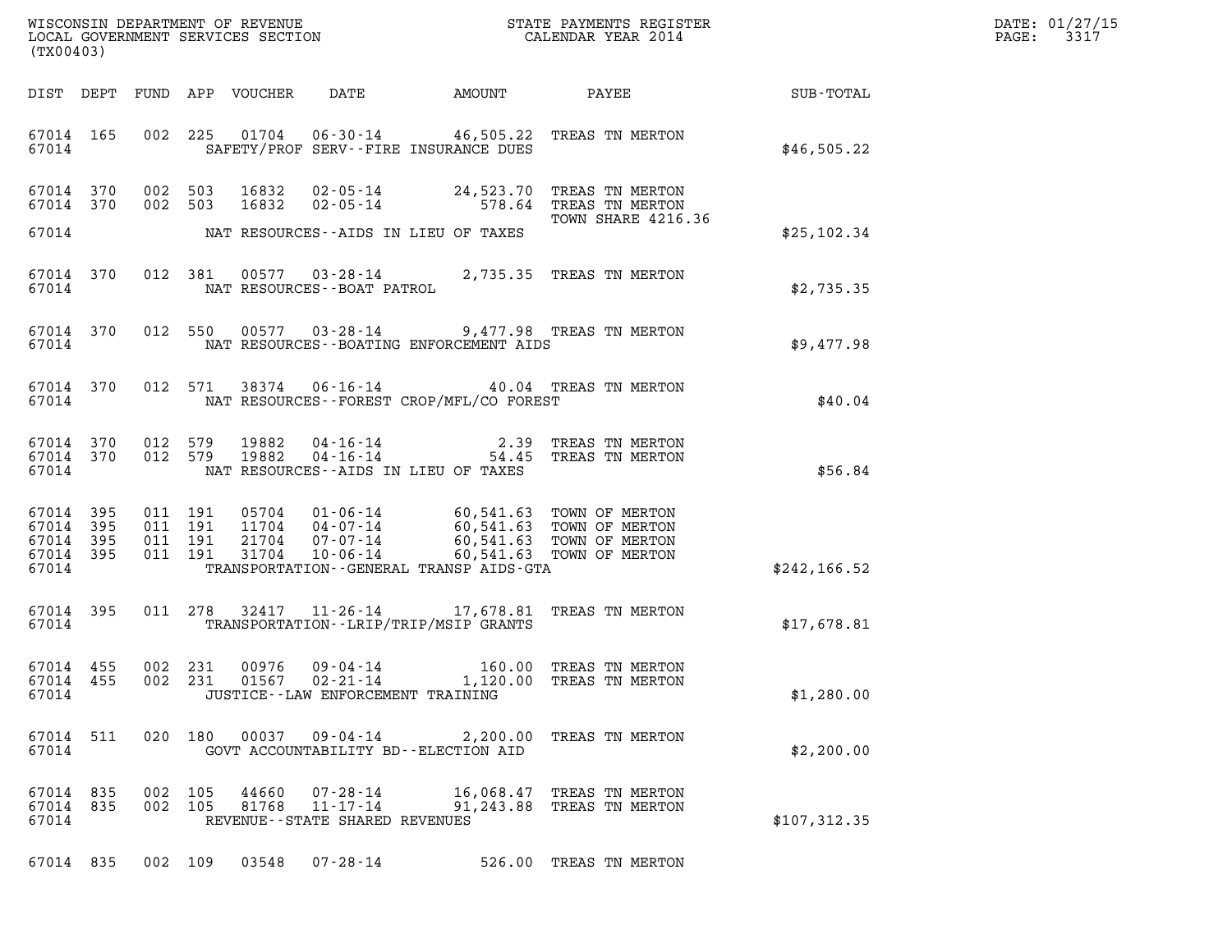WISCONSIN DEPARTMENT OF REVENUE
LOCAL GOVERNMENT SERVICES SECTION
(TX00403)

STATE PAYMENTS REGISTER
CALENDAR YEAR 2014

DATE: 01/27/15
PAGE: 3317

| DIST | DEPT | FUND | APP | VOUCHER | DATE | AMOUNT | PAYEE | SUB-TOTAL |
|---|---|---|---|---|---|---|---|---|
| 67014 | 165 | 002 | 225 | 01704 | 06-30-14 | 46,505.22 | TREAS TN MERTON | |
| 67014 | | | | | SAFETY/PROF SERV--FIRE INSURANCE DUES | | | $46,505.22 |
| 67014 | 370 | 002 | 503 | 16832 | 02-05-14 | 24,523.70 | TREAS TN MERTON | |
| 67014 | 370 | 002 | 503 | 16832 | 02-05-14 | 578.64 | TREAS TN MERTON | |
| | | | | | | | TOWN SHARE 4216.36 | |
| 67014 | | | | | NAT RESOURCES--AIDS IN LIEU OF TAXES | | | $25,102.34 |
| 67014 | 370 | 012 | 381 | 00577 | 03-28-14 | 2,735.35 | TREAS TN MERTON | |
| 67014 | | | | | NAT RESOURCES--BOAT PATROL | | | $2,735.35 |
| 67014 | 370 | 012 | 550 | 00577 | 03-28-14 | 9,477.98 | TREAS TN MERTON | |
| 67014 | | | | | NAT RESOURCES--BOATING ENFORCEMENT AIDS | | | $9,477.98 |
| 67014 | 370 | 012 | 571 | 38374 | 06-16-14 | 40.04 | TREAS TN MERTON | |
| 67014 | | | | | NAT RESOURCES--FOREST CROP/MFL/CO FOREST | | | $40.04 |
| 67014 | 370 | 012 | 579 | 19882 | 04-16-14 | 2.39 | TREAS TN MERTON | |
| 67014 | 370 | 012 | 579 | 19882 | 04-16-14 | 54.45 | TREAS TN MERTON | |
| 67014 | | | | | NAT RESOURCES--AIDS IN LIEU OF TAXES | | | $56.84 |
| 67014 | 395 | 011 | 191 | 05704 | 01-06-14 | 60,541.63 | TOWN OF MERTON | |
| 67014 | 395 | 011 | 191 | 11704 | 04-07-14 | 60,541.63 | TOWN OF MERTON | |
| 67014 | 395 | 011 | 191 | 21704 | 07-07-14 | 60,541.63 | TOWN OF MERTON | |
| 67014 | 395 | 011 | 191 | 31704 | 10-06-14 | 60,541.63 | TOWN OF MERTON | |
| 67014 | | | | | TRANSPORTATION--GENERAL TRANSP AIDS-GTA | | | $242,166.52 |
| 67014 | 395 | 011 | 278 | 32417 | 11-26-14 | 17,678.81 | TREAS TN MERTON | |
| 67014 | | | | | TRANSPORTATION--LRIP/TRIP/MSIP GRANTS | | | $17,678.81 |
| 67014 | 455 | 002 | 231 | 00976 | 09-04-14 | 160.00 | TREAS TN MERTON | |
| 67014 | 455 | 002 | 231 | 01567 | 02-21-14 | 1,120.00 | TREAS TN MERTON | |
| 67014 | | | | | JUSTICE--LAW ENFORCEMENT TRAINING | | | $1,280.00 |
| 67014 | 511 | 020 | 180 | 00037 | 09-04-14 | 2,200.00 | TREAS TN MERTON | |
| 67014 | | | | | GOVT ACCOUNTABILITY BD--ELECTION AID | | | $2,200.00 |
| 67014 | 835 | 002 | 105 | 44660 | 07-28-14 | 16,068.47 | TREAS TN MERTON | |
| 67014 | 835 | 002 | 105 | 81768 | 11-17-14 | 91,243.88 | TREAS TN MERTON | |
| 67014 | | | | | REVENUE--STATE SHARED REVENUES | | | $107,312.35 |
| 67014 | 835 | 002 | 109 | 03548 | 07-28-14 | 526.00 | TREAS TN MERTON | |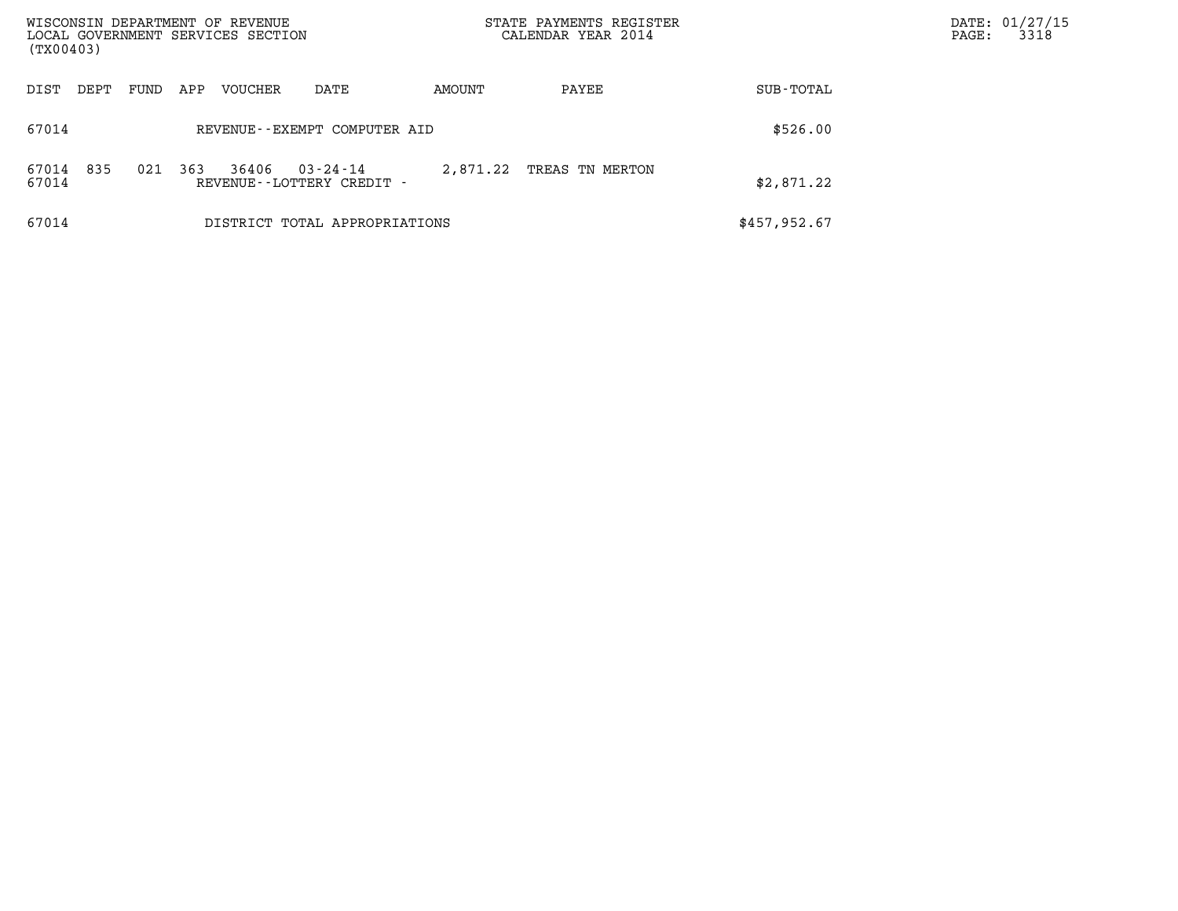WISCONSIN DEPARTMENT OF REVENUE
LOCAL GOVERNMENT SERVICES SECTION
(TX00403)

STATE PAYMENTS REGISTER
CALENDAR YEAR 2014

DATE: 01/27/15

| DIST | DEPT | FUND | APP | VOUCHER | DATE | AMOUNT | PAYEE | SUB-TOTAL |
|---|---|---|---|---|---|---|---|---|
| 67014 | | | | REVENUE--EXEMPT COMPUTER AID | | | | $526.00 |
| 67014 | 835 | 021 | 363 | 36406 | 03-24-14 | 2,871.22 | TREAS TN MERTON | |
| 67014 | | | | REVENUE--LOTTERY CREDIT - | | | | $2,871.22 |
| 67014 | | | | DISTRICT TOTAL APPROPRIATIONS | | | | $457,952.67 |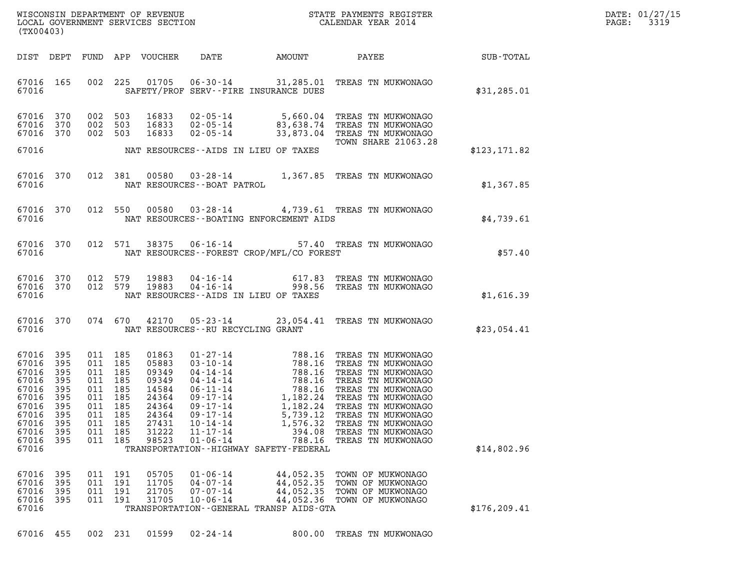| DIST | DEPT | FUND | APP | VOUCHER | DATE | AMOUNT | PAYEE | SUB-TOTAL |
|---|---|---|---|---|---|---|---|---|
| 67016 | 165 | 002 | 225 | 01705 | 06-30-14 | 31,285.01 | TREAS TN MUKWONAGO | |
| 67016 | | | | | SAFETY/PROF SERV--FIRE INSURANCE DUES | | | $31,285.01 |
| 67016 | 370 | 002 | 503 | 16833 | 02-05-14 | 5,660.04 | TREAS TN MUKWONAGO | |
| 67016 | 370 | 002 | 503 | 16833 | 02-05-14 | 83,638.74 | TREAS TN MUKWONAGO | |
| 67016 | 370 | 002 | 503 | 16833 | 02-05-14 | 33,873.04 | TREAS TN MUKWONAGO TOWN SHARE 21063.28 | |
| 67016 | | | | | NAT RESOURCES--AIDS IN LIEU OF TAXES | | | $123,171.82 |
| 67016 | 370 | 012 | 381 | 00580 | 03-28-14 | 1,367.85 | TREAS TN MUKWONAGO | |
| 67016 | | | | | NAT RESOURCES--BOAT PATROL | | | $1,367.85 |
| 67016 | 370 | 012 | 550 | 00580 | 03-28-14 | 4,739.61 | TREAS TN MUKWONAGO | |
| 67016 | | | | | NAT RESOURCES--BOATING ENFORCEMENT AIDS | | | $4,739.61 |
| 67016 | 370 | 012 | 571 | 38375 | 06-16-14 | 57.40 | TREAS TN MUKWONAGO | |
| 67016 | | | | | NAT RESOURCES--FOREST CROP/MFL/CO FOREST | | | $57.40 |
| 67016 | 370 | 012 | 579 | 19883 | 04-16-14 | 617.83 | TREAS TN MUKWONAGO | |
| 67016 | 370 | 012 | 579 | 19883 | 04-16-14 | 998.56 | TREAS TN MUKWONAGO | |
| 67016 | | | | | NAT RESOURCES--AIDS IN LIEU OF TAXES | | | $1,616.39 |
| 67016 | 370 | 074 | 670 | 42170 | 05-23-14 | 23,054.41 | TREAS TN MUKWONAGO | |
| 67016 | | | | | NAT RESOURCES--RU RECYCLING GRANT | | | $23,054.41 |
| 67016 | 395 | 011 | 185 | 01863 | 01-27-14 | 788.16 | TREAS TN MUKWONAGO | |
| 67016 | 395 | 011 | 185 | 05883 | 03-10-14 | 788.16 | TREAS TN MUKWONAGO | |
| 67016 | 395 | 011 | 185 | 09349 | 04-14-14 | 788.16 | TREAS TN MUKWONAGO | |
| 67016 | 395 | 011 | 185 | 09349 | 04-14-14 | 788.16 | TREAS TN MUKWONAGO | |
| 67016 | 395 | 011 | 185 | 14584 | 06-11-14 | 788.16 | TREAS TN MUKWONAGO | |
| 67016 | 395 | 011 | 185 | 24364 | 09-17-14 | 1,182.24 | TREAS TN MUKWONAGO | |
| 67016 | 395 | 011 | 185 | 24364 | 09-17-14 | 1,182.24 | TREAS TN MUKWONAGO | |
| 67016 | 395 | 011 | 185 | 24364 | 09-17-14 | 5,739.12 | TREAS TN MUKWONAGO | |
| 67016 | 395 | 011 | 185 | 27431 | 10-14-14 | 1,576.32 | TREAS TN MUKWONAGO | |
| 67016 | 395 | 011 | 185 | 31222 | 11-17-14 | 394.08 | TREAS TN MUKWONAGO | |
| 67016 | 395 | 011 | 185 | 98523 | 01-06-14 | 788.16 | TREAS TN MUKWONAGO | |
| 67016 | | | | | TRANSPORTATION--HIGHWAY SAFETY-FEDERAL | | | $14,802.96 |
| 67016 | 395 | 011 | 191 | 05705 | 01-06-14 | 44,052.35 | TOWN OF MUKWONAGO | |
| 67016 | 395 | 011 | 191 | 11705 | 04-07-14 | 44,052.35 | TOWN OF MUKWONAGO | |
| 67016 | 395 | 011 | 191 | 21705 | 07-07-14 | 44,052.35 | TOWN OF MUKWONAGO | |
| 67016 | 395 | 011 | 191 | 31705 | 10-06-14 | 44,052.36 | TOWN OF MUKWONAGO | |
| 67016 | | | | | TRANSPORTATION--GENERAL TRANSP AIDS-GTA | | | $176,209.41 |
| 67016 | 455 | 002 | 231 | 01599 | 02-24-14 | 800.00 | TREAS TN MUKWONAGO | |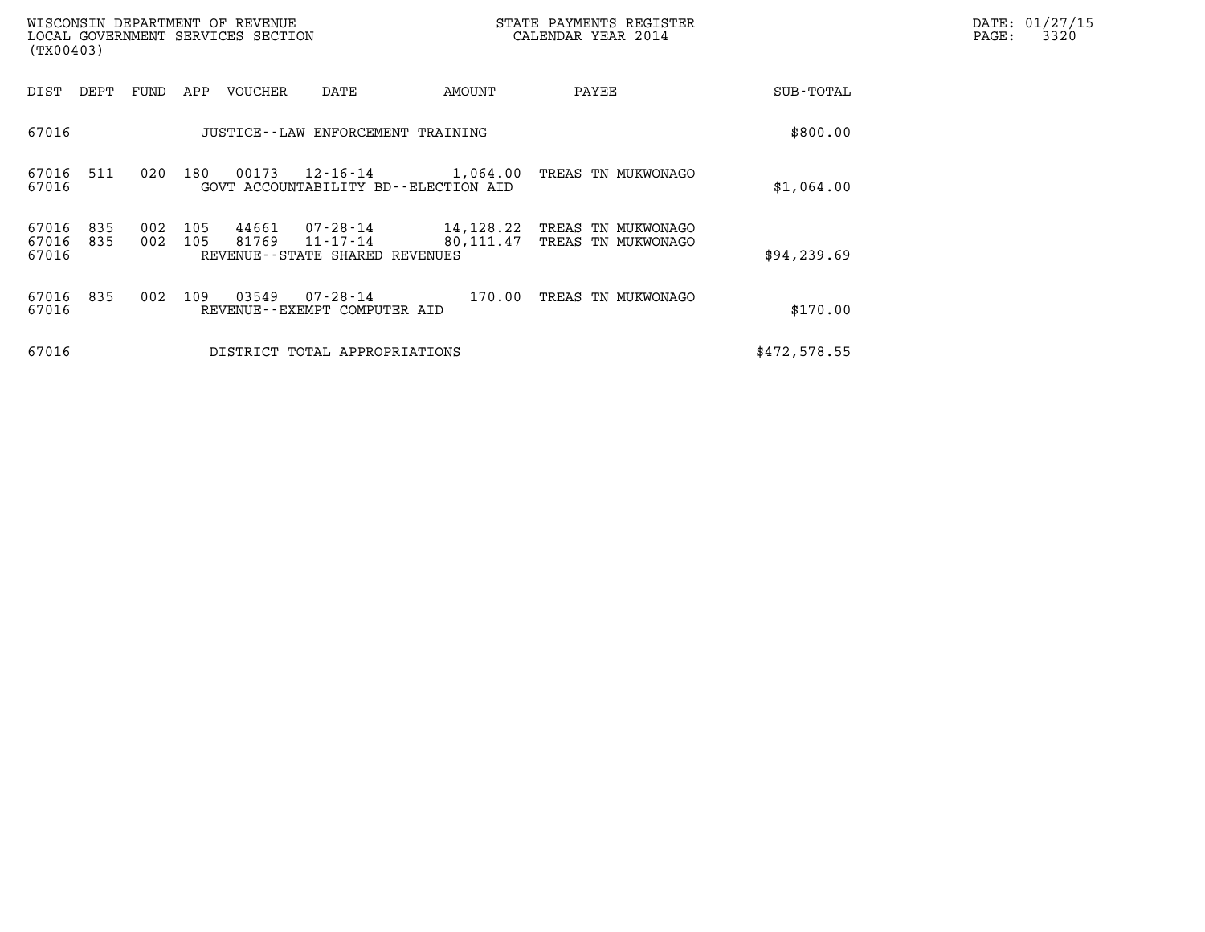| DIST | DEPT | FUND | APP | VOUCHER | DATE | AMOUNT | PAYEE | SUB-TOTAL |
|---|---|---|---|---|---|---|---|---|
| 67016 | | | | JUSTICE--LAW ENFORCEMENT TRAINING | | | | $800.00 |
| 67016 | 511 | 020 | 180 | 00173 | 12-16-14 | 1,064.00 | TREAS TN MUKWONAGO | |
| 67016 | | | | GOVT ACCOUNTABILITY BD--ELECTION AID | | | | $1,064.00 |
| 67016 | 835 | 002 | 105 | 44661 | 07-28-14 | 14,128.22 | TREAS TN MUKWONAGO | |
| 67016 | 835 | 002 | 105 | 81769 | 11-17-14 | 80,111.47 | TREAS TN MUKWONAGO | |
| 67016 | | | | REVENUE--STATE SHARED REVENUES | | | | $94,239.69 |
| 67016 | 835 | 002 | 109 | 03549 | 07-28-14 | 170.00 | TREAS TN MUKWONAGO | |
| 67016 | | | | REVENUE--EXEMPT COMPUTER AID | | | | $170.00 |
| 67016 | | | | DISTRICT TOTAL APPROPRIATIONS | | | | $472,578.55 |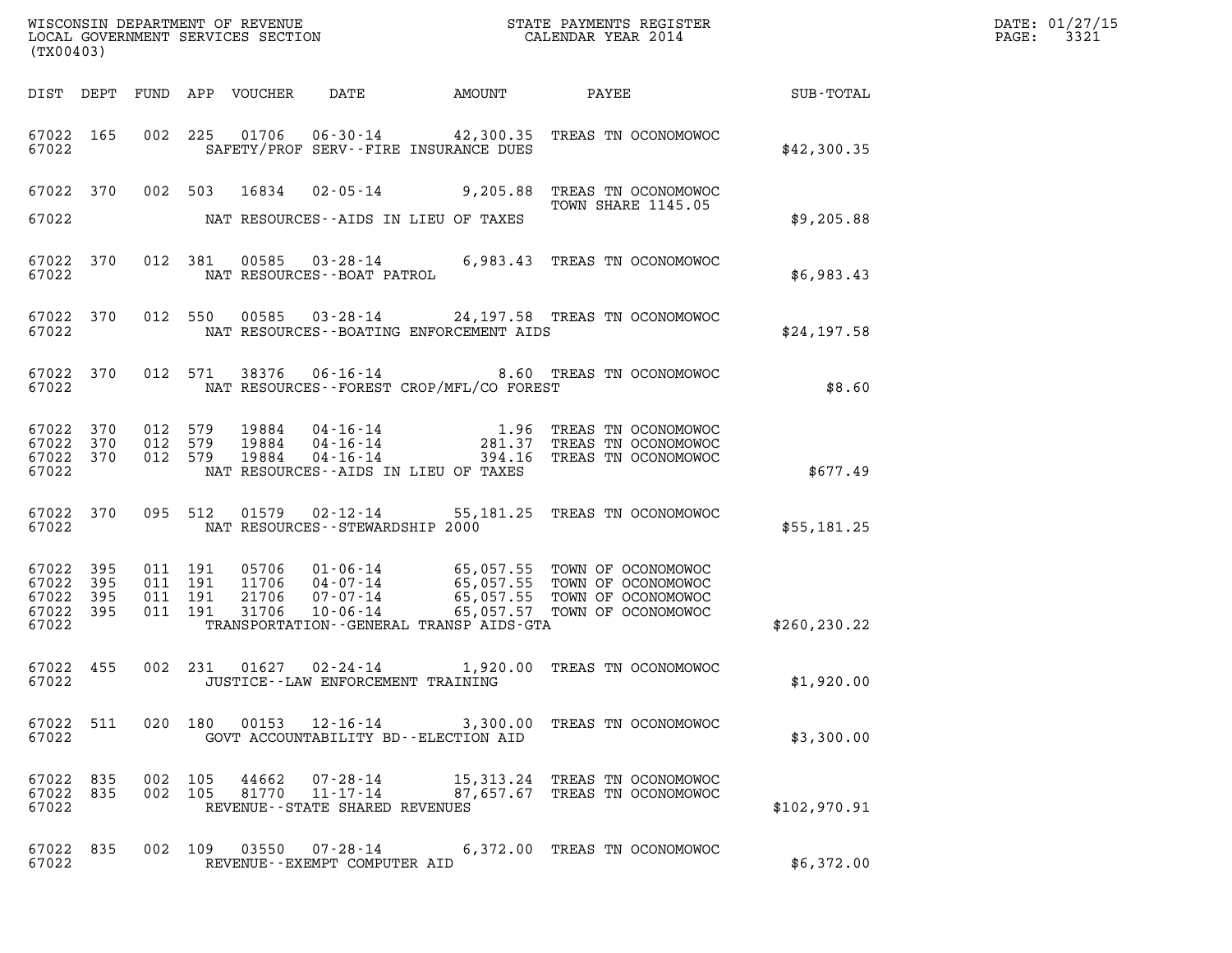WISCONSIN DEPARTMENT OF REVENUE
LOCAL GOVERNMENT SERVICES SECTION
(TX00403)

STATE PAYMENTS REGISTER
CALENDAR YEAR 2014

DATE: 01/27/15
PAGE: 3321

| DIST | DEPT | FUND | APP | VOUCHER | DATE | AMOUNT | PAYEE | SUB-TOTAL |
|---|---|---|---|---|---|---|---|---|
| 67022 | 165 | 002 | 225 | 01706 | 06-30-14 | 42,300.35 | TREAS TN OCONOMOWOC | |
| 67022 | | | | | SAFETY/PROF SERV--FIRE INSURANCE DUES | | | $42,300.35 |
| 67022 | 370 | 002 | 503 | 16834 | 02-05-14 | 9,205.88 | TREAS TN OCONOMOWOC TOWN SHARE 1145.05 | |
| 67022 | | | | | NAT RESOURCES--AIDS IN LIEU OF TAXES | | | $9,205.88 |
| 67022 | 370 | 012 | 381 | 00585 | 03-28-14 | 6,983.43 | TREAS TN OCONOMOWOC | |
| 67022 | | | | | NAT RESOURCES--BOAT PATROL | | | $6,983.43 |
| 67022 | 370 | 012 | 550 | 00585 | 03-28-14 | 24,197.58 | TREAS TN OCONOMOWOC | |
| 67022 | | | | | NAT RESOURCES--BOATING ENFORCEMENT AIDS | | | $24,197.58 |
| 67022 | 370 | 012 | 571 | 38376 | 06-16-14 | 8.60 | TREAS TN OCONOMOWOC | |
| 67022 | | | | | NAT RESOURCES--FOREST CROP/MFL/CO FOREST | | | $8.60 |
| 67022 | 370 | 012 | 579 | 19884 | 04-16-14 | 1.96 | TREAS TN OCONOMOWOC | |
| 67022 | 370 | 012 | 579 | 19884 | 04-16-14 | 281.37 | TREAS TN OCONOMOWOC | |
| 67022 | 370 | 012 | 579 | 19884 | 04-16-14 | 394.16 | TREAS TN OCONOMOWOC | |
| 67022 | | | | | NAT RESOURCES--AIDS IN LIEU OF TAXES | | | $677.49 |
| 67022 | 370 | 095 | 512 | 01579 | 02-12-14 | 55,181.25 | TREAS TN OCONOMOWOC | |
| 67022 | | | | | NAT RESOURCES--STEWARDSHIP 2000 | | | $55,181.25 |
| 67022 | 395 | 011 | 191 | 05706 | 01-06-14 | 65,057.55 | TOWN OF OCONOMOWOC | |
| 67022 | 395 | 011 | 191 | 11706 | 04-07-14 | 65,057.55 | TOWN OF OCONOMOWOC | |
| 67022 | 395 | 011 | 191 | 21706 | 07-07-14 | 65,057.55 | TOWN OF OCONOMOWOC | |
| 67022 | 395 | 011 | 191 | 31706 | 10-06-14 | 65,057.57 | TOWN OF OCONOMOWOC | |
| 67022 | | | | | TRANSPORTATION--GENERAL TRANSP AIDS-GTA | | | $260,230.22 |
| 67022 | 455 | 002 | 231 | 01627 | 02-24-14 | 1,920.00 | TREAS TN OCONOMOWOC | |
| 67022 | | | | | JUSTICE--LAW ENFORCEMENT TRAINING | | | $1,920.00 |
| 67022 | 511 | 020 | 180 | 00153 | 12-16-14 | 3,300.00 | TREAS TN OCONOMOWOC | |
| 67022 | | | | | GOVT ACCOUNTABILITY BD--ELECTION AID | | | $3,300.00 |
| 67022 | 835 | 002 | 105 | 44662 | 07-28-14 | 15,313.24 | TREAS TN OCONOMOWOC | |
| 67022 | 835 | 002 | 105 | 81770 | 11-17-14 | 87,657.67 | TREAS TN OCONOMOWOC | |
| 67022 | | | | | REVENUE--STATE SHARED REVENUES | | | $102,970.91 |
| 67022 | 835 | 002 | 109 | 03550 | 07-28-14 | 6,372.00 | TREAS TN OCONOMOWOC | |
| 67022 | | | | | REVENUE--EXEMPT COMPUTER AID | | | $6,372.00 |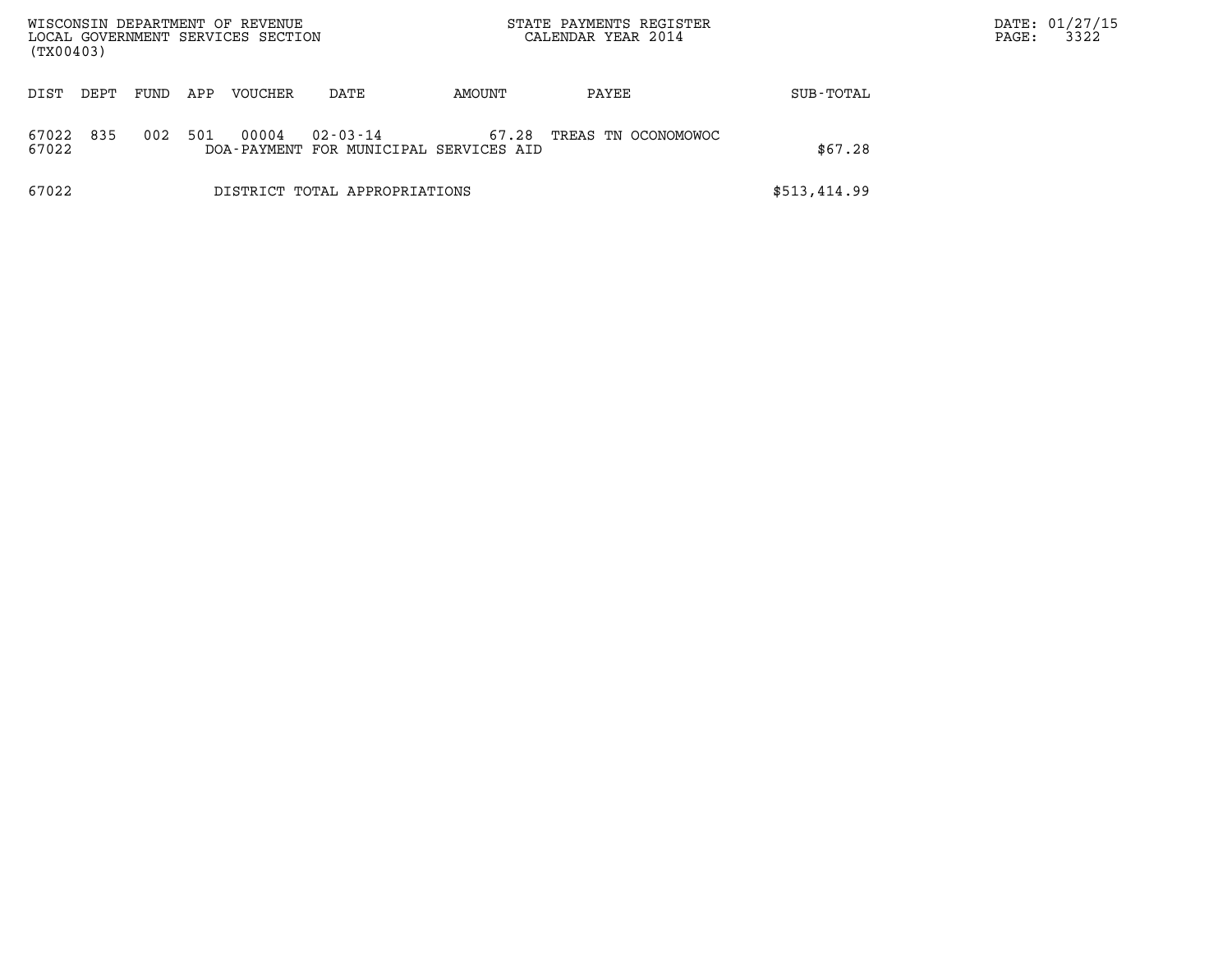| DIST | DEPT | FUND | APP | VOUCHER | DATE | AMOUNT | PAYEE | SUB-TOTAL |
|---|---|---|---|---|---|---|---|---|
| 67022 | 835 | 002 | 501 | 00004 | 02-03-14 | 67.28 | TREAS TN OCONOMOWOC | |
| 67022 | | | | DOA-PAYMENT FOR MUNICIPAL SERVICES AID | | | | $67.28 |
| 67022 | | | | DISTRICT TOTAL APPROPRIATIONS | | | | $513,414.99 |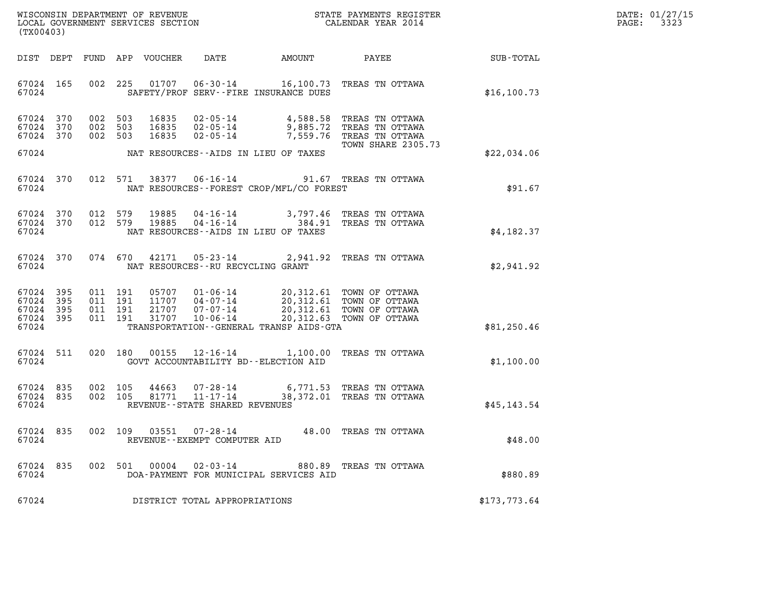WISCONSIN DEPARTMENT OF REVENUE
LOCAL GOVERNMENT SERVICES SECTION
(TX00403)

STATE PAYMENTS REGISTER
CALENDAR YEAR 2014

DATE: 01/27/15
PAGE: 3323

| DIST | DEPT | FUND | APP | VOUCHER | DATE | AMOUNT | PAYEE | SUB-TOTAL |
|---|---|---|---|---|---|---|---|---|
| 67024 | 165 | 002 | 225 | 01707 | 06-30-14 | 16,100.73 | TREAS TN OTTAWA | |
| 67024 | | | | | SAFETY/PROF SERV--FIRE INSURANCE DUES | | | $16,100.73 |
| 67024 | 370 | 002 | 503 | 16835 | 02-05-14 | 4,588.58 | TREAS TN OTTAWA | |
| 67024 | 370 | 002 | 503 | 16835 | 02-05-14 | 9,885.72 | TREAS TN OTTAWA | |
| 67024 | 370 | 002 | 503 | 16835 | 02-05-14 | 7,559.76 | TREAS TN OTTAWA<br>TOWN SHARE 2305.73 | |
| 67024 | | | | | NAT RESOURCES--AIDS IN LIEU OF TAXES | | | $22,034.06 |
| 67024 | 370 | 012 | 571 | 38377 | 06-16-14 | 91.67 | TREAS TN OTTAWA | |
| 67024 | | | | | NAT RESOURCES--FOREST CROP/MFL/CO FOREST | | | $91.67 |
| 67024 | 370 | 012 | 579 | 19885 | 04-16-14 | 3,797.46 | TREAS TN OTTAWA | |
| 67024 | 370 | 012 | 579 | 19885 | 04-16-14 | 384.91 | TREAS TN OTTAWA | |
| 67024 | | | | | NAT RESOURCES--AIDS IN LIEU OF TAXES | | | $4,182.37 |
| 67024 | 370 | 074 | 670 | 42171 | 05-23-14 | 2,941.92 | TREAS TN OTTAWA | |
| 67024 | | | | | NAT RESOURCES--RU RECYCLING GRANT | | | $2,941.92 |
| 67024 | 395 | 011 | 191 | 05707 | 01-06-14 | 20,312.61 | TOWN OF OTTAWA | |
| 67024 | 395 | 011 | 191 | 11707 | 04-07-14 | 20,312.61 | TOWN OF OTTAWA | |
| 67024 | 395 | 011 | 191 | 21707 | 07-07-14 | 20,312.61 | TOWN OF OTTAWA | |
| 67024 | 395 | 011 | 191 | 31707 | 10-06-14 | 20,312.63 | TOWN OF OTTAWA | |
| 67024 | | | | | TRANSPORTATION--GENERAL TRANSP AIDS-GTA | | | $81,250.46 |
| 67024 | 511 | 020 | 180 | 00155 | 12-16-14 | 1,100.00 | TREAS TN OTTAWA | |
| 67024 | | | | | GOVT ACCOUNTABILITY BD--ELECTION AID | | | $1,100.00 |
| 67024 | 835 | 002 | 105 | 44663 | 07-28-14 | 6,771.53 | TREAS TN OTTAWA | |
| 67024 | 835 | 002 | 105 | 81771 | 11-17-14 | 38,372.01 | TREAS TN OTTAWA | |
| 67024 | | | | | REVENUE--STATE SHARED REVENUES | | | $45,143.54 |
| 67024 | 835 | 002 | 109 | 03551 | 07-28-14 | 48.00 | TREAS TN OTTAWA | |
| 67024 | | | | | REVENUE--EXEMPT COMPUTER AID | | | $48.00 |
| 67024 | 835 | 002 | 501 | 00004 | 02-03-14 | 880.89 | TREAS TN OTTAWA | |
| 67024 | | | | | DOA-PAYMENT FOR MUNICIPAL SERVICES AID | | | $880.89 |
| 67024 | | | | | DISTRICT TOTAL APPROPRIATIONS | | | $173,773.64 |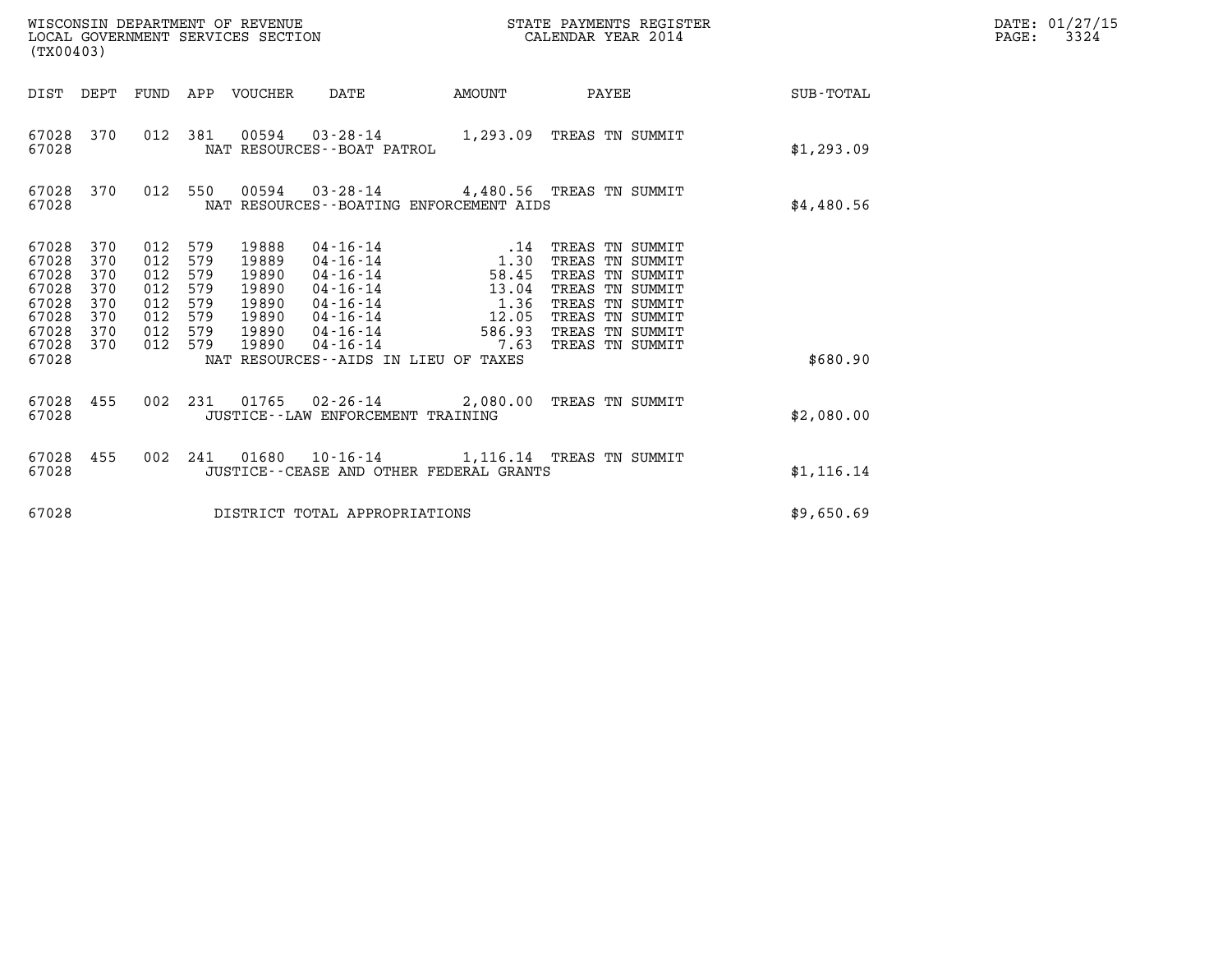WISCONSIN DEPARTMENT OF REVENUE
LOCAL GOVERNMENT SERVICES SECTION
(TX00403)

STATE PAYMENTS REGISTER
CALENDAR YEAR 2014

DATE: 01/27/15
PAGE: 3324

| DIST | DEPT | FUND | APP | VOUCHER | DATE | AMOUNT | PAYEE | SUB-TOTAL |
|---|---|---|---|---|---|---|---|---|
| 67028 | 370 | 012 | 381 | 00594 | 03-28-14 | 1,293.09 | TREAS TN SUMMIT | |
| 67028 | | | | NAT RESOURCES--BOAT PATROL | | | | $1,293.09 |
| 67028 | 370 | 012 | 550 | 00594 | 03-28-14 | 4,480.56 | TREAS TN SUMMIT | |
| 67028 | | | | NAT RESOURCES--BOATING ENFORCEMENT AIDS | | | | $4,480.56 |
| 67028 | 370 | 012 | 579 | 19888 | 04-16-14 | .14 | TREAS TN SUMMIT | |
| 67028 | 370 | 012 | 579 | 19889 | 04-16-14 | 1.30 | TREAS TN SUMMIT | |
| 67028 | 370 | 012 | 579 | 19890 | 04-16-14 | 58.45 | TREAS TN SUMMIT | |
| 67028 | 370 | 012 | 579 | 19890 | 04-16-14 | 13.04 | TREAS TN SUMMIT | |
| 67028 | 370 | 012 | 579 | 19890 | 04-16-14 | 1.36 | TREAS TN SUMMIT | |
| 67028 | 370 | 012 | 579 | 19890 | 04-16-14 | 12.05 | TREAS TN SUMMIT | |
| 67028 | 370 | 012 | 579 | 19890 | 04-16-14 | 586.93 | TREAS TN SUMMIT | |
| 67028 | 370 | 012 | 579 | 19890 | 04-16-14 | 7.63 | TREAS TN SUMMIT | |
| 67028 | | | | NAT RESOURCES--AIDS IN LIEU OF TAXES | | | | $680.90 |
| 67028 | 455 | 002 | 231 | 01765 | 02-26-14 | 2,080.00 | TREAS TN SUMMIT | |
| 67028 | | | | JUSTICE--LAW ENFORCEMENT TRAINING | | | | $2,080.00 |
| 67028 | 455 | 002 | 241 | 01680 | 10-16-14 | 1,116.14 | TREAS TN SUMMIT | |
| 67028 | | | | JUSTICE--CEASE AND OTHER FEDERAL GRANTS | | | | $1,116.14 |
| 67028 | | | | DISTRICT TOTAL APPROPRIATIONS | | | | $9,650.69 |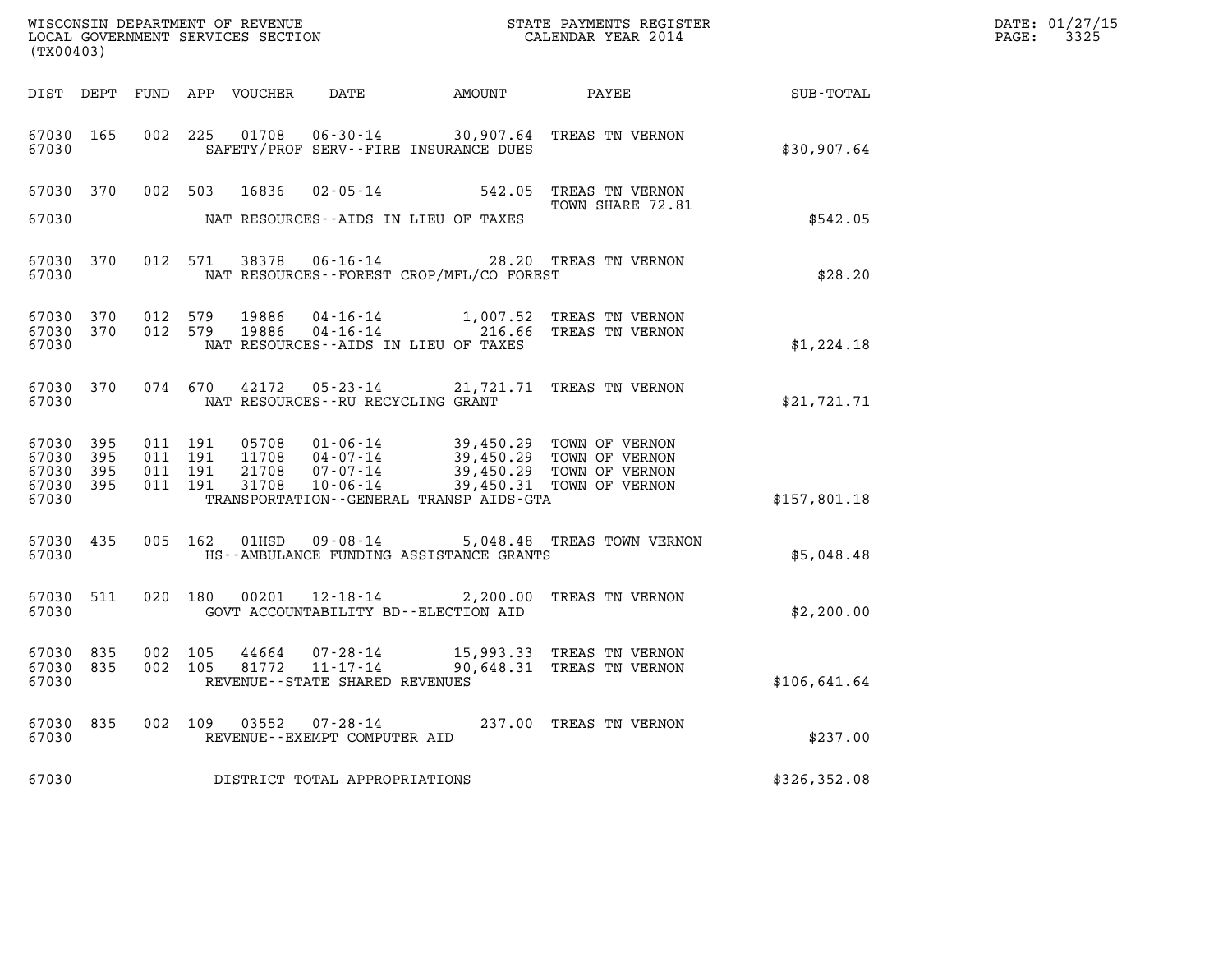WISCONSIN DEPARTMENT OF REVENUE
LOCAL GOVERNMENT SERVICES SECTION
(TX00403)

STATE PAYMENTS REGISTER
CALENDAR YEAR 2014

DATE: 01/27/15
PAGE: 3325

| DIST | DEPT | FUND | APP | VOUCHER | DATE | AMOUNT | PAYEE | SUB-TOTAL |
|---|---|---|---|---|---|---|---|---|
| 67030 | 165 | 002 | 225 | 01708 | 06-30-14 | 30,907.64 | TREAS TN VERNON | |
| 67030 | | | | | SAFETY/PROF SERV--FIRE INSURANCE DUES | | | $30,907.64 |
| 67030 | 370 | 002 | 503 | 16836 | 02-05-14 | 542.05 | TREAS TN VERNON<br>TOWN SHARE 72.81 | |
| 67030 | | | | | NAT RESOURCES--AIDS IN LIEU OF TAXES | | | $542.05 |
| 67030 | 370 | 012 | 571 | 38378 | 06-16-14 | 28.20 | TREAS TN VERNON | |
| 67030 | | | | | NAT RESOURCES--FOREST CROP/MFL/CO FOREST | | | $28.20 |
| 67030 | 370 | 012 | 579 | 19886 | 04-16-14 | 1,007.52 | TREAS TN VERNON | |
| 67030 | 370 | 012 | 579 | 19886 | 04-16-14 | 216.66 | TREAS TN VERNON | |
| 67030 | | | | | NAT RESOURCES--AIDS IN LIEU OF TAXES | | | $1,224.18 |
| 67030 | 370 | 074 | 670 | 42172 | 05-23-14 | 21,721.71 | TREAS TN VERNON | |
| 67030 | | | | | NAT RESOURCES--RU RECYCLING GRANT | | | $21,721.71 |
| 67030 | 395 | 011 | 191 | 05708 | 01-06-14 | 39,450.29 | TOWN OF VERNON | |
| 67030 | 395 | 011 | 191 | 11708 | 04-07-14 | 39,450.29 | TOWN OF VERNON | |
| 67030 | 395 | 011 | 191 | 21708 | 07-07-14 | 39,450.29 | TOWN OF VERNON | |
| 67030 | 395 | 011 | 191 | 31708 | 10-06-14 | 39,450.31 | TOWN OF VERNON | |
| 67030 | | | | | TRANSPORTATION--GENERAL TRANSP AIDS-GTA | | | $157,801.18 |
| 67030 | 435 | 005 | 162 | 01HSD | 09-08-14 | 5,048.48 | TREAS TOWN VERNON | |
| 67030 | | | | | HS--AMBULANCE FUNDING ASSISTANCE GRANTS | | | $5,048.48 |
| 67030 | 511 | 020 | 180 | 00201 | 12-18-14 | 2,200.00 | TREAS TN VERNON | |
| 67030 | | | | | GOVT ACCOUNTABILITY BD--ELECTION AID | | | $2,200.00 |
| 67030 | 835 | 002 | 105 | 44664 | 07-28-14 | 15,993.33 | TREAS TN VERNON | |
| 67030 | 835 | 002 | 105 | 81772 | 11-17-14 | 90,648.31 | TREAS TN VERNON | |
| 67030 | | | | | REVENUE--STATE SHARED REVENUES | | | $106,641.64 |
| 67030 | 835 | 002 | 109 | 03552 | 07-28-14 | 237.00 | TREAS TN VERNON | |
| 67030 | | | | | REVENUE--EXEMPT COMPUTER AID | | | $237.00 |
| 67030 | | | | | DISTRICT TOTAL APPROPRIATIONS | | | $326,352.08 |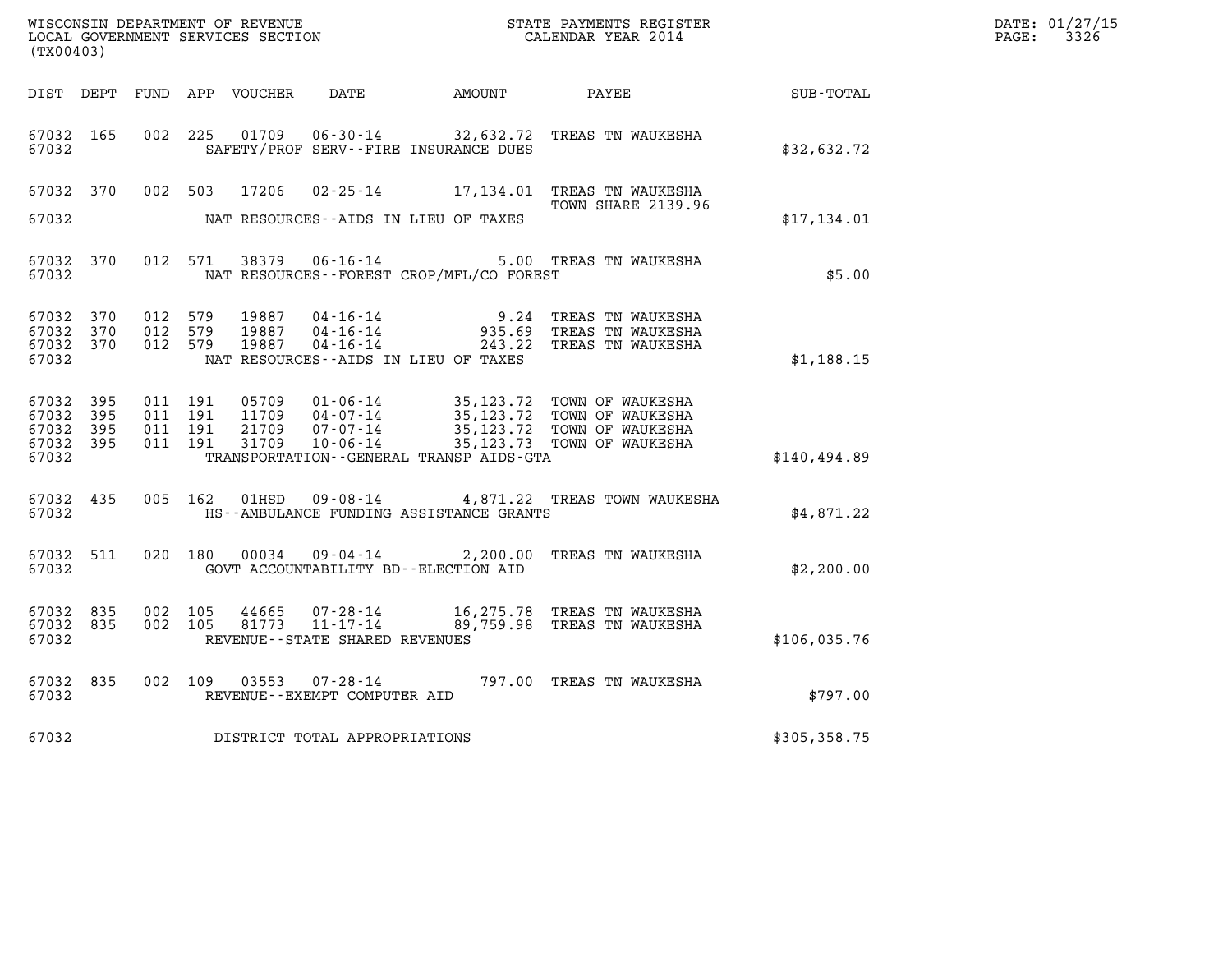WISCONSIN DEPARTMENT OF REVENUE
LOCAL GOVERNMENT SERVICES SECTION
(TX00403)

STATE PAYMENTS REGISTER
CALENDAR YEAR 2014

DATE: 01/27/15
PAGE: 3326

| DIST | DEPT | FUND | APP | VOUCHER | DATE | AMOUNT | PAYEE | SUB-TOTAL |
|---|---|---|---|---|---|---|---|---|
| 67032 | 165 | 002 | 225 | 01709 | 06-30-14 | 32,632.72 | TREAS TN WAUKESHA | |
| 67032 | | | | | SAFETY/PROF SERV--FIRE INSURANCE DUES | | | $32,632.72 |
| 67032 | 370 | 002 | 503 | 17206 | 02-25-14 | 17,134.01 | TREAS TN WAUKESHA TOWN SHARE 2139.96 | |
| 67032 | | | | | NAT RESOURCES--AIDS IN LIEU OF TAXES | | | $17,134.01 |
| 67032 | 370 | 012 | 571 | 38379 | 06-16-14 | 5.00 | TREAS TN WAUKESHA | |
| 67032 | | | | | NAT RESOURCES--FOREST CROP/MFL/CO FOREST | | | $5.00 |
| 67032 | 370 | 012 | 579 | 19887 | 04-16-14 | 9.24 | TREAS TN WAUKESHA | |
| 67032 | 370 | 012 | 579 | 19887 | 04-16-14 | 935.69 | TREAS TN WAUKESHA | |
| 67032 | 370 | 012 | 579 | 19887 | 04-16-14 | 243.22 | TREAS TN WAUKESHA | |
| 67032 | | | | | NAT RESOURCES--AIDS IN LIEU OF TAXES | | | $1,188.15 |
| 67032 | 395 | 011 | 191 | 05709 | 01-06-14 | 35,123.72 | TOWN OF WAUKESHA | |
| 67032 | 395 | 011 | 191 | 11709 | 04-07-14 | 35,123.72 | TOWN OF WAUKESHA | |
| 67032 | 395 | 011 | 191 | 21709 | 07-07-14 | 35,123.72 | TOWN OF WAUKESHA | |
| 67032 | 395 | 011 | 191 | 31709 | 10-06-14 | 35,123.73 | TOWN OF WAUKESHA | |
| 67032 | | | | | TRANSPORTATION--GENERAL TRANSP AIDS-GTA | | | $140,494.89 |
| 67032 | 435 | 005 | 162 | 01HSD | 09-08-14 | 4,871.22 | TREAS TOWN WAUKESHA | |
| 67032 | | | | | HS--AMBULANCE FUNDING ASSISTANCE GRANTS | | | $4,871.22 |
| 67032 | 511 | 020 | 180 | 00034 | 09-04-14 | 2,200.00 | TREAS TN WAUKESHA | |
| 67032 | | | | | GOVT ACCOUNTABILITY BD--ELECTION AID | | | $2,200.00 |
| 67032 | 835 | 002 | 105 | 44665 | 07-28-14 | 16,275.78 | TREAS TN WAUKESHA | |
| 67032 | 835 | 002 | 105 | 81773 | 11-17-14 | 89,759.98 | TREAS TN WAUKESHA | |
| 67032 | | | | | REVENUE--STATE SHARED REVENUES | | | $106,035.76 |
| 67032 | 835 | 002 | 109 | 03553 | 07-28-14 | 797.00 | TREAS TN WAUKESHA | |
| 67032 | | | | | REVENUE--EXEMPT COMPUTER AID | | | $797.00 |
| 67032 | | | | | DISTRICT TOTAL APPROPRIATIONS | | | $305,358.75 |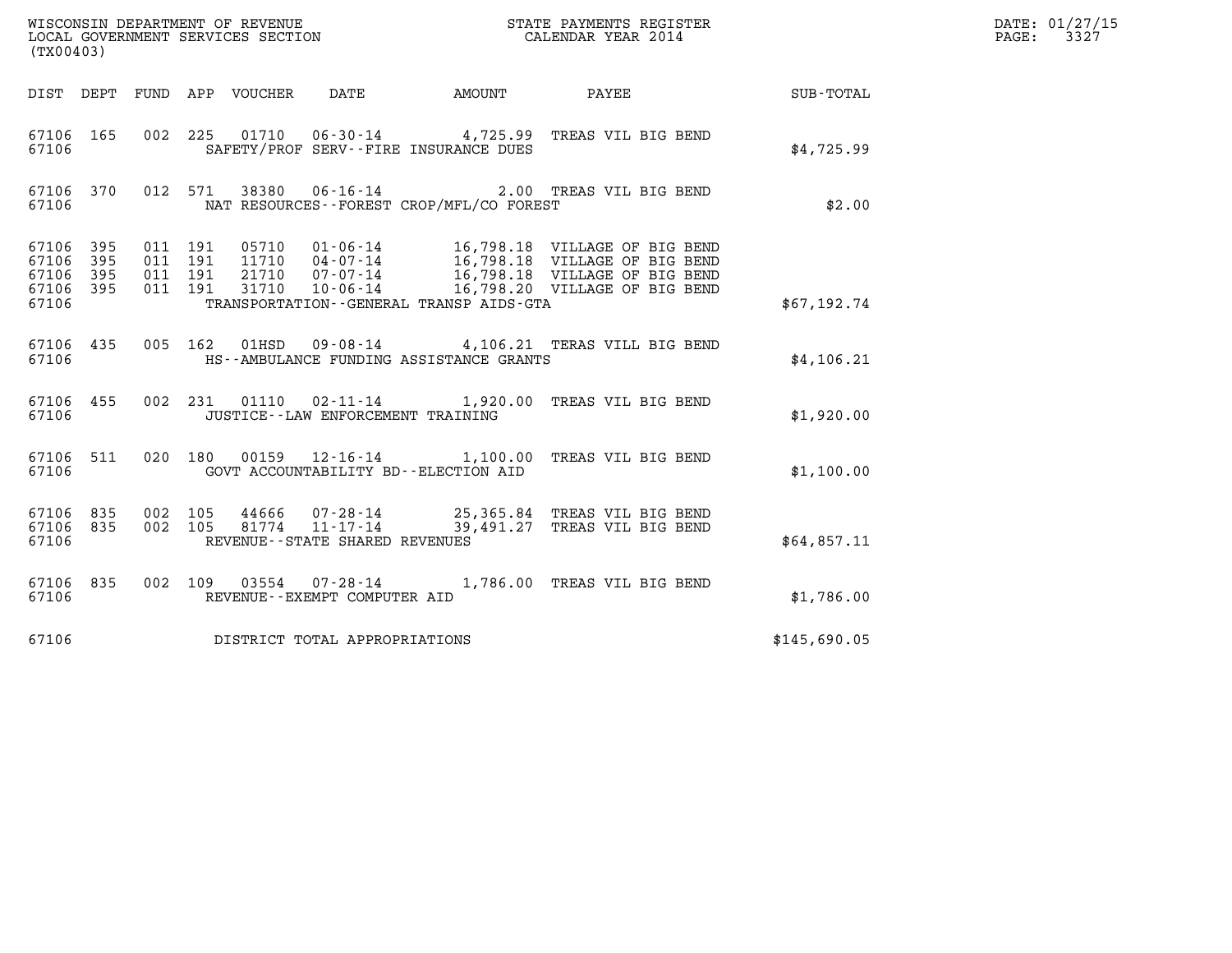WISCONSIN DEPARTMENT OF REVENUE
LOCAL GOVERNMENT SERVICES SECTION
(TX00403)

STATE PAYMENTS REGISTER
CALENDAR YEAR 2014

DATE: 01/27/15
PAGE: 3327

| DIST | DEPT | FUND | APP | VOUCHER | DATE | AMOUNT | PAYEE | SUB-TOTAL |
|---|---|---|---|---|---|---|---|---|
| 67106 | 165 | 002 | 225 | 01710 | 06-30-14 | 4,725.99 | TREAS VIL BIG BEND | |
| 67106 | | | | | SAFETY/PROF SERV--FIRE INSURANCE DUES | | | $4,725.99 |
| 67106 | 370 | 012 | 571 | 38380 | 06-16-14 | 2.00 | TREAS VIL BIG BEND | |
| 67106 | | | | | NAT RESOURCES--FOREST CROP/MFL/CO FOREST | | | $2.00 |
| 67106 | 395 | 011 | 191 | 05710 | 01-06-14 | 16,798.18 | VILLAGE OF BIG BEND | |
| 67106 | 395 | 011 | 191 | 11710 | 04-07-14 | 16,798.18 | VILLAGE OF BIG BEND | |
| 67106 | 395 | 011 | 191 | 21710 | 07-07-14 | 16,798.18 | VILLAGE OF BIG BEND | |
| 67106 | 395 | 011 | 191 | 31710 | 10-06-14 | 16,798.20 | VILLAGE OF BIG BEND | |
| 67106 | | | | | TRANSPORTATION--GENERAL TRANSP AIDS-GTA | | | $67,192.74 |
| 67106 | 435 | 005 | 162 | 01HSD | 09-08-14 | 4,106.21 | TERAS VILL BIG BEND | |
| 67106 | | | | | HS--AMBULANCE FUNDING ASSISTANCE GRANTS | | | $4,106.21 |
| 67106 | 455 | 002 | 231 | 01110 | 02-11-14 | 1,920.00 | TREAS VIL BIG BEND | |
| 67106 | | | | | JUSTICE--LAW ENFORCEMENT TRAINING | | | $1,920.00 |
| 67106 | 511 | 020 | 180 | 00159 | 12-16-14 | 1,100.00 | TREAS VIL BIG BEND | |
| 67106 | | | | | GOVT ACCOUNTABILITY BD--ELECTION AID | | | $1,100.00 |
| 67106 | 835 | 002 | 105 | 44666 | 07-28-14 | 25,365.84 | TREAS VIL BIG BEND | |
| 67106 | 835 | 002 | 105 | 81774 | 11-17-14 | 39,491.27 | TREAS VIL BIG BEND | |
| 67106 | | | | | REVENUE--STATE SHARED REVENUES | | | $64,857.11 |
| 67106 | 835 | 002 | 109 | 03554 | 07-28-14 | 1,786.00 | TREAS VIL BIG BEND | |
| 67106 | | | | | REVENUE--EXEMPT COMPUTER AID | | | $1,786.00 |
| 67106 | | | | | DISTRICT TOTAL APPROPRIATIONS | | | $145,690.05 |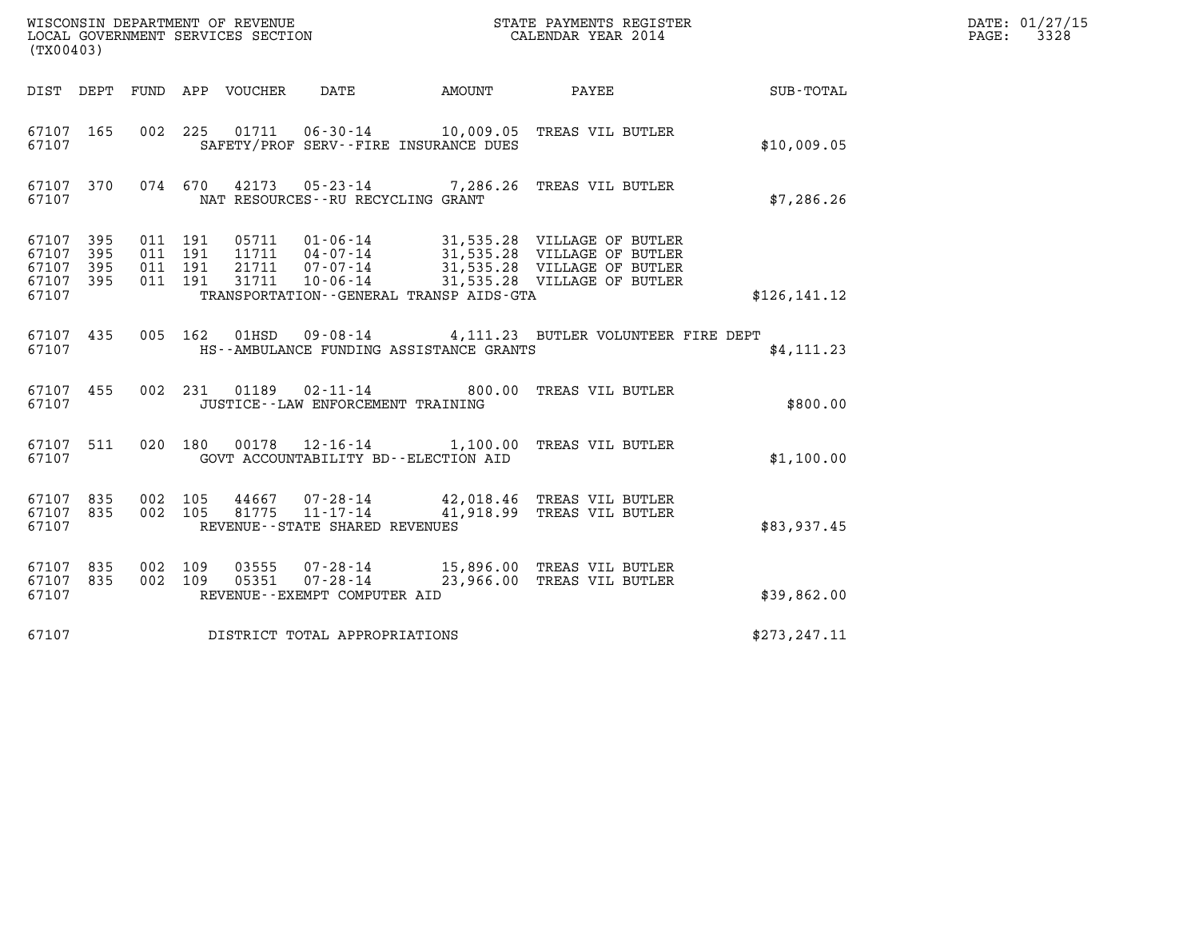WISCONSIN DEPARTMENT OF REVENUE
LOCAL GOVERNMENT SERVICES SECTION
(TX00403)

STATE PAYMENTS REGISTER
CALENDAR YEAR 2014

DATE: 01/27/15
PAGE: 3328

| DIST | DEPT | FUND | APP | VOUCHER | DATE | AMOUNT | PAYEE | SUB-TOTAL |
|---|---|---|---|---|---|---|---|---|
| 67107 | 165 | 002 | 225 | 01711 | 06-30-14 | 10,009.05 | TREAS VIL BUTLER | |
| 67107 | | | | SAFETY/PROF SERV--FIRE INSURANCE DUES | | | | $10,009.05 |
| 67107 | 370 | 074 | 670 | 42173 | 05-23-14 | 7,286.26 | TREAS VIL BUTLER | |
| 67107 | | | | NAT RESOURCES--RU RECYCLING GRANT | | | | $7,286.26 |
| 67107 | 395 | 011 | 191 | 05711 | 01-06-14 | 31,535.28 | VILLAGE OF BUTLER | |
| 67107 | 395 | 011 | 191 | 11711 | 04-07-14 | 31,535.28 | VILLAGE OF BUTLER | |
| 67107 | 395 | 011 | 191 | 21711 | 07-07-14 | 31,535.28 | VILLAGE OF BUTLER | |
| 67107 | 395 | 011 | 191 | 31711 | 10-06-14 | 31,535.28 | VILLAGE OF BUTLER | |
| 67107 | | | | TRANSPORTATION--GENERAL TRANSP AIDS-GTA | | | | $126,141.12 |
| 67107 | 435 | 005 | 162 | 01HSD | 09-08-14 | 4,111.23 | BUTLER VOLUNTEER FIRE DEPT | |
| 67107 | | | | HS--AMBULANCE FUNDING ASSISTANCE GRANTS | | | | $4,111.23 |
| 67107 | 455 | 002 | 231 | 01189 | 02-11-14 | 800.00 | TREAS VIL BUTLER | |
| 67107 | | | | JUSTICE--LAW ENFORCEMENT TRAINING | | | | $800.00 |
| 67107 | 511 | 020 | 180 | 00178 | 12-16-14 | 1,100.00 | TREAS VIL BUTLER | |
| 67107 | | | | GOVT ACCOUNTABILITY BD--ELECTION AID | | | | $1,100.00 |
| 67107 | 835 | 002 | 105 | 44667 | 07-28-14 | 42,018.46 | TREAS VIL BUTLER | |
| 67107 | 835 | 002 | 105 | 81775 | 11-17-14 | 41,918.99 | TREAS VIL BUTLER | |
| 67107 | | | | REVENUE--STATE SHARED REVENUES | | | | $83,937.45 |
| 67107 | 835 | 002 | 109 | 03555 | 07-28-14 | 15,896.00 | TREAS VIL BUTLER | |
| 67107 | 835 | 002 | 109 | 05351 | 07-28-14 | 23,966.00 | TREAS VIL BUTLER | |
| 67107 | | | | REVENUE--EXEMPT COMPUTER AID | | | | $39,862.00 |
| 67107 | | | | DISTRICT TOTAL APPROPRIATIONS | | | | $273,247.11 |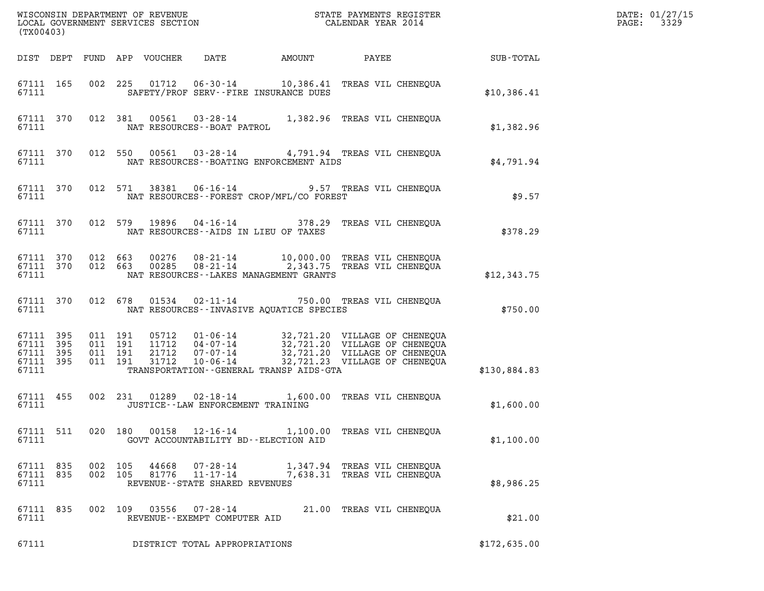WISCONSIN DEPARTMENT OF REVENUE
LOCAL GOVERNMENT SERVICES SECTION
(TX00403)

STATE PAYMENTS REGISTER
CALENDAR YEAR 2014

DATE: 01/27/15

| DIST | DEPT | FUND | APP | VOUCHER | DATE | AMOUNT | PAYEE | SUB-TOTAL |
|---|---|---|---|---|---|---|---|---|
| 67111 | 165 | 002 | 225 | 01712 | 06-30-14 | 10,386.41 | TREAS VIL CHENEQUA | |
| 67111 | | | | | SAFETY/PROF SERV--FIRE INSURANCE DUES | | | $10,386.41 |
| 67111 | 370 | 012 | 381 | 00561 | 03-28-14 | 1,382.96 | TREAS VIL CHENEQUA | |
| 67111 | | | | | NAT RESOURCES--BOAT PATROL | | | $1,382.96 |
| 67111 | 370 | 012 | 550 | 00561 | 03-28-14 | 4,791.94 | TREAS VIL CHENEQUA | |
| 67111 | | | | | NAT RESOURCES--BOATING ENFORCEMENT AIDS | | | $4,791.94 |
| 67111 | 370 | 012 | 571 | 38381 | 06-16-14 | 9.57 | TREAS VIL CHENEQUA | |
| 67111 | | | | | NAT RESOURCES--FOREST CROP/MFL/CO FOREST | | | $9.57 |
| 67111 | 370 | 012 | 579 | 19896 | 04-16-14 | 378.29 | TREAS VIL CHENEQUA | |
| 67111 | | | | | NAT RESOURCES--AIDS IN LIEU OF TAXES | | | $378.29 |
| 67111 | 370 | 012 | 663 | 00276 | 08-21-14 | 10,000.00 | TREAS VIL CHENEQUA | |
| 67111 | 370 | 012 | 663 | 00285 | 08-21-14 | 2,343.75 | TREAS VIL CHENEQUA | |
| 67111 | | | | | NAT RESOURCES--LAKES MANAGEMENT GRANTS | | | $12,343.75 |
| 67111 | 370 | 012 | 678 | 01534 | 02-11-14 | 750.00 | TREAS VIL CHENEQUA | |
| 67111 | | | | | NAT RESOURCES--INVASIVE AQUATICE SPECIES | | | $750.00 |
| 67111 | 395 | 011 | 191 | 05712 | 01-06-14 | 32,721.20 | VILLAGE OF CHENEQUA | |
| 67111 | 395 | 011 | 191 | 11712 | 04-07-14 | 32,721.20 | VILLAGE OF CHENEQUA | |
| 67111 | 395 | 011 | 191 | 21712 | 07-07-14 | 32,721.20 | VILLAGE OF CHENEQUA | |
| 67111 | 395 | 011 | 191 | 31712 | 10-06-14 | 32,721.23 | VILLAGE OF CHENEQUA | |
| 67111 | | | | | TRANSPORTATION--GENERAL TRANSP AIDS-GTA | | | $130,884.83 |
| 67111 | 455 | 002 | 231 | 01289 | 02-18-14 | 1,600.00 | TREAS VIL CHENEQUA | |
| 67111 | | | | | JUSTICE--LAW ENFORCEMENT TRAINING | | | $1,600.00 |
| 67111 | 511 | 020 | 180 | 00158 | 12-16-14 | 1,100.00 | TREAS VIL CHENEQUA | |
| 67111 | | | | | GOVT ACCOUNTABILITY BD--ELECTION AID | | | $1,100.00 |
| 67111 | 835 | 002 | 105 | 44668 | 07-28-14 | 1,347.94 | TREAS VIL CHENEQUA | |
| 67111 | 835 | 002 | 105 | 81776 | 11-17-14 | 7,638.31 | TREAS VIL CHENEQUA | |
| 67111 | | | | | REVENUE--STATE SHARED REVENUES | | | $8,986.25 |
| 67111 | 835 | 002 | 109 | 03556 | 07-28-14 | 21.00 | TREAS VIL CHENEQUA | |
| 67111 | | | | | REVENUE--EXEMPT COMPUTER AID | | | $21.00 |
| 67111 | | | | | DISTRICT TOTAL APPROPRIATIONS | | | $172,635.00 |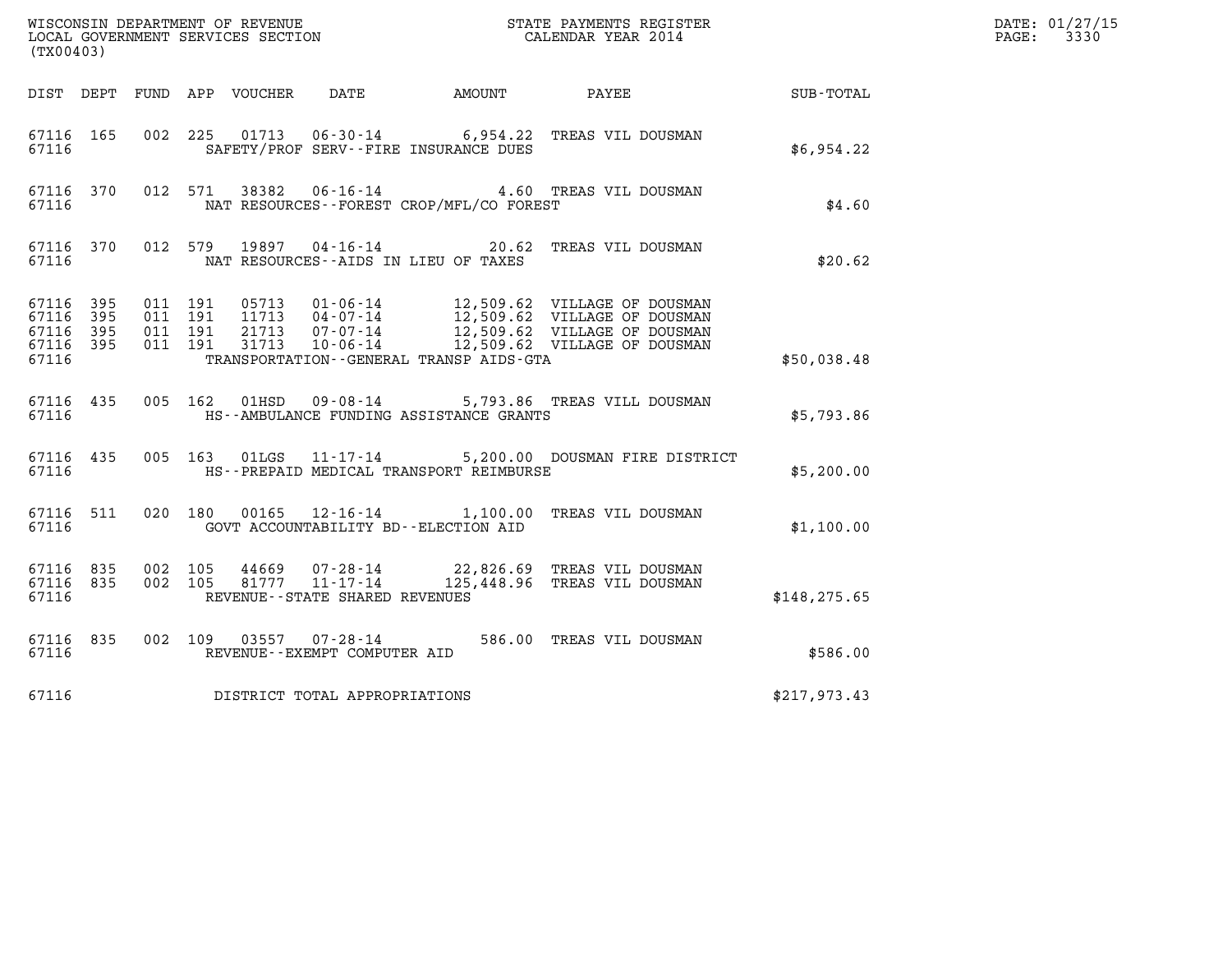WISCONSIN DEPARTMENT OF REVENUE
LOCAL GOVERNMENT SERVICES SECTION
(TX00403)

STATE PAYMENTS REGISTER
CALENDAR YEAR 2014

DATE: 01/27/15
PAGE: 3330

| DIST | DEPT | FUND | APP | VOUCHER | DATE | AMOUNT | PAYEE | SUB-TOTAL |
|---|---|---|---|---|---|---|---|---|
| 67116 | 165 | 002 | 225 | 01713 | 06-30-14 | 6,954.22 | TREAS VIL DOUSMAN | |
| 67116 | | | | SAFETY/PROF SERV--FIRE INSURANCE DUES | | | | $6,954.22 |
| 67116 | 370 | 012 | 571 | 38382 | 06-16-14 | 4.60 | TREAS VIL DOUSMAN | |
| 67116 | | | | NAT RESOURCES--FOREST CROP/MFL/CO FOREST | | | | $4.60 |
| 67116 | 370 | 012 | 579 | 19897 | 04-16-14 | 20.62 | TREAS VIL DOUSMAN | |
| 67116 | | | | NAT RESOURCES--AIDS IN LIEU OF TAXES | | | | $20.62 |
| 67116 | 395 | 011 | 191 | 05713 | 01-06-14 | 12,509.62 | VILLAGE OF DOUSMAN | |
| 67116 | 395 | 011 | 191 | 11713 | 04-07-14 | 12,509.62 | VILLAGE OF DOUSMAN | |
| 67116 | 395 | 011 | 191 | 21713 | 07-07-14 | 12,509.62 | VILLAGE OF DOUSMAN | |
| 67116 | 395 | 011 | 191 | 31713 | 10-06-14 | 12,509.62 | VILLAGE OF DOUSMAN | |
| 67116 | | | | TRANSPORTATION--GENERAL TRANSP AIDS-GTA | | | | $50,038.48 |
| 67116 | 435 | 005 | 162 | 01HSD | 09-08-14 | 5,793.86 | TREAS VILL DOUSMAN | |
| 67116 | | | | HS--AMBULANCE FUNDING ASSISTANCE GRANTS | | | | $5,793.86 |
| 67116 | 435 | 005 | 163 | 01LGS | 11-17-14 | 5,200.00 | DOUSMAN FIRE DISTRICT | |
| 67116 | | | | HS--PREPAID MEDICAL TRANSPORT REIMBURSE | | | | $5,200.00 |
| 67116 | 511 | 020 | 180 | 00165 | 12-16-14 | 1,100.00 | TREAS VIL DOUSMAN | |
| 67116 | | | | GOVT ACCOUNTABILITY BD--ELECTION AID | | | | $1,100.00 |
| 67116 | 835 | 002 | 105 | 44669 | 07-28-14 | 22,826.69 | TREAS VIL DOUSMAN | |
| 67116 | 835 | 002 | 105 | 81777 | 11-17-14 | 125,448.96 | TREAS VIL DOUSMAN | |
| 67116 | | | | REVENUE--STATE SHARED REVENUES | | | | $148,275.65 |
| 67116 | 835 | 002 | 109 | 03557 | 07-28-14 | 586.00 | TREAS VIL DOUSMAN | |
| 67116 | | | | REVENUE--EXEMPT COMPUTER AID | | | | $586.00 |
| 67116 | | | | DISTRICT TOTAL APPROPRIATIONS | | | | $217,973.43 |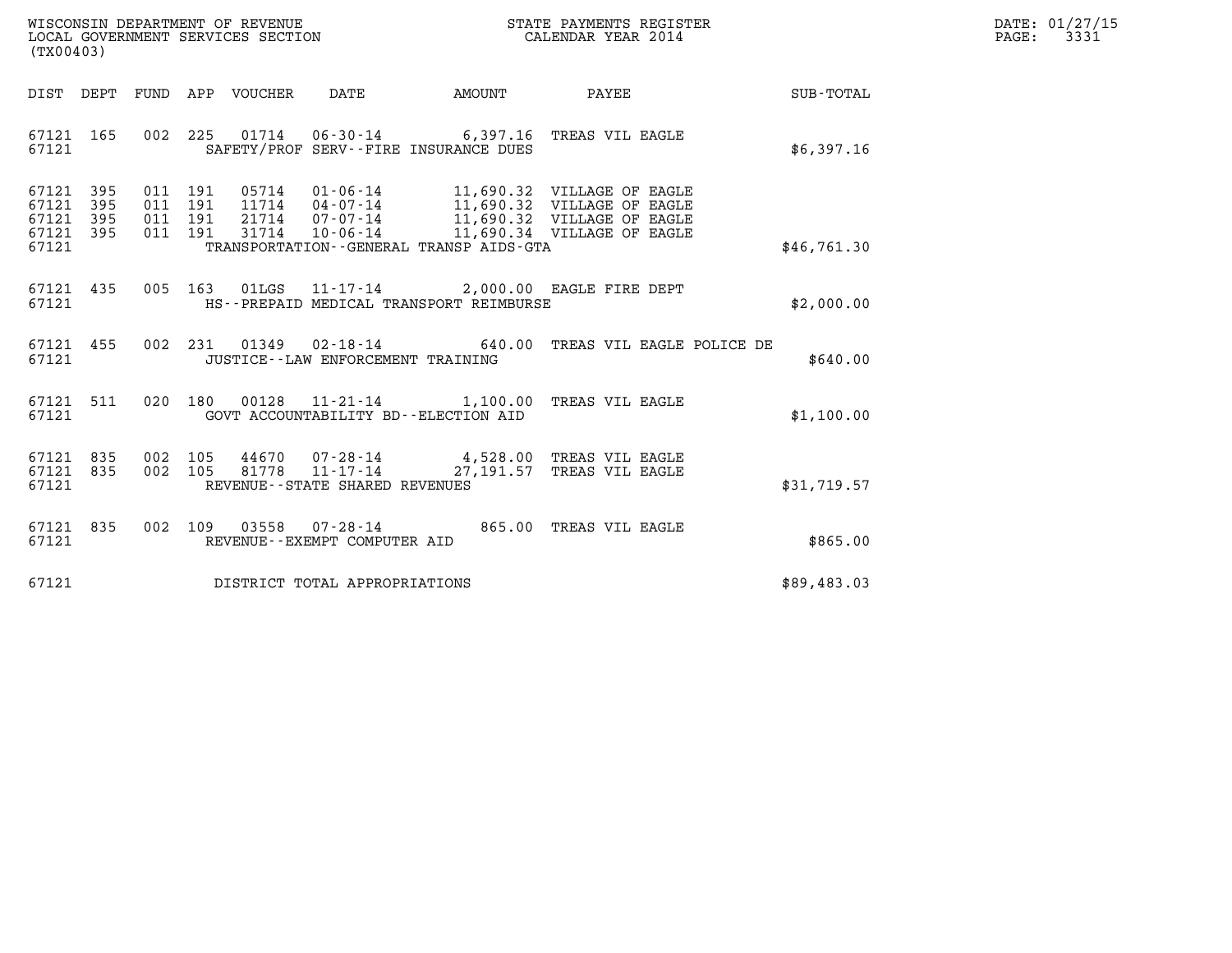WISCONSIN DEPARTMENT OF REVENUE
LOCAL GOVERNMENT SERVICES SECTION
(TX00403)

STATE PAYMENTS REGISTER
CALENDAR YEAR 2014

DATE: 01/27/15
PAGE: 3331

| DIST | DEPT | FUND | APP | VOUCHER | DATE | AMOUNT | PAYEE | SUB-TOTAL |
|---|---|---|---|---|---|---|---|---|
| 67121 | 165 | 002 | 225 | 01714 | 06-30-14 | 6,397.16 | TREAS VIL EAGLE | |
| 67121 | | | | | SAFETY/PROF SERV--FIRE INSURANCE DUES | | | $6,397.16 |
| 67121 | 395 | 011 | 191 | 05714 | 01-06-14 | 11,690.32 | VILLAGE OF EAGLE | |
| 67121 | 395 | 011 | 191 | 11714 | 04-07-14 | 11,690.32 | VILLAGE OF EAGLE | |
| 67121 | 395 | 011 | 191 | 21714 | 07-07-14 | 11,690.32 | VILLAGE OF EAGLE | |
| 67121 | 395 | 011 | 191 | 31714 | 10-06-14 | 11,690.34 | VILLAGE OF EAGLE | |
| 67121 | | | | | TRANSPORTATION--GENERAL TRANSP AIDS-GTA | | | $46,761.30 |
| 67121 | 435 | 005 | 163 | 01LGS | 11-17-14 | 2,000.00 | EAGLE FIRE DEPT | |
| 67121 | | | | | HS--PREPAID MEDICAL TRANSPORT REIMBURSE | | | $2,000.00 |
| 67121 | 455 | 002 | 231 | 01349 | 02-18-14 | 640.00 | TREAS VIL EAGLE POLICE DE | |
| 67121 | | | | | JUSTICE--LAW ENFORCEMENT TRAINING | | | $640.00 |
| 67121 | 511 | 020 | 180 | 00128 | 11-21-14 | 1,100.00 | TREAS VIL EAGLE | |
| 67121 | | | | | GOVT ACCOUNTABILITY BD--ELECTION AID | | | $1,100.00 |
| 67121 | 835 | 002 | 105 | 44670 | 07-28-14 | 4,528.00 | TREAS VIL EAGLE | |
| 67121 | 835 | 002 | 105 | 81778 | 11-17-14 | 27,191.57 | TREAS VIL EAGLE | |
| 67121 | | | | | REVENUE--STATE SHARED REVENUES | | | $31,719.57 |
| 67121 | 835 | 002 | 109 | 03558 | 07-28-14 | 865.00 | TREAS VIL EAGLE | |
| 67121 | | | | | REVENUE--EXEMPT COMPUTER AID | | | $865.00 |
| 67121 | | | | | DISTRICT TOTAL APPROPRIATIONS | | | $89,483.03 |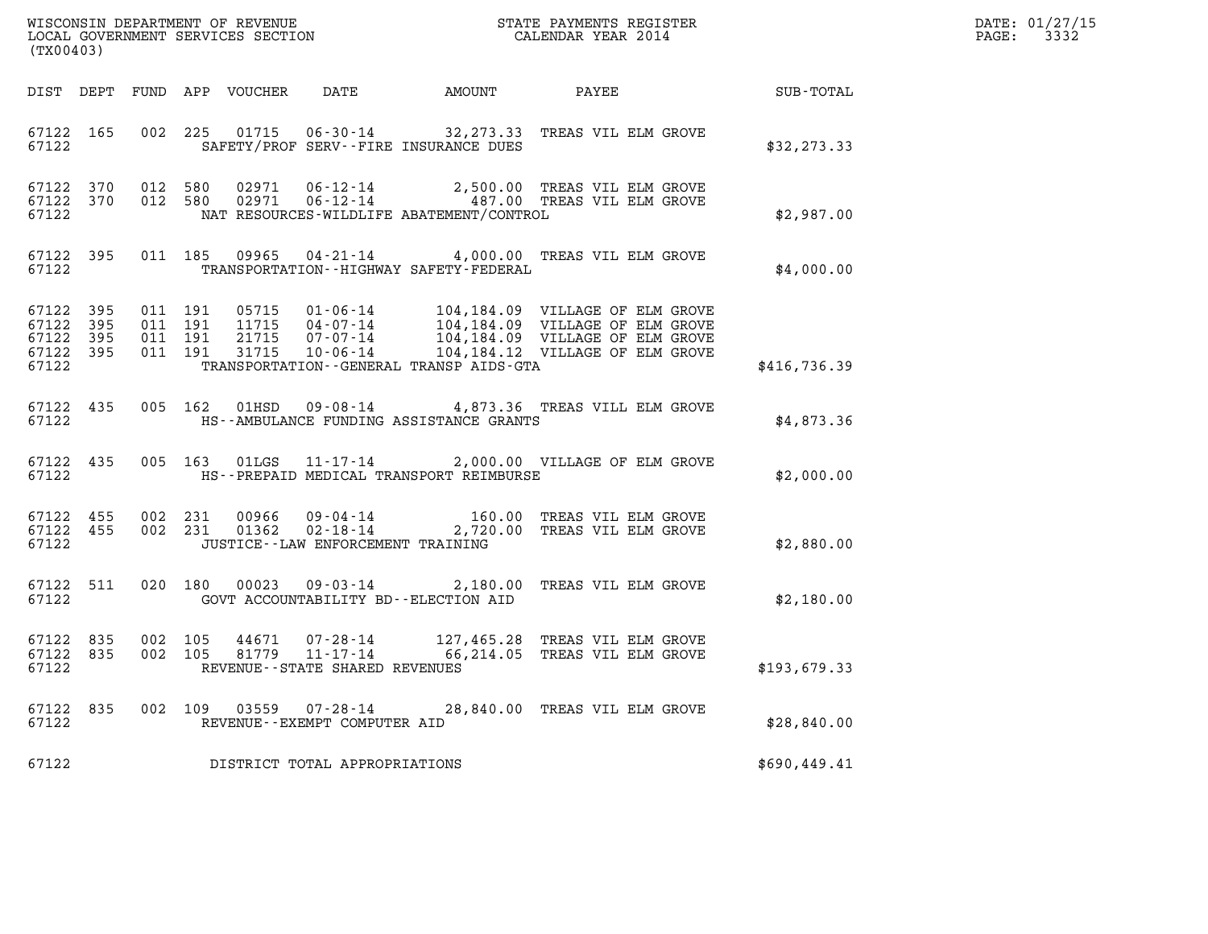WISCONSIN DEPARTMENT OF REVENUE
LOCAL GOVERNMENT SERVICES SECTION
(TX00403)

STATE PAYMENTS REGISTER
CALENDAR YEAR 2014

DATE: 01/27/15
PAGE: 3332

| DIST | DEPT | FUND | APP | VOUCHER | DATE | AMOUNT | PAYEE | SUB-TOTAL |
|---|---|---|---|---|---|---|---|---|
| 67122 | 165 | 002 | 225 | 01715 | 06-30-14 | 32,273.33 | TREAS VIL ELM GROVE | |
| 67122 | | | | | SAFETY/PROF SERV--FIRE INSURANCE DUES | | | $32,273.33 |
| 67122 | 370 | 012 | 580 | 02971 | 06-12-14 | 2,500.00 | TREAS VIL ELM GROVE | |
| 67122 | 370 | 012 | 580 | 02971 | 06-12-14 | 487.00 | TREAS VIL ELM GROVE | |
| 67122 | | | | | NAT RESOURCES-WILDLIFE ABATEMENT/CONTROL | | | $2,987.00 |
| 67122 | 395 | 011 | 185 | 09965 | 04-21-14 | 4,000.00 | TREAS VIL ELM GROVE | |
| 67122 | | | | | TRANSPORTATION--HIGHWAY SAFETY-FEDERAL | | | $4,000.00 |
| 67122 | 395 | 011 | 191 | 05715 | 01-06-14 | 104,184.09 | VILLAGE OF ELM GROVE | |
| 67122 | 395 | 011 | 191 | 11715 | 04-07-14 | 104,184.09 | VILLAGE OF ELM GROVE | |
| 67122 | 395 | 011 | 191 | 21715 | 07-07-14 | 104,184.09 | VILLAGE OF ELM GROVE | |
| 67122 | 395 | 011 | 191 | 31715 | 10-06-14 | 104,184.12 | VILLAGE OF ELM GROVE | |
| 67122 | | | | | TRANSPORTATION--GENERAL TRANSP AIDS-GTA | | | $416,736.39 |
| 67122 | 435 | 005 | 162 | 01HSD | 09-08-14 | 4,873.36 | TREAS VILL ELM GROVE | |
| 67122 | | | | | HS--AMBULANCE FUNDING ASSISTANCE GRANTS | | | $4,873.36 |
| 67122 | 435 | 005 | 163 | 01LGS | 11-17-14 | 2,000.00 | VILLAGE OF ELM GROVE | |
| 67122 | | | | | HS--PREPAID MEDICAL TRANSPORT REIMBURSE | | | $2,000.00 |
| 67122 | 455 | 002 | 231 | 00966 | 09-04-14 | 160.00 | TREAS VIL ELM GROVE | |
| 67122 | 455 | 002 | 231 | 01362 | 02-18-14 | 2,720.00 | TREAS VIL ELM GROVE | |
| 67122 | | | | | JUSTICE--LAW ENFORCEMENT TRAINING | | | $2,880.00 |
| 67122 | 511 | 020 | 180 | 00023 | 09-03-14 | 2,180.00 | TREAS VIL ELM GROVE | |
| 67122 | | | | | GOVT ACCOUNTABILITY BD--ELECTION AID | | | $2,180.00 |
| 67122 | 835 | 002 | 105 | 44671 | 07-28-14 | 127,465.28 | TREAS VIL ELM GROVE | |
| 67122 | 835 | 002 | 105 | 81779 | 11-17-14 | 66,214.05 | TREAS VIL ELM GROVE | |
| 67122 | | | | | REVENUE--STATE SHARED REVENUES | | | $193,679.33 |
| 67122 | 835 | 002 | 109 | 03559 | 07-28-14 | 28,840.00 | TREAS VIL ELM GROVE | |
| 67122 | | | | | REVENUE--EXEMPT COMPUTER AID | | | $28,840.00 |
| 67122 | | | | | DISTRICT TOTAL APPROPRIATIONS | | | $690,449.41 |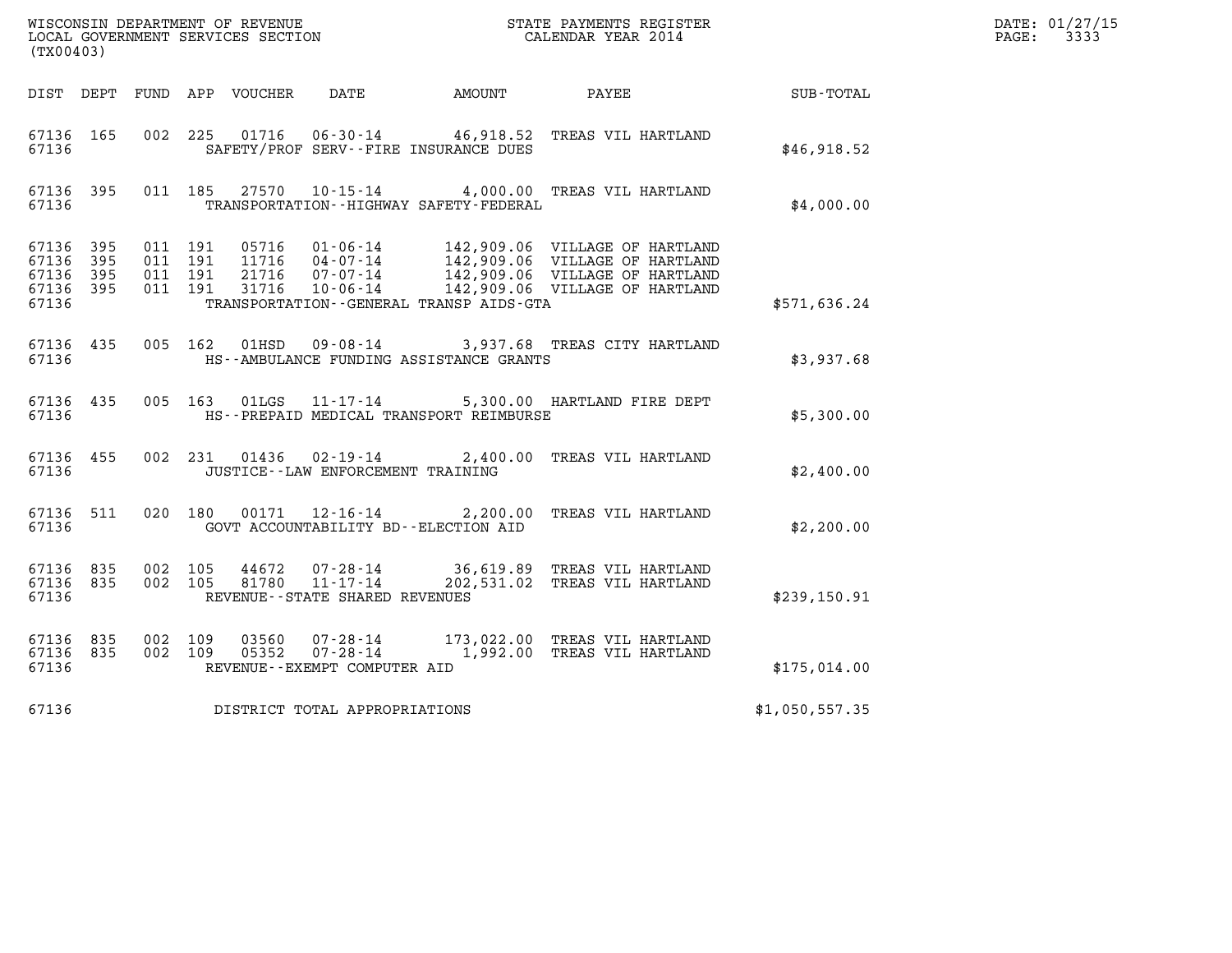WISCONSIN DEPARTMENT OF REVENUE
LOCAL GOVERNMENT SERVICES SECTION
(TX00403)

STATE PAYMENTS REGISTER
CALENDAR YEAR 2014

DATE: 01/27/15
PAGE: 3333

| DIST | DEPT | FUND | APP | VOUCHER | DATE | AMOUNT | PAYEE | SUB-TOTAL |
|---|---|---|---|---|---|---|---|---|
| 67136 | 165 | 002 | 225 | 01716 | 06-30-14 | 46,918.52 | TREAS VIL HARTLAND | |
| 67136 | | | | | SAFETY/PROF SERV--FIRE INSURANCE DUES | | | $46,918.52 |
| 67136 | 395 | 011 | 185 | 27570 | 10-15-14 | 4,000.00 | TREAS VIL HARTLAND | |
| 67136 | | | | | TRANSPORTATION--HIGHWAY SAFETY-FEDERAL | | | $4,000.00 |
| 67136 | 395 | 011 | 191 | 05716 | 01-06-14 | 142,909.06 | VILLAGE OF HARTLAND | |
| 67136 | 395 | 011 | 191 | 11716 | 04-07-14 | 142,909.06 | VILLAGE OF HARTLAND | |
| 67136 | 395 | 011 | 191 | 21716 | 07-07-14 | 142,909.06 | VILLAGE OF HARTLAND | |
| 67136 | 395 | 011 | 191 | 31716 | 10-06-14 | 142,909.06 | VILLAGE OF HARTLAND | |
| 67136 | | | | | TRANSPORTATION--GENERAL TRANSP AIDS-GTA | | | $571,636.24 |
| 67136 | 435 | 005 | 162 | 01HSD | 09-08-14 | 3,937.68 | TREAS CITY HARTLAND | |
| 67136 | | | | | HS--AMBULANCE FUNDING ASSISTANCE GRANTS | | | $3,937.68 |
| 67136 | 435 | 005 | 163 | 01LGS | 11-17-14 | 5,300.00 | HARTLAND FIRE DEPT | |
| 67136 | | | | | HS--PREPAID MEDICAL TRANSPORT REIMBURSE | | | $5,300.00 |
| 67136 | 455 | 002 | 231 | 01436 | 02-19-14 | 2,400.00 | TREAS VIL HARTLAND | |
| 67136 | | | | | JUSTICE--LAW ENFORCEMENT TRAINING | | | $2,400.00 |
| 67136 | 511 | 020 | 180 | 00171 | 12-16-14 | 2,200.00 | TREAS VIL HARTLAND | |
| 67136 | | | | | GOVT ACCOUNTABILITY BD--ELECTION AID | | | $2,200.00 |
| 67136 | 835 | 002 | 105 | 44672 | 07-28-14 | 36,619.89 | TREAS VIL HARTLAND | |
| 67136 | 835 | 002 | 105 | 81780 | 11-17-14 | 202,531.02 | TREAS VIL HARTLAND | |
| 67136 | | | | | REVENUE--STATE SHARED REVENUES | | | $239,150.91 |
| 67136 | 835 | 002 | 109 | 03560 | 07-28-14 | 173,022.00 | TREAS VIL HARTLAND | |
| 67136 | 835 | 002 | 109 | 05352 | 07-28-14 | 1,992.00 | TREAS VIL HARTLAND | |
| 67136 | | | | | REVENUE--EXEMPT COMPUTER AID | | | $175,014.00 |
| 67136 | | | | | DISTRICT TOTAL APPROPRIATIONS | | | $1,050,557.35 |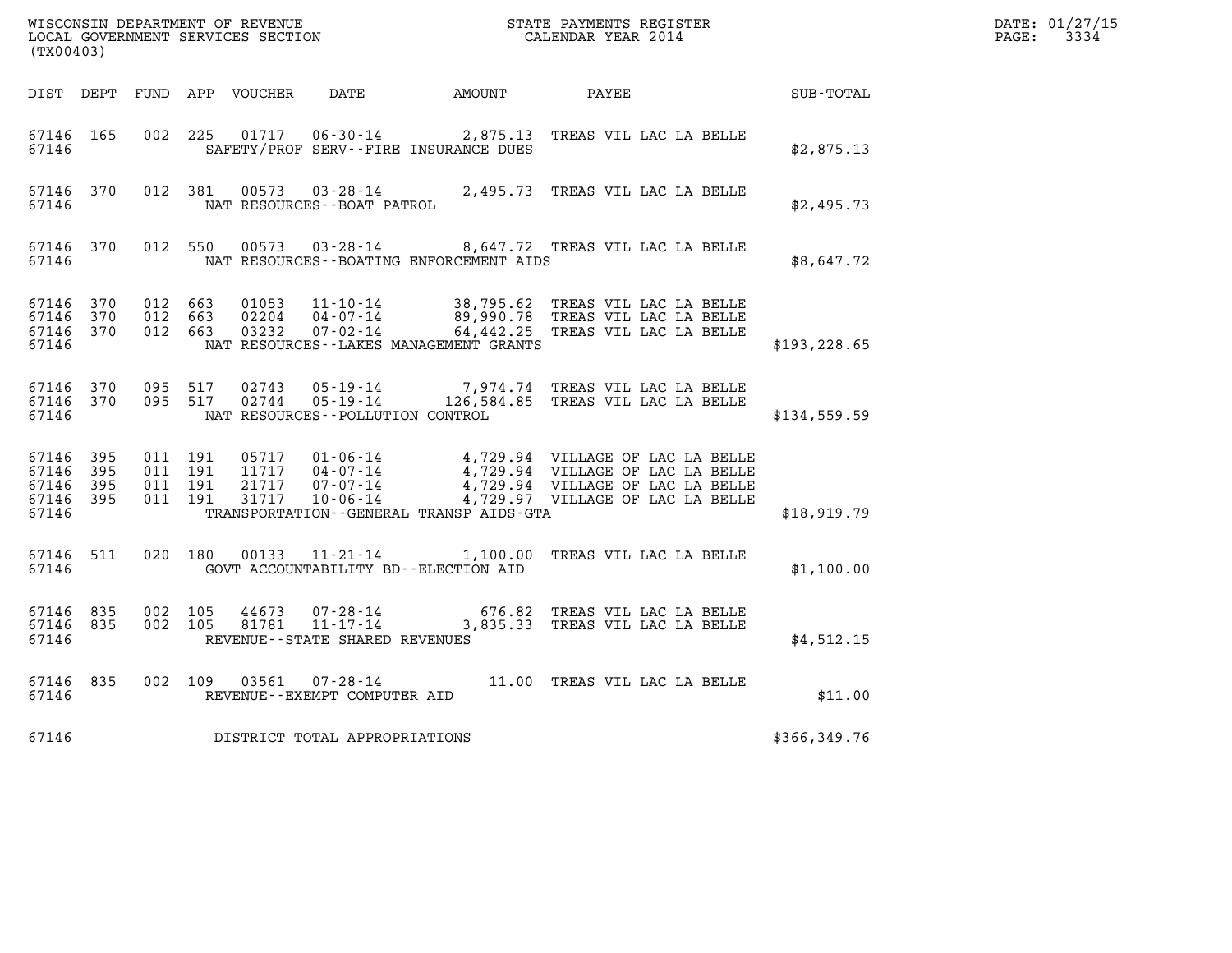WISCONSIN DEPARTMENT OF REVENUE
LOCAL GOVERNMENT SERVICES SECTION
(TX00403)

STATE PAYMENTS REGISTER
CALENDAR YEAR 2014

DATE: 01/27/15
PAGE: 3334

| DIST | DEPT | FUND | APP | VOUCHER | DATE | AMOUNT | PAYEE | SUB-TOTAL |
|---|---|---|---|---|---|---|---|---|
| 67146 | 165 | 002 | 225 | 01717 | 06-30-14 | 2,875.13 | TREAS VIL LAC LA BELLE | |
| 67146 | | | | | SAFETY/PROF SERV--FIRE INSURANCE DUES | | | $2,875.13 |
| 67146 | 370 | 012 | 381 | 00573 | 03-28-14 | 2,495.73 | TREAS VIL LAC LA BELLE | |
| 67146 | | | | | NAT RESOURCES--BOAT PATROL | | | $2,495.73 |
| 67146 | 370 | 012 | 550 | 00573 | 03-28-14 | 8,647.72 | TREAS VIL LAC LA BELLE | |
| 67146 | | | | | NAT RESOURCES--BOATING ENFORCEMENT AIDS | | | $8,647.72 |
| 67146 | 370 | 012 | 663 | 01053 | 11-10-14 | 38,795.62 | TREAS VIL LAC LA BELLE | |
| 67146 | 370 | 012 | 663 | 02204 | 04-07-14 | 89,990.78 | TREAS VIL LAC LA BELLE | |
| 67146 | 370 | 012 | 663 | 03232 | 07-02-14 | 64,442.25 | TREAS VIL LAC LA BELLE | |
| 67146 | | | | | NAT RESOURCES--LAKES MANAGEMENT GRANTS | | | $193,228.65 |
| 67146 | 370 | 095 | 517 | 02743 | 05-19-14 | 7,974.74 | TREAS VIL LAC LA BELLE | |
| 67146 | 370 | 095 | 517 | 02744 | 05-19-14 | 126,584.85 | TREAS VIL LAC LA BELLE | |
| 67146 | | | | | NAT RESOURCES--POLLUTION CONTROL | | | $134,559.59 |
| 67146 | 395 | 011 | 191 | 05717 | 01-06-14 | 4,729.94 | VILLAGE OF LAC LA BELLE | |
| 67146 | 395 | 011 | 191 | 11717 | 04-07-14 | 4,729.94 | VILLAGE OF LAC LA BELLE | |
| 67146 | 395 | 011 | 191 | 21717 | 07-07-14 | 4,729.94 | VILLAGE OF LAC LA BELLE | |
| 67146 | 395 | 011 | 191 | 31717 | 10-06-14 | 4,729.97 | VILLAGE OF LAC LA BELLE | |
| 67146 | | | | | TRANSPORTATION--GENERAL TRANSP AIDS-GTA | | | $18,919.79 |
| 67146 | 511 | 020 | 180 | 00133 | 11-21-14 | 1,100.00 | TREAS VIL LAC LA BELLE | |
| 67146 | | | | | GOVT ACCOUNTABILITY BD--ELECTION AID | | | $1,100.00 |
| 67146 | 835 | 002 | 105 | 44673 | 07-28-14 | 676.82 | TREAS VIL LAC LA BELLE | |
| 67146 | 835 | 002 | 105 | 81781 | 11-17-14 | 3,835.33 | TREAS VIL LAC LA BELLE | |
| 67146 | | | | | REVENUE--STATE SHARED REVENUES | | | $4,512.15 |
| 67146 | 835 | 002 | 109 | 03561 | 07-28-14 | 11.00 | TREAS VIL LAC LA BELLE | |
| 67146 | | | | | REVENUE--EXEMPT COMPUTER AID | | | $11.00 |
| 67146 | | | | | DISTRICT TOTAL APPROPRIATIONS | | | $366,349.76 |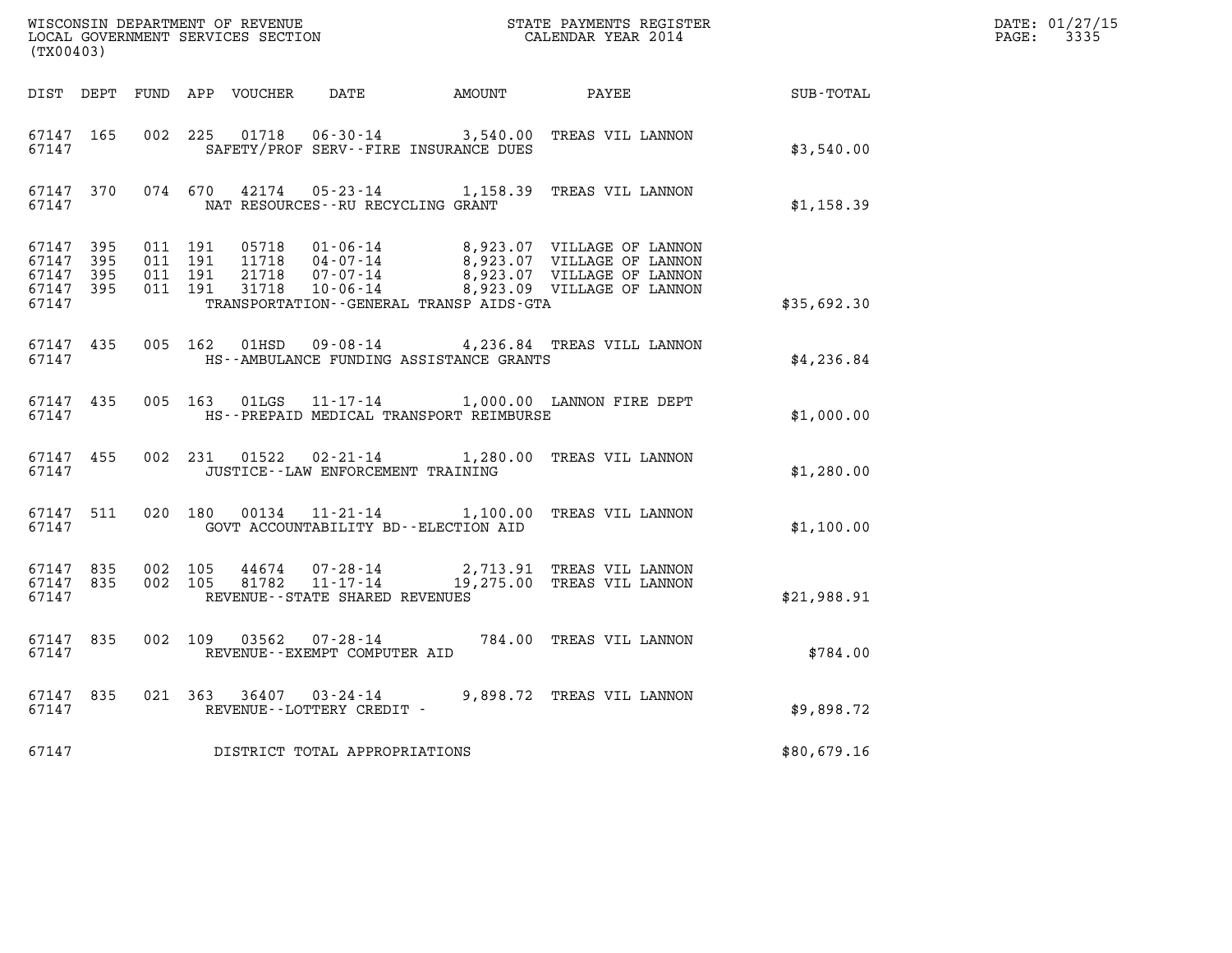WISCONSIN DEPARTMENT OF REVENUE
LOCAL GOVERNMENT SERVICES SECTION
(TX00403)

STATE PAYMENTS REGISTER
CALENDAR YEAR 2014

DATE: 01/27/15

| DIST | DEPT | FUND | APP | VOUCHER | DATE | AMOUNT | PAYEE | SUB-TOTAL |
|---|---|---|---|---|---|---|---|---|
| 67147 | 165 | 002 | 225 | 01718 | 06-30-14 | 3,540.00 | TREAS VIL LANNON | |
| 67147 | | | | | SAFETY/PROF SERV--FIRE INSURANCE DUES | | | $3,540.00 |
| 67147 | 370 | 074 | 670 | 42174 | 05-23-14 | 1,158.39 | TREAS VIL LANNON | |
| 67147 | | | | | NAT RESOURCES--RU RECYCLING GRANT | | | $1,158.39 |
| 67147 | 395 | 011 | 191 | 05718 | 01-06-14 | 8,923.07 | VILLAGE OF LANNON | |
| 67147 | 395 | 011 | 191 | 11718 | 04-07-14 | 8,923.07 | VILLAGE OF LANNON | |
| 67147 | 395 | 011 | 191 | 21718 | 07-07-14 | 8,923.07 | VILLAGE OF LANNON | |
| 67147 | 395 | 011 | 191 | 31718 | 10-06-14 | 8,923.09 | VILLAGE OF LANNON | |
| 67147 | | | | | TRANSPORTATION--GENERAL TRANSP AIDS-GTA | | | $35,692.30 |
| 67147 | 435 | 005 | 162 | 01HSD | 09-08-14 | 4,236.84 | TREAS VILL LANNON | |
| 67147 | | | | | HS--AMBULANCE FUNDING ASSISTANCE GRANTS | | | $4,236.84 |
| 67147 | 435 | 005 | 163 | 01LGS | 11-17-14 | 1,000.00 | LANNON FIRE DEPT | |
| 67147 | | | | | HS--PREPAID MEDICAL TRANSPORT REIMBURSE | | | $1,000.00 |
| 67147 | 455 | 002 | 231 | 01522 | 02-21-14 | 1,280.00 | TREAS VIL LANNON | |
| 67147 | | | | | JUSTICE--LAW ENFORCEMENT TRAINING | | | $1,280.00 |
| 67147 | 511 | 020 | 180 | 00134 | 11-21-14 | 1,100.00 | TREAS VIL LANNON | |
| 67147 | | | | | GOVT ACCOUNTABILITY BD--ELECTION AID | | | $1,100.00 |
| 67147 | 835 | 002 | 105 | 44674 | 07-28-14 | 2,713.91 | TREAS VIL LANNON | |
| 67147 | 835 | 002 | 105 | 81782 | 11-17-14 | 19,275.00 | TREAS VIL LANNON | |
| 67147 | | | | | REVENUE--STATE SHARED REVENUES | | | $21,988.91 |
| 67147 | 835 | 002 | 109 | 03562 | 07-28-14 | 784.00 | TREAS VIL LANNON | |
| 67147 | | | | | REVENUE--EXEMPT COMPUTER AID | | | $784.00 |
| 67147 | 835 | 021 | 363 | 36407 | 03-24-14 | 9,898.72 | TREAS VIL LANNON | |
| 67147 | | | | | REVENUE--LOTTERY CREDIT - | | | $9,898.72 |
| 67147 | | | | | DISTRICT TOTAL APPROPRIATIONS | | | $80,679.16 |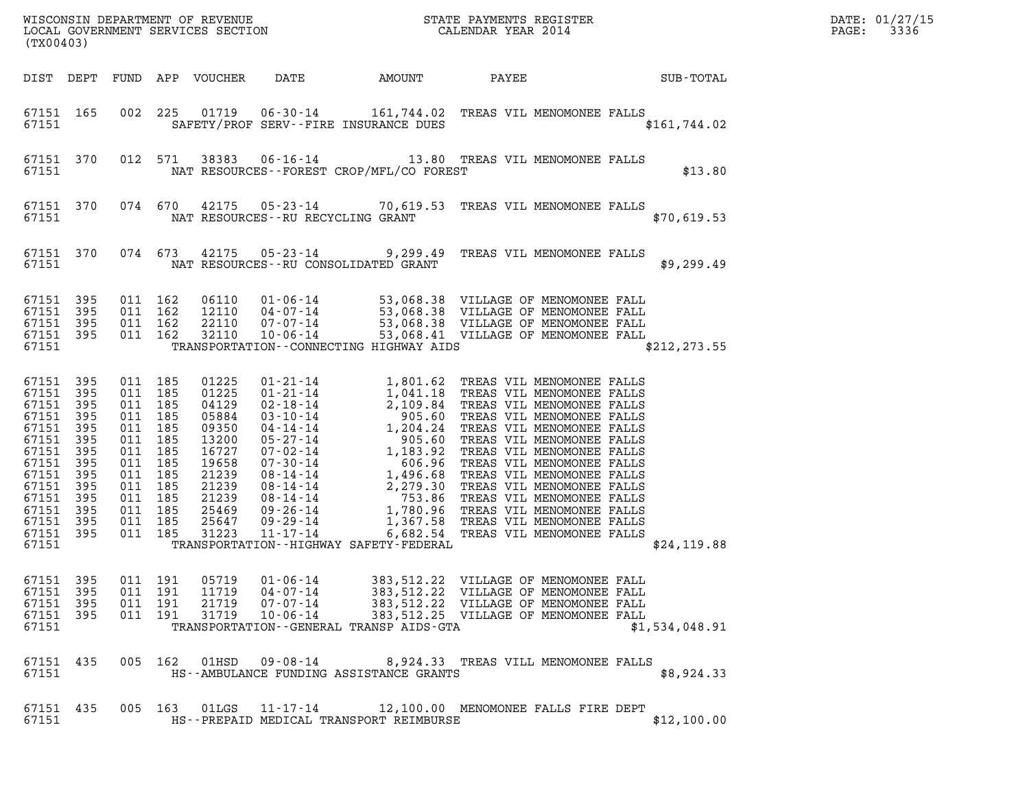WISCONSIN DEPARTMENT OF REVENUE
LOCAL GOVERNMENT SERVICES SECTION
(TX00403)

STATE PAYMENTS REGISTER
CALENDAR YEAR 2014

DATE: 01/27/15

| DIST | DEPT | FUND | APP | VOUCHER | DATE | AMOUNT | PAYEE | SUB-TOTAL |
|---|---|---|---|---|---|---|---|---|
| 67151 | 165 | 002 | 225 | 01719 | 06-30-14 | 161,744.02 | TREAS VIL MENOMONEE FALLS | |
| 67151 | | | | | SAFETY/PROF SERV--FIRE INSURANCE DUES | | | $161,744.02 |
| 67151 | 370 | 012 | 571 | 38383 | 06-16-14 | 13.80 | TREAS VIL MENOMONEE FALLS | |
| 67151 | | | | | NAT RESOURCES--FOREST CROP/MFL/CO FOREST | | | $13.80 |
| 67151 | 370 | 074 | 670 | 42175 | 05-23-14 | 70,619.53 | TREAS VIL MENOMONEE FALLS | |
| 67151 | | | | | NAT RESOURCES--RU RECYCLING GRANT | | | $70,619.53 |
| 67151 | 370 | 074 | 673 | 42175 | 05-23-14 | 9,299.49 | TREAS VIL MENOMONEE FALLS | |
| 67151 | | | | | NAT RESOURCES--RU CONSOLIDATED GRANT | | | $9,299.49 |
| 67151 | 395 | 011 | 162 | 06110 | 01-06-14 | 53,068.38 | VILLAGE OF MENOMONEE FALL | |
| 67151 | 395 | 011 | 162 | 12110 | 04-07-14 | 53,068.38 | VILLAGE OF MENOMONEE FALL | |
| 67151 | 395 | 011 | 162 | 22110 | 07-07-14 | 53,068.38 | VILLAGE OF MENOMONEE FALL | |
| 67151 | 395 | 011 | 162 | 32110 | 10-06-14 | 53,068.41 | VILLAGE OF MENOMONEE FALL | |
| 67151 | | | | | TRANSPORTATION--CONNECTING HIGHWAY AIDS | | | $212,273.55 |
| 67151 | 395 | 011 | 185 | 01225 | 01-21-14 | 1,801.62 | TREAS VIL MENOMONEE FALLS | |
| 67151 | 395 | 011 | 185 | 01225 | 01-21-14 | 1,041.18 | TREAS VIL MENOMONEE FALLS | |
| 67151 | 395 | 011 | 185 | 04129 | 02-18-14 | 2,109.84 | TREAS VIL MENOMONEE FALLS | |
| 67151 | 395 | 011 | 185 | 05884 | 03-10-14 | 905.60 | TREAS VIL MENOMONEE FALLS | |
| 67151 | 395 | 011 | 185 | 09350 | 04-14-14 | 1,204.24 | TREAS VIL MENOMONEE FALLS | |
| 67151 | 395 | 011 | 185 | 13200 | 05-27-14 | 905.60 | TREAS VIL MENOMONEE FALLS | |
| 67151 | 395 | 011 | 185 | 16727 | 07-02-14 | 1,183.92 | TREAS VIL MENOMONEE FALLS | |
| 67151 | 395 | 011 | 185 | 19658 | 07-30-14 | 606.96 | TREAS VIL MENOMONEE FALLS | |
| 67151 | 395 | 011 | 185 | 21239 | 08-14-14 | 1,496.68 | TREAS VIL MENOMONEE FALLS | |
| 67151 | 395 | 011 | 185 | 21239 | 08-14-14 | 2,279.30 | TREAS VIL MENOMONEE FALLS | |
| 67151 | 395 | 011 | 185 | 21239 | 08-14-14 | 753.86 | TREAS VIL MENOMONEE FALLS | |
| 67151 | 395 | 011 | 185 | 25469 | 09-26-14 | 1,780.96 | TREAS VIL MENOMONEE FALLS | |
| 67151 | 395 | 011 | 185 | 25647 | 09-29-14 | 1,367.58 | TREAS VIL MENOMONEE FALLS | |
| 67151 | 395 | 011 | 185 | 31223 | 11-17-14 | 6,682.54 | TREAS VIL MENOMONEE FALLS | |
| 67151 | | | | | TRANSPORTATION--HIGHWAY SAFETY-FEDERAL | | | $24,119.88 |
| 67151 | 395 | 011 | 191 | 05719 | 01-06-14 | 383,512.22 | VILLAGE OF MENOMONEE FALL | |
| 67151 | 395 | 011 | 191 | 11719 | 04-07-14 | 383,512.22 | VILLAGE OF MENOMONEE FALL | |
| 67151 | 395 | 011 | 191 | 21719 | 07-07-14 | 383,512.22 | VILLAGE OF MENOMONEE FALL | |
| 67151 | 395 | 011 | 191 | 31719 | 10-06-14 | 383,512.25 | VILLAGE OF MENOMONEE FALL | |
| 67151 | | | | | TRANSPORTATION--GENERAL TRANSP AIDS-GTA | | | $1,534,048.91 |
| 67151 | 435 | 005 | 162 | 01HSD | 09-08-14 | 8,924.33 | TREAS VILL MENOMONEE FALLS | |
| 67151 | | | | | HS--AMBULANCE FUNDING ASSISTANCE GRANTS | | | $8,924.33 |
| 67151 | 435 | 005 | 163 | 01LGS | 11-17-14 | 12,100.00 | MENOMONEE FALLS FIRE DEPT | |
| 67151 | | | | | HS--PREPAID MEDICAL TRANSPORT REIMBURSE | | | $12,100.00 |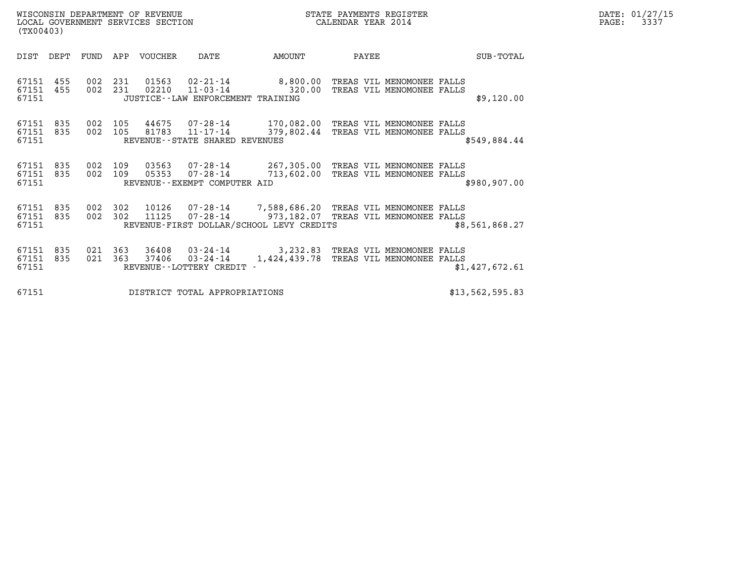WISCONSIN DEPARTMENT OF REVENUE
LOCAL GOVERNMENT SERVICES SECTION
(TX00403)

STATE PAYMENTS REGISTER
CALENDAR YEAR 2014

DATE: 01/27/15
PAGE: 3337

| DIST | DEPT | FUND | APP | VOUCHER | DATE | AMOUNT | PAYEE | SUB-TOTAL |
|---|---|---|---|---|---|---|---|---|
| 67151 | 455 | 002 | 231 | 01563 | 02-21-14 | 8,800.00 | TREAS VIL MENOMONEE FALLS | |
| 67151 | 455 | 002 | 231 | 02210 | 11-03-14 | 320.00 | TREAS VIL MENOMONEE FALLS | |
| 67151 | | | | | JUSTICE--LAW ENFORCEMENT TRAINING | | | $9,120.00 |
| 67151 | 835 | 002 | 105 | 44675 | 07-28-14 | 170,082.00 | TREAS VIL MENOMONEE FALLS | |
| 67151 | 835 | 002 | 105 | 81783 | 11-17-14 | 379,802.44 | TREAS VIL MENOMONEE FALLS | |
| 67151 | | | | | REVENUE--STATE SHARED REVENUES | | | $549,884.44 |
| 67151 | 835 | 002 | 109 | 03563 | 07-28-14 | 267,305.00 | TREAS VIL MENOMONEE FALLS | |
| 67151 | 835 | 002 | 109 | 05353 | 07-28-14 | 713,602.00 | TREAS VIL MENOMONEE FALLS | |
| 67151 | | | | | REVENUE--EXEMPT COMPUTER AID | | | $980,907.00 |
| 67151 | 835 | 002 | 302 | 10126 | 07-28-14 | 7,588,686.20 | TREAS VIL MENOMONEE FALLS | |
| 67151 | 835 | 002 | 302 | 11125 | 07-28-14 | 973,182.07 | TREAS VIL MENOMONEE FALLS | |
| 67151 | | | | | REVENUE-FIRST DOLLAR/SCHOOL LEVY CREDITS | | | $8,561,868.27 |
| 67151 | 835 | 021 | 363 | 36408 | 03-24-14 | 3,232.83 | TREAS VIL MENOMONEE FALLS | |
| 67151 | 835 | 021 | 363 | 37406 | 03-24-14 | 1,424,439.78 | TREAS VIL MENOMONEE FALLS | |
| 67151 | | | | | REVENUE--LOTTERY CREDIT - | | | $1,427,672.61 |
| 67151 | | | | | DISTRICT TOTAL APPROPRIATIONS | | | $13,562,595.83 |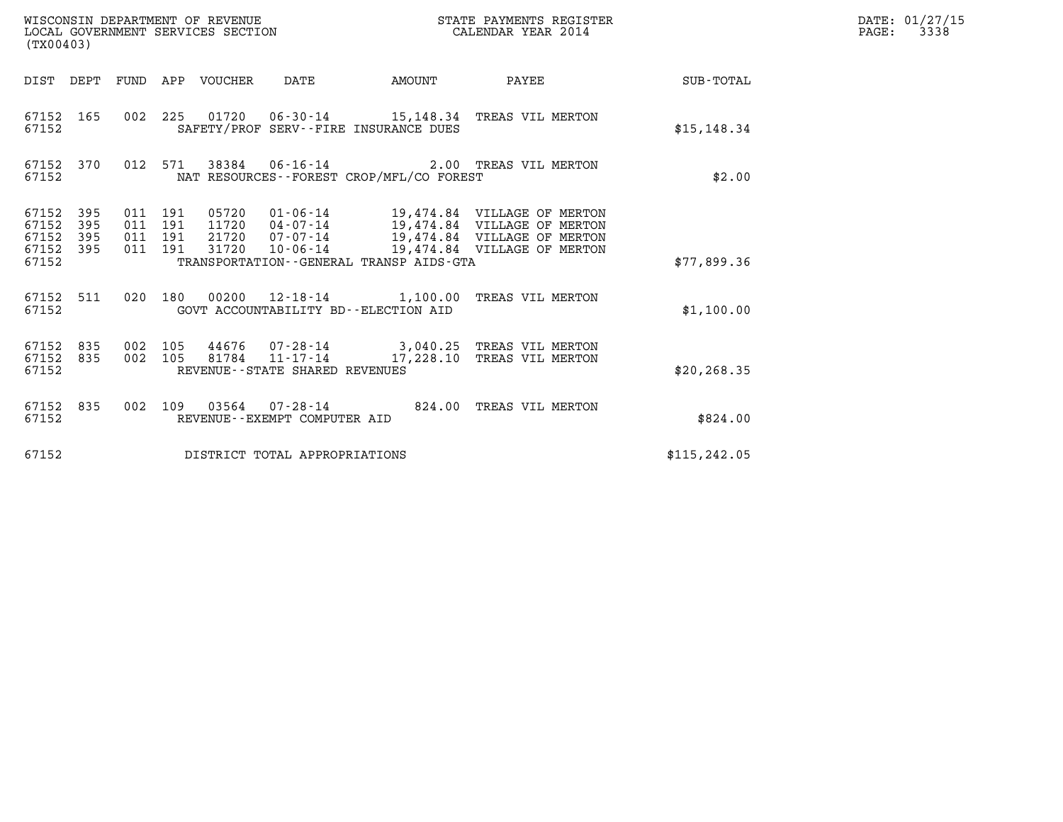WISCONSIN DEPARTMENT OF REVENUE
LOCAL GOVERNMENT SERVICES SECTION
(TX00403)

STATE PAYMENTS REGISTER
CALENDAR YEAR 2014

DATE: 01/27/15
PAGE: 3338

| DIST | DEPT | FUND | APP | VOUCHER | DATE | AMOUNT | PAYEE | SUB-TOTAL |
|---|---|---|---|---|---|---|---|---|
| 67152 | 165 | 002 | 225 | 01720 | 06-30-14 | 15,148.34 | TREAS VIL MERTON | |
| 67152 | | | | | SAFETY/PROF SERV--FIRE INSURANCE DUES | | | $15,148.34 |
| 67152 | 370 | 012 | 571 | 38384 | 06-16-14 | 2.00 | TREAS VIL MERTON | |
| 67152 | | | | | NAT RESOURCES--FOREST CROP/MFL/CO FOREST | | | $2.00 |
| 67152 | 395 | 011 | 191 | 05720 | 01-06-14 | 19,474.84 | VILLAGE OF MERTON | |
| 67152 | 395 | 011 | 191 | 11720 | 04-07-14 | 19,474.84 | VILLAGE OF MERTON | |
| 67152 | 395 | 011 | 191 | 21720 | 07-07-14 | 19,474.84 | VILLAGE OF MERTON | |
| 67152 | 395 | 011 | 191 | 31720 | 10-06-14 | 19,474.84 | VILLAGE OF MERTON | |
| 67152 | | | | | TRANSPORTATION--GENERAL TRANSP AIDS-GTA | | | $77,899.36 |
| 67152 | 511 | 020 | 180 | 00200 | 12-18-14 | 1,100.00 | TREAS VIL MERTON | |
| 67152 | | | | | GOVT ACCOUNTABILITY BD--ELECTION AID | | | $1,100.00 |
| 67152 | 835 | 002 | 105 | 44676 | 07-28-14 | 3,040.25 | TREAS VIL MERTON | |
| 67152 | 835 | 002 | 105 | 81784 | 11-17-14 | 17,228.10 | TREAS VIL MERTON | |
| 67152 | | | | | REVENUE--STATE SHARED REVENUES | | | $20,268.35 |
| 67152 | 835 | 002 | 109 | 03564 | 07-28-14 | 824.00 | TREAS VIL MERTON | |
| 67152 | | | | | REVENUE--EXEMPT COMPUTER AID | | | $824.00 |
| 67152 | | | | | DISTRICT TOTAL APPROPRIATIONS | | | $115,242.05 |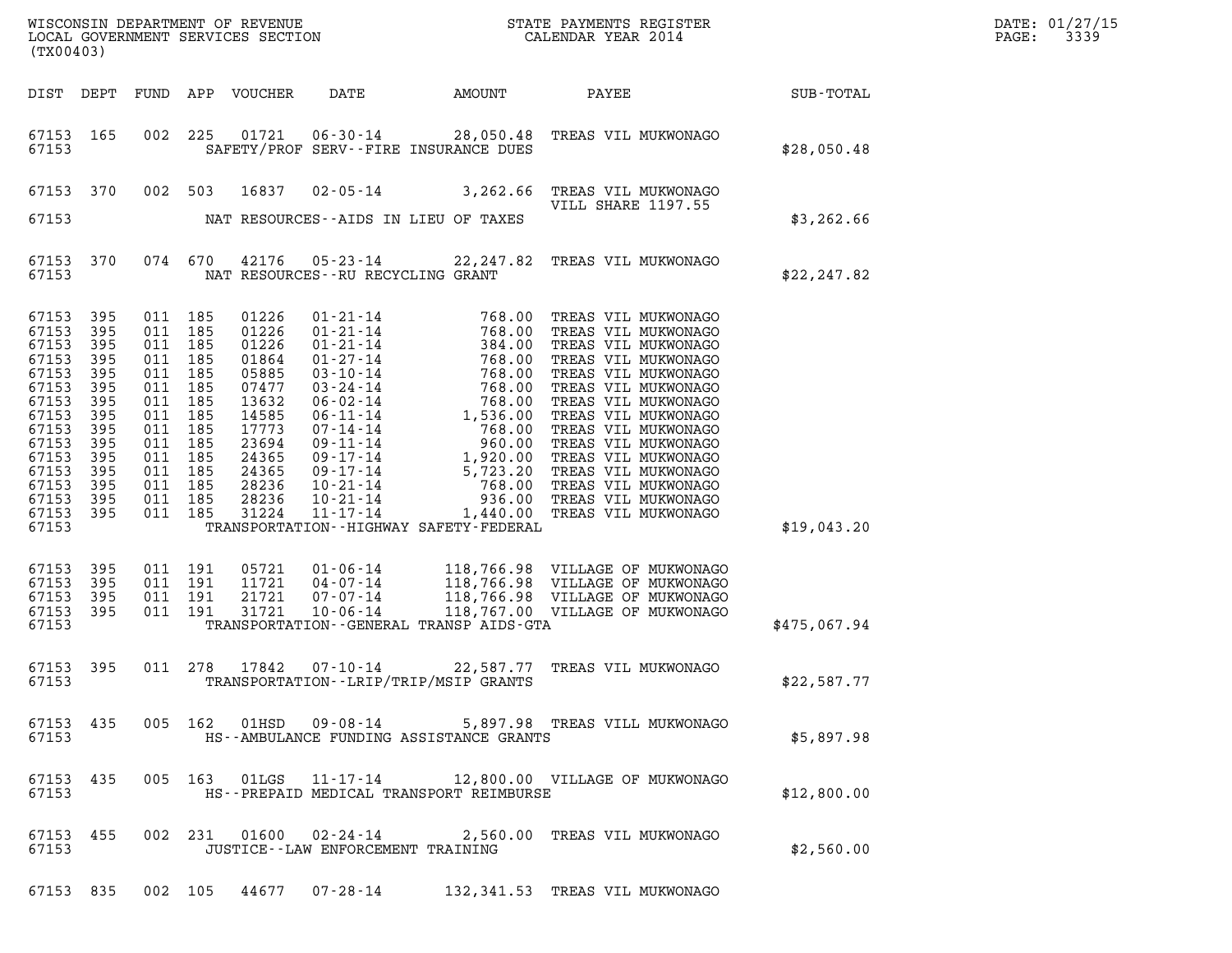WISCONSIN DEPARTMENT OF REVENUE
LOCAL GOVERNMENT SERVICES SECTION
(TX00403)

STATE PAYMENTS REGISTER
CALENDAR YEAR 2014

| DIST | DEPT | FUND | APP | VOUCHER | DATE | AMOUNT | PAYEE | SUB-TOTAL |
|---|---|---|---|---|---|---|---|---|
| 67153 | 165 | 002 | 225 | 01721 | 06-30-14 | 28,050.48 | TREAS VIL MUKWONAGO | |
| 67153 | | | | | SAFETY/PROF SERV--FIRE INSURANCE DUES | | | $28,050.48 |
| 67153 | 370 | 002 | 503 | 16837 | 02-05-14 | 3,262.66 | TREAS VIL MUKWONAGO VILL SHARE 1197.55 | |
| 67153 | | | | | NAT RESOURCES--AIDS IN LIEU OF TAXES | | | $3,262.66 |
| 67153 | 370 | 074 | 670 | 42176 | 05-23-14 | 22,247.82 | TREAS VIL MUKWONAGO | |
| 67153 | | | | | NAT RESOURCES--RU RECYCLING GRANT | | | $22,247.82 |
| 67153 | 395 | 011 | 185 | 01226 | 01-21-14 | 768.00 | TREAS VIL MUKWONAGO | |
| 67153 | 395 | 011 | 185 | 01226 | 01-21-14 | 768.00 | TREAS VIL MUKWONAGO | |
| 67153 | 395 | 011 | 185 | 01226 | 01-21-14 | 384.00 | TREAS VIL MUKWONAGO | |
| 67153 | 395 | 011 | 185 | 01864 | 01-27-14 | 768.00 | TREAS VIL MUKWONAGO | |
| 67153 | 395 | 011 | 185 | 05885 | 03-10-14 | 768.00 | TREAS VIL MUKWONAGO | |
| 67153 | 395 | 011 | 185 | 07477 | 03-24-14 | 768.00 | TREAS VIL MUKWONAGO | |
| 67153 | 395 | 011 | 185 | 13632 | 06-02-14 | 768.00 | TREAS VIL MUKWONAGO | |
| 67153 | 395 | 011 | 185 | 14585 | 06-11-14 | 1,536.00 | TREAS VIL MUKWONAGO | |
| 67153 | 395 | 011 | 185 | 17773 | 07-14-14 | 768.00 | TREAS VIL MUKWONAGO | |
| 67153 | 395 | 011 | 185 | 23694 | 09-11-14 | 960.00 | TREAS VIL MUKWONAGO | |
| 67153 | 395 | 011 | 185 | 24365 | 09-17-14 | 1,920.00 | TREAS VIL MUKWONAGO | |
| 67153 | 395 | 011 | 185 | 24365 | 09-17-14 | 5,723.20 | TREAS VIL MUKWONAGO | |
| 67153 | 395 | 011 | 185 | 28236 | 10-21-14 | 768.00 | TREAS VIL MUKWONAGO | |
| 67153 | 395 | 011 | 185 | 28236 | 10-21-14 | 936.00 | TREAS VIL MUKWONAGO | |
| 67153 | 395 | 011 | 185 | 31224 | 11-17-14 | 1,440.00 | TREAS VIL MUKWONAGO | |
| 67153 | | | | | TRANSPORTATION--HIGHWAY SAFETY-FEDERAL | | | $19,043.20 |
| 67153 | 395 | 011 | 191 | 05721 | 01-06-14 | 118,766.98 | VILLAGE OF MUKWONAGO | |
| 67153 | 395 | 011 | 191 | 11721 | 04-07-14 | 118,766.98 | VILLAGE OF MUKWONAGO | |
| 67153 | 395 | 011 | 191 | 21721 | 07-07-14 | 118,766.98 | VILLAGE OF MUKWONAGO | |
| 67153 | 395 | 011 | 191 | 31721 | 10-06-14 | 118,767.00 | VILLAGE OF MUKWONAGO | |
| 67153 | | | | | TRANSPORTATION--GENERAL TRANSP AIDS-GTA | | | $475,067.94 |
| 67153 | 395 | 011 | 278 | 17842 | 07-10-14 | 22,587.77 | TREAS VIL MUKWONAGO | |
| 67153 | | | | | TRANSPORTATION--LRIP/TRIP/MSIP GRANTS | | | $22,587.77 |
| 67153 | 435 | 005 | 162 | 01HSD | 09-08-14 | 5,897.98 | TREAS VILL MUKWONAGO | |
| 67153 | | | | | HS--AMBULANCE FUNDING ASSISTANCE GRANTS | | | $5,897.98 |
| 67153 | 435 | 005 | 163 | 01LGS | 11-17-14 | 12,800.00 | VILLAGE OF MUKWONAGO | |
| 67153 | | | | | HS--PREPAID MEDICAL TRANSPORT REIMBURSE | | | $12,800.00 |
| 67153 | 455 | 002 | 231 | 01600 | 02-24-14 | 2,560.00 | TREAS VIL MUKWONAGO | |
| 67153 | | | | | JUSTICE--LAW ENFORCEMENT TRAINING | | | $2,560.00 |
| 67153 | 835 | 002 | 105 | 44677 | 07-28-14 | 132,341.53 | TREAS VIL MUKWONAGO | |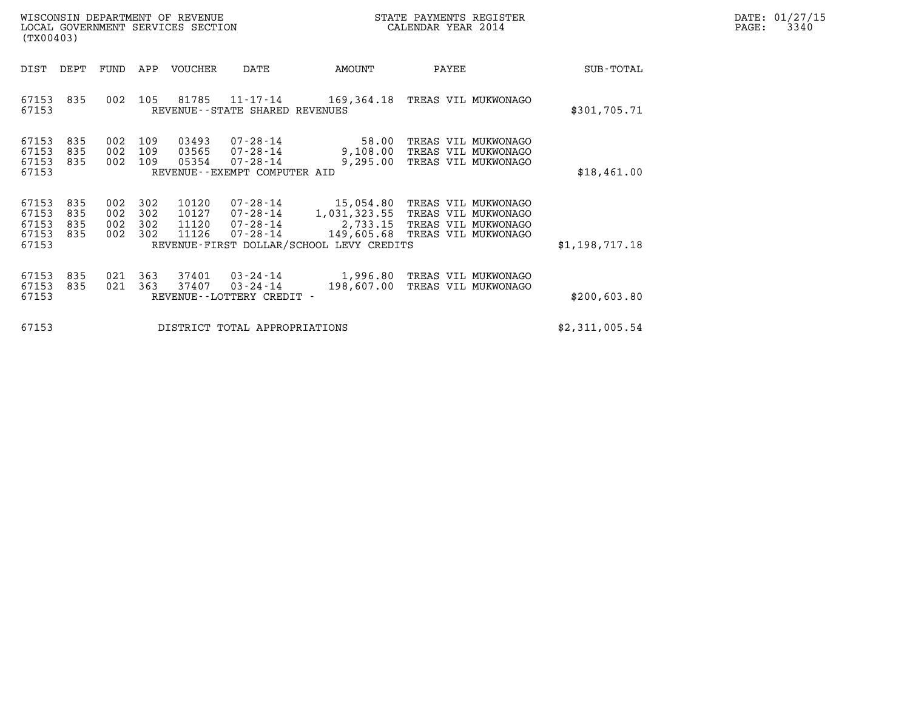WISCONSIN DEPARTMENT OF REVENUE
LOCAL GOVERNMENT SERVICES SECTION
(TX00403)

STATE PAYMENTS REGISTER
CALENDAR YEAR 2014

DATE: 01/27/15

| DIST | DEPT | FUND | APP | VOUCHER | DATE | AMOUNT | PAYEE | SUB-TOTAL |
|---|---|---|---|---|---|---|---|---|
| 67153 | 835 | 002 | 105 | 81785 | 11-17-14 | 169,364.18 | TREAS VIL MUKWONAGO | |
| 67153 | | | | REVENUE--STATE SHARED REVENUES | | | | $301,705.71 |
| 67153 | 835 | 002 | 109 | 03493 | 07-28-14 | 58.00 | TREAS VIL MUKWONAGO | |
| 67153 | 835 | 002 | 109 | 03565 | 07-28-14 | 9,108.00 | TREAS VIL MUKWONAGO | |
| 67153 | 835 | 002 | 109 | 05354 | 07-28-14 | 9,295.00 | TREAS VIL MUKWONAGO | |
| 67153 | | | | REVENUE--EXEMPT COMPUTER AID | | | | $18,461.00 |
| 67153 | 835 | 002 | 302 | 10120 | 07-28-14 | 15,054.80 | TREAS VIL MUKWONAGO | |
| 67153 | 835 | 002 | 302 | 10127 | 07-28-14 | 1,031,323.55 | TREAS VIL MUKWONAGO | |
| 67153 | 835 | 002 | 302 | 11120 | 07-28-14 | 2,733.15 | TREAS VIL MUKWONAGO | |
| 67153 | 835 | 002 | 302 | 11126 | 07-28-14 | 149,605.68 | TREAS VIL MUKWONAGO | |
| 67153 | | | | REVENUE-FIRST DOLLAR/SCHOOL LEVY CREDITS | | | | $1,198,717.18 |
| 67153 | 835 | 021 | 363 | 37401 | 03-24-14 | 1,996.80 | TREAS VIL MUKWONAGO | |
| 67153 | 835 | 021 | 363 | 37407 | 03-24-14 | 198,607.00 | TREAS VIL MUKWONAGO | |
| 67153 | | | | REVENUE--LOTTERY CREDIT - | | | | $200,603.80 |
| 67153 | | | | DISTRICT TOTAL APPROPRIATIONS | | | | $2,311,005.54 |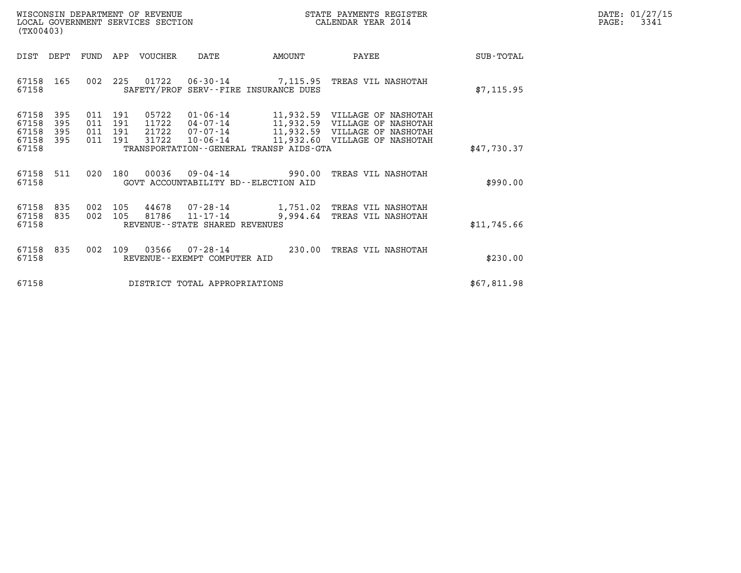WISCONSIN DEPARTMENT OF REVENUE
LOCAL GOVERNMENT SERVICES SECTION
(TX00403)

STATE PAYMENTS REGISTER
CALENDAR YEAR 2014

DATE: 01/27/15

| DIST | DEPT | FUND | APP | VOUCHER | DATE | AMOUNT | PAYEE | SUB-TOTAL |
|---|---|---|---|---|---|---|---|---|
| 67158 | 165 | 002 | 225 | 01722 | 06-30-14 | 7,115.95 | TREAS VIL NASHOTAH | |
| 67158 | | | | SAFETY/PROF SERV--FIRE INSURANCE DUES | | | | $7,115.95 |
| 67158 | 395 | 011 | 191 | 05722 | 01-06-14 | 11,932.59 | VILLAGE OF NASHOTAH | |
| 67158 | 395 | 011 | 191 | 11722 | 04-07-14 | 11,932.59 | VILLAGE OF NASHOTAH | |
| 67158 | 395 | 011 | 191 | 21722 | 07-07-14 | 11,932.59 | VILLAGE OF NASHOTAH | |
| 67158 | 395 | 011 | 191 | 31722 | 10-06-14 | 11,932.60 | VILLAGE OF NASHOTAH | |
| 67158 | | | | TRANSPORTATION--GENERAL TRANSP AIDS-GTA | | | | $47,730.37 |
| 67158 | 511 | 020 | 180 | 00036 | 09-04-14 | 990.00 | TREAS VIL NASHOTAH | |
| 67158 | | | | GOVT ACCOUNTABILITY BD--ELECTION AID | | | | $990.00 |
| 67158 | 835 | 002 | 105 | 44678 | 07-28-14 | 1,751.02 | TREAS VIL NASHOTAH | |
| 67158 | 835 | 002 | 105 | 81786 | 11-17-14 | 9,994.64 | TREAS VIL NASHOTAH | |
| 67158 | | | | REVENUE--STATE SHARED REVENUES | | | | $11,745.66 |
| 67158 | 835 | 002 | 109 | 03566 | 07-28-14 | 230.00 | TREAS VIL NASHOTAH | |
| 67158 | | | | REVENUE--EXEMPT COMPUTER AID | | | | $230.00 |
| 67158 | | | | DISTRICT TOTAL APPROPRIATIONS | | | | $67,811.98 |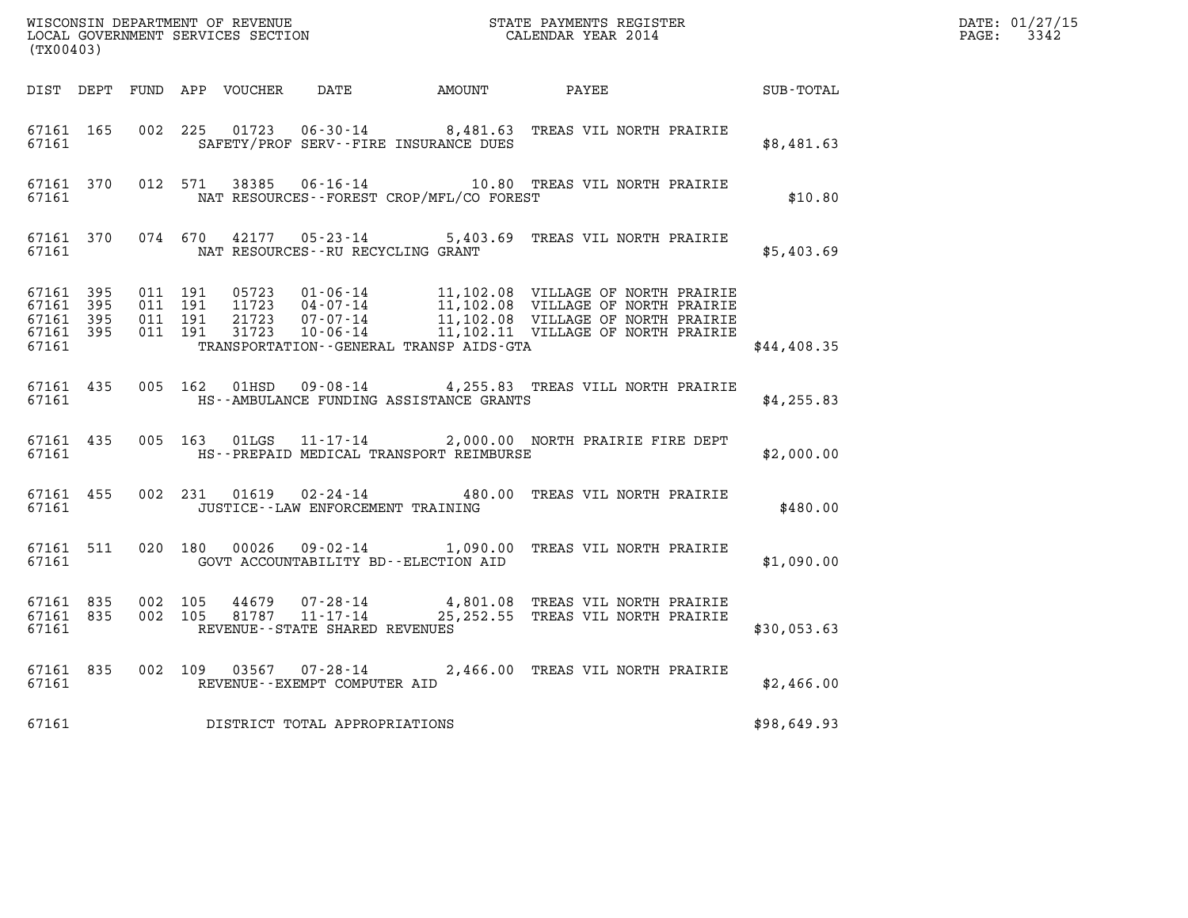WISCONSIN DEPARTMENT OF REVENUE
LOCAL GOVERNMENT SERVICES SECTION
(TX00403)

STATE PAYMENTS REGISTER
CALENDAR YEAR 2014

DATE: 01/27/15
PAGE: 3342

| DIST | DEPT | FUND | APP | VOUCHER | DATE | AMOUNT | PAYEE | SUB-TOTAL |
|---|---|---|---|---|---|---|---|---|
| 67161 | 165 | 002 | 225 | 01723 | 06-30-14 | 8,481.63 | TREAS VIL NORTH PRAIRIE | |
| 67161 | | | | SAFETY/PROF SERV--FIRE INSURANCE DUES | | | | $8,481.63 |
| 67161 | 370 | 012 | 571 | 38385 | 06-16-14 | 10.80 | TREAS VIL NORTH PRAIRIE | |
| 67161 | | | | NAT RESOURCES--FOREST CROP/MFL/CO FOREST | | | | $10.80 |
| 67161 | 370 | 074 | 670 | 42177 | 05-23-14 | 5,403.69 | TREAS VIL NORTH PRAIRIE | |
| 67161 | | | | NAT RESOURCES--RU RECYCLING GRANT | | | | $5,403.69 |
| 67161 | 395 | 011 | 191 | 05723 | 01-06-14 | 11,102.08 | VILLAGE OF NORTH PRAIRIE | |
| 67161 | 395 | 011 | 191 | 11723 | 04-07-14 | 11,102.08 | VILLAGE OF NORTH PRAIRIE | |
| 67161 | 395 | 011 | 191 | 21723 | 07-07-14 | 11,102.08 | VILLAGE OF NORTH PRAIRIE | |
| 67161 | 395 | 011 | 191 | 31723 | 10-06-14 | 11,102.11 | VILLAGE OF NORTH PRAIRIE | |
| 67161 | | | | TRANSPORTATION--GENERAL TRANSP AIDS-GTA | | | | $44,408.35 |
| 67161 | 435 | 005 | 162 | 01HSD | 09-08-14 | 4,255.83 | TREAS VILL NORTH PRAIRIE | |
| 67161 | | | | HS--AMBULANCE FUNDING ASSISTANCE GRANTS | | | | $4,255.83 |
| 67161 | 435 | 005 | 163 | 01LGS | 11-17-14 | 2,000.00 | NORTH PRAIRIE FIRE DEPT | |
| 67161 | | | | HS--PREPAID MEDICAL TRANSPORT REIMBURSE | | | | $2,000.00 |
| 67161 | 455 | 002 | 231 | 01619 | 02-24-14 | 480.00 | TREAS VIL NORTH PRAIRIE | |
| 67161 | | | | JUSTICE--LAW ENFORCEMENT TRAINING | | | | $480.00 |
| 67161 | 511 | 020 | 180 | 00026 | 09-02-14 | 1,090.00 | TREAS VIL NORTH PRAIRIE | |
| 67161 | | | | GOVT ACCOUNTABILITY BD--ELECTION AID | | | | $1,090.00 |
| 67161 | 835 | 002 | 105 | 44679 | 07-28-14 | 4,801.08 | TREAS VIL NORTH PRAIRIE | |
| 67161 | 835 | 002 | 105 | 81787 | 11-17-14 | 25,252.55 | TREAS VIL NORTH PRAIRIE | |
| 67161 | | | | REVENUE--STATE SHARED REVENUES | | | | $30,053.63 |
| 67161 | 835 | 002 | 109 | 03567 | 07-28-14 | 2,466.00 | TREAS VIL NORTH PRAIRIE | |
| 67161 | | | | REVENUE--EXEMPT COMPUTER AID | | | | $2,466.00 |
| 67161 | | | | DISTRICT TOTAL APPROPRIATIONS | | | | $98,649.93 |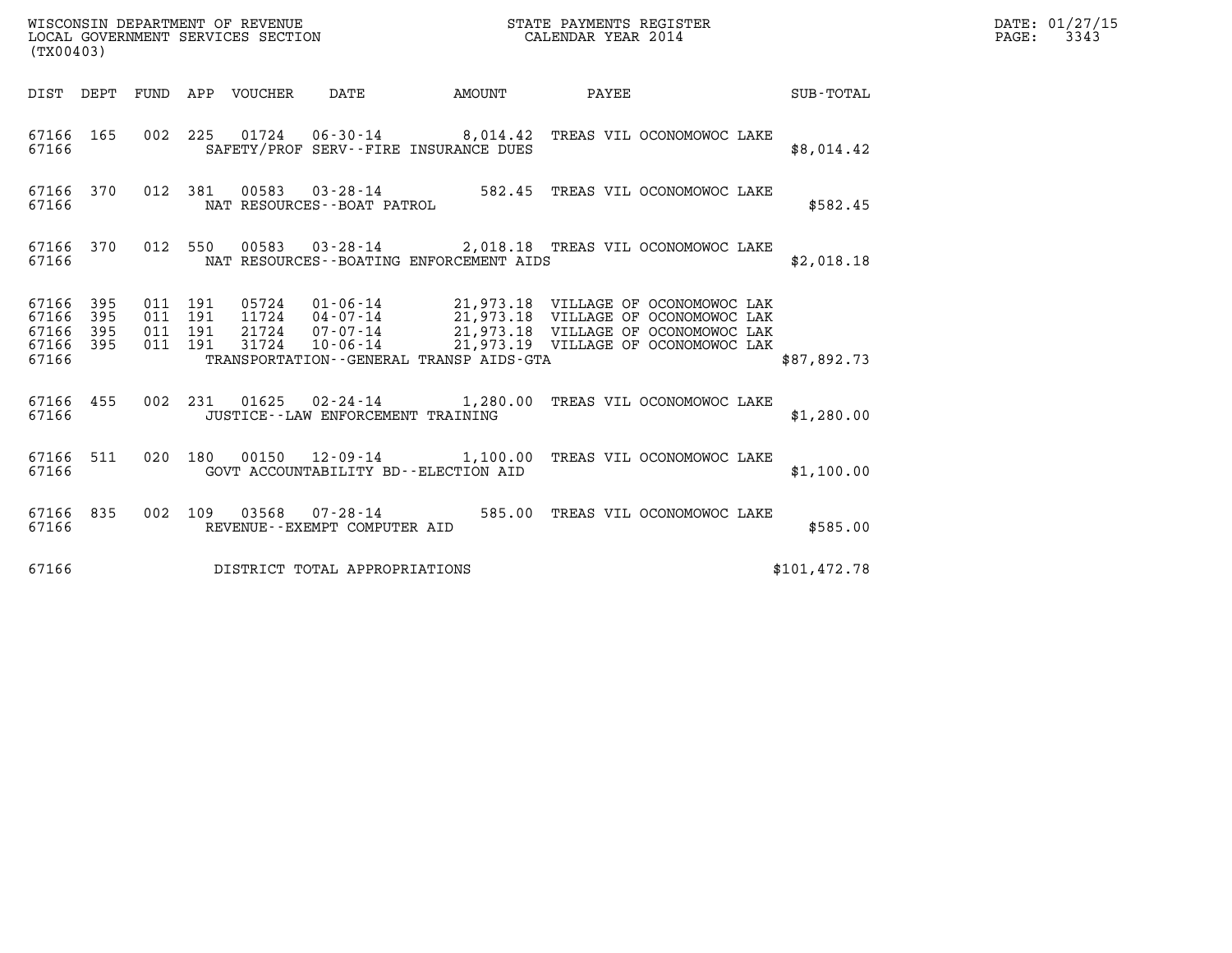WISCONSIN DEPARTMENT OF REVENUE
LOCAL GOVERNMENT SERVICES SECTION
(TX00403)

STATE PAYMENTS REGISTER
CALENDAR YEAR 2014

DATE: 01/27/15
PAGE: 3343

| DIST | DEPT | FUND | APP | VOUCHER | DATE | AMOUNT | PAYEE | SUB-TOTAL |
|---|---|---|---|---|---|---|---|---|
| 67166 | 165 | 002 | 225 | 01724 | 06-30-14 | 8,014.42 | TREAS VIL OCONOMOWOC LAKE | |
| 67166 | | | | | SAFETY/PROF SERV--FIRE INSURANCE DUES | | | $8,014.42 |
| 67166 | 370 | 012 | 381 | 00583 | 03-28-14 | 582.45 | TREAS VIL OCONOMOWOC LAKE | |
| 67166 | | | | | NAT RESOURCES--BOAT PATROL | | | $582.45 |
| 67166 | 370 | 012 | 550 | 00583 | 03-28-14 | 2,018.18 | TREAS VIL OCONOMOWOC LAKE | |
| 67166 | | | | | NAT RESOURCES--BOATING ENFORCEMENT AIDS | | | $2,018.18 |
| 67166 | 395 | 011 | 191 | 05724 | 01-06-14 | 21,973.18 | VILLAGE OF OCONOMOWOC LAK | |
| 67166 | 395 | 011 | 191 | 11724 | 04-07-14 | 21,973.18 | VILLAGE OF OCONOMOWOC LAK | |
| 67166 | 395 | 011 | 191 | 21724 | 07-07-14 | 21,973.18 | VILLAGE OF OCONOMOWOC LAK | |
| 67166 | 395 | 011 | 191 | 31724 | 10-06-14 | 21,973.19 | VILLAGE OF OCONOMOWOC LAK | |
| 67166 | | | | | TRANSPORTATION--GENERAL TRANSP AIDS-GTA | | | $87,892.73 |
| 67166 | 455 | 002 | 231 | 01625 | 02-24-14 | 1,280.00 | TREAS VIL OCONOMOWOC LAKE | |
| 67166 | | | | | JUSTICE--LAW ENFORCEMENT TRAINING | | | $1,280.00 |
| 67166 | 511 | 020 | 180 | 00150 | 12-09-14 | 1,100.00 | TREAS VIL OCONOMOWOC LAKE | |
| 67166 | | | | | GOVT ACCOUNTABILITY BD--ELECTION AID | | | $1,100.00 |
| 67166 | 835 | 002 | 109 | 03568 | 07-28-14 | 585.00 | TREAS VIL OCONOMOWOC LAKE | |
| 67166 | | | | | REVENUE--EXEMPT COMPUTER AID | | | $585.00 |
| 67166 | | | | | DISTRICT TOTAL APPROPRIATIONS | | | $101,472.78 |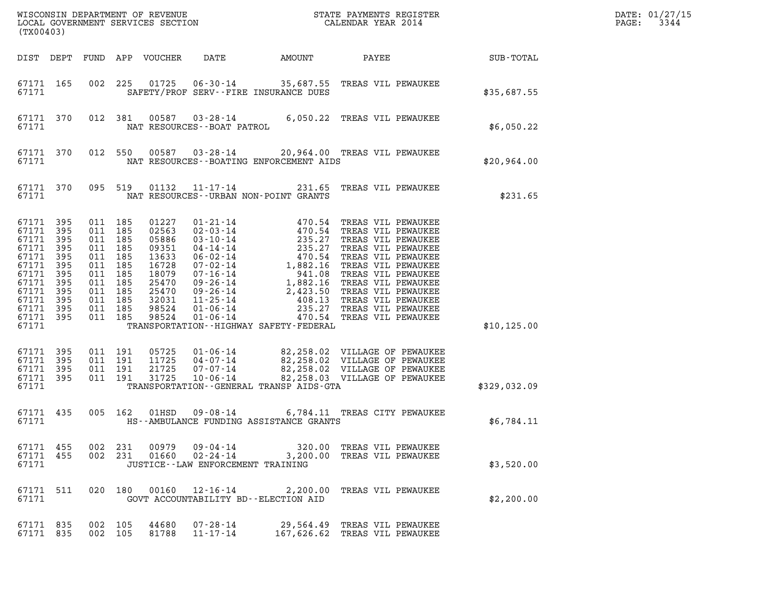WISCONSIN DEPARTMENT OF REVENUE
LOCAL GOVERNMENT SERVICES SECTION
(TX00403)

STATE PAYMENTS REGISTER
CALENDAR YEAR 2014

DATE: 01/27/15
PAGE: 3344

| DIST | DEPT | FUND | APP | VOUCHER | DATE | AMOUNT | PAYEE | SUB-TOTAL |
|---|---|---|---|---|---|---|---|---|
| 67171 | 165 | 002 | 225 | 01725 | 06-30-14 | 35,687.55 | TREAS VIL PEWAUKEE | |
| 67171 | | | | | SAFETY/PROF SERV--FIRE INSURANCE DUES | | | $35,687.55 |
| 67171 | 370 | 012 | 381 | 00587 | 03-28-14 | 6,050.22 | TREAS VIL PEWAUKEE | |
| 67171 | | | | | NAT RESOURCES--BOAT PATROL | | | $6,050.22 |
| 67171 | 370 | 012 | 550 | 00587 | 03-28-14 | 20,964.00 | TREAS VIL PEWAUKEE | |
| 67171 | | | | | NAT RESOURCES--BOATING ENFORCEMENT AIDS | | | $20,964.00 |
| 67171 | 370 | 095 | 519 | 01132 | 11-17-14 | 231.65 | TREAS VIL PEWAUKEE | |
| 67171 | | | | | NAT RESOURCES--URBAN NON-POINT GRANTS | | | $231.65 |
| 67171 | 395 | 011 | 185 | 01227 | 01-21-14 | 470.54 | TREAS VIL PEWAUKEE | |
| 67171 | 395 | 011 | 185 | 02563 | 02-03-14 | 470.54 | TREAS VIL PEWAUKEE | |
| 67171 | 395 | 011 | 185 | 05886 | 03-10-14 | 235.27 | TREAS VIL PEWAUKEE | |
| 67171 | 395 | 011 | 185 | 09351 | 04-14-14 | 235.27 | TREAS VIL PEWAUKEE | |
| 67171 | 395 | 011 | 185 | 13633 | 06-02-14 | 470.54 | TREAS VIL PEWAUKEE | |
| 67171 | 395 | 011 | 185 | 16728 | 07-02-14 | 1,882.16 | TREAS VIL PEWAUKEE | |
| 67171 | 395 | 011 | 185 | 18079 | 07-16-14 | 941.08 | TREAS VIL PEWAUKEE | |
| 67171 | 395 | 011 | 185 | 25470 | 09-26-14 | 1,882.16 | TREAS VIL PEWAUKEE | |
| 67171 | 395 | 011 | 185 | 25470 | 09-26-14 | 2,423.50 | TREAS VIL PEWAUKEE | |
| 67171 | 395 | 011 | 185 | 32031 | 11-25-14 | 408.13 | TREAS VIL PEWAUKEE | |
| 67171 | 395 | 011 | 185 | 98524 | 01-06-14 | 235.27 | TREAS VIL PEWAUKEE | |
| 67171 | 395 | 011 | 185 | 98524 | 01-06-14 | 470.54 | TREAS VIL PEWAUKEE | |
| 67171 | | | | | TRANSPORTATION--HIGHWAY SAFETY-FEDERAL | | | $10,125.00 |
| 67171 | 395 | 011 | 191 | 05725 | 01-06-14 | 82,258.02 | VILLAGE OF PEWAUKEE | |
| 67171 | 395 | 011 | 191 | 11725 | 04-07-14 | 82,258.02 | VILLAGE OF PEWAUKEE | |
| 67171 | 395 | 011 | 191 | 21725 | 07-07-14 | 82,258.02 | VILLAGE OF PEWAUKEE | |
| 67171 | 395 | 011 | 191 | 31725 | 10-06-14 | 82,258.03 | VILLAGE OF PEWAUKEE | |
| 67171 | | | | | TRANSPORTATION--GENERAL TRANSP AIDS-GTA | | | $329,032.09 |
| 67171 | 435 | 005 | 162 | 01HSD | 09-08-14 | 6,784.11 | TREAS CITY PEWAUKEE | |
| 67171 | | | | | HS--AMBULANCE FUNDING ASSISTANCE GRANTS | | | $6,784.11 |
| 67171 | 455 | 002 | 231 | 00979 | 09-04-14 | 320.00 | TREAS VIL PEWAUKEE | |
| 67171 | 455 | 002 | 231 | 01660 | 02-24-14 | 3,200.00 | TREAS VIL PEWAUKEE | |
| 67171 | | | | | JUSTICE--LAW ENFORCEMENT TRAINING | | | $3,520.00 |
| 67171 | 511 | 020 | 180 | 00160 | 12-16-14 | 2,200.00 | TREAS VIL PEWAUKEE | |
| 67171 | | | | | GOVT ACCOUNTABILITY BD--ELECTION AID | | | $2,200.00 |
| 67171 | 835 | 002 | 105 | 44680 | 07-28-14 | 29,564.49 | TREAS VIL PEWAUKEE | |
| 67171 | 835 | 002 | 105 | 81788 | 11-17-14 | 167,626.62 | TREAS VIL PEWAUKEE | |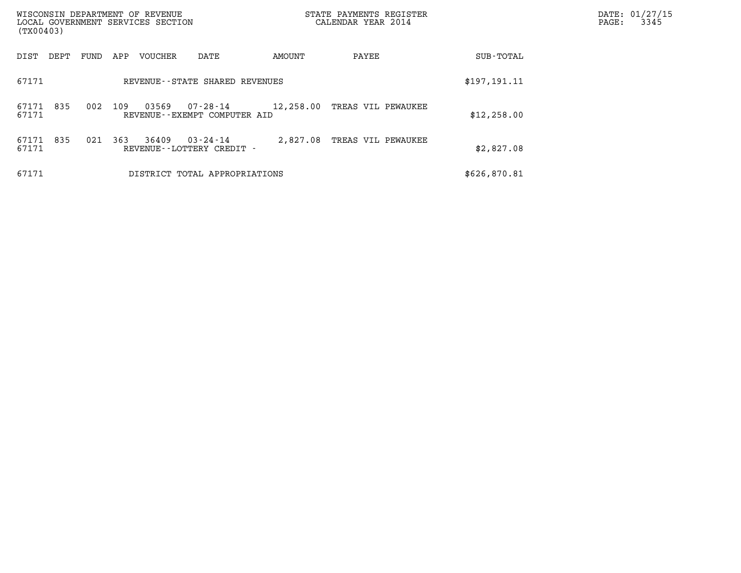WISCONSIN DEPARTMENT OF REVENUE
LOCAL GOVERNMENT SERVICES SECTION
(TX00403)

STATE PAYMENTS REGISTER
CALENDAR YEAR 2014

DATE: 01/27/15
PAGE: 3345

| DIST | DEPT | FUND | APP | VOUCHER | DATE | AMOUNT | PAYEE | SUB-TOTAL |
|---|---|---|---|---|---|---|---|---|
| 67171 | | | | REVENUE--STATE SHARED REVENUES | | | | $197,191.11 |
| 67171 | 835 | 002 | 109 | 03569 | 07-28-14 | 12,258.00 | TREAS VIL PEWAUKEE | |
| 67171 | | | | REVENUE--EXEMPT COMPUTER AID | | | | $12,258.00 |
| 67171 | 835 | 021 | 363 | 36409 | 03-24-14 | 2,827.08 | TREAS VIL PEWAUKEE | |
| 67171 | | | | REVENUE--LOTTERY CREDIT - | | | | $2,827.08 |
| 67171 | | | | DISTRICT TOTAL APPROPRIATIONS | | | | $626,870.81 |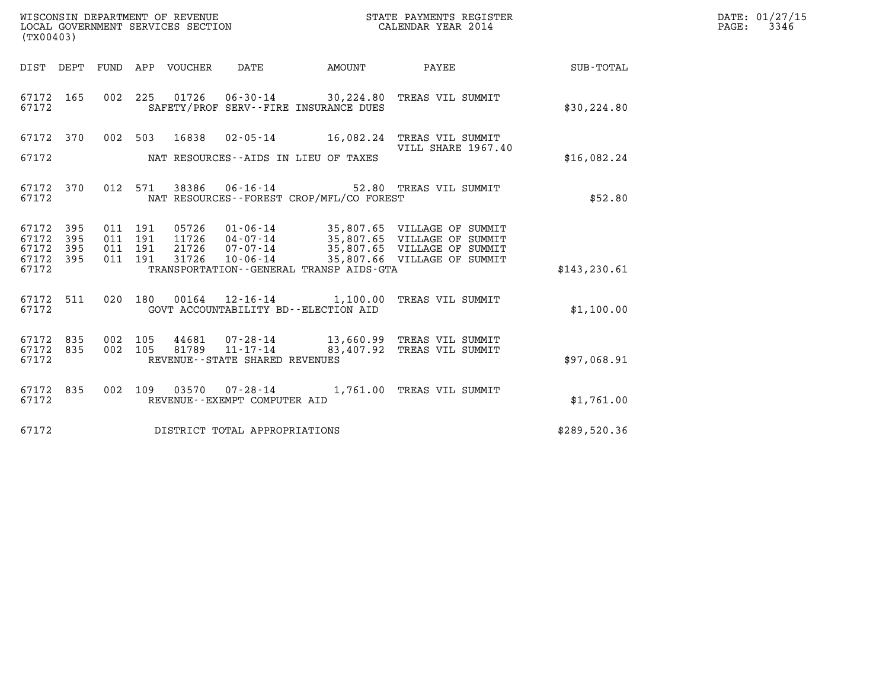WISCONSIN DEPARTMENT OF REVENUE
LOCAL GOVERNMENT SERVICES SECTION
(TX00403)

STATE PAYMENTS REGISTER
CALENDAR YEAR 2014

DATE: 01/27/15
PAGE: 3346

| DIST | DEPT | FUND | APP | VOUCHER | DATE | AMOUNT | PAYEE | SUB-TOTAL |
|---|---|---|---|---|---|---|---|---|
| 67172 | 165 | 002 | 225 | 01726 | 06-30-14 | 30,224.80 | TREAS VIL SUMMIT | |
| 67172 | | | | | SAFETY/PROF SERV--FIRE INSURANCE DUES | | | $30,224.80 |
| 67172 | 370 | 002 | 503 | 16838 | 02-05-14 | 16,082.24 | TREAS VIL SUMMIT VILL SHARE 1967.40 | |
| 67172 | | | | | NAT RESOURCES--AIDS IN LIEU OF TAXES | | | $16,082.24 |
| 67172 | 370 | 012 | 571 | 38386 | 06-16-14 | 52.80 | TREAS VIL SUMMIT | |
| 67172 | | | | | NAT RESOURCES--FOREST CROP/MFL/CO FOREST | | | $52.80 |
| 67172 | 395 | 011 | 191 | 05726 | 01-06-14 | 35,807.65 | VILLAGE OF SUMMIT | |
| 67172 | 395 | 011 | 191 | 11726 | 04-07-14 | 35,807.65 | VILLAGE OF SUMMIT | |
| 67172 | 395 | 011 | 191 | 21726 | 07-07-14 | 35,807.65 | VILLAGE OF SUMMIT | |
| 67172 | 395 | 011 | 191 | 31726 | 10-06-14 | 35,807.66 | VILLAGE OF SUMMIT | |
| 67172 | | | | | TRANSPORTATION--GENERAL TRANSP AIDS-GTA | | | $143,230.61 |
| 67172 | 511 | 020 | 180 | 00164 | 12-16-14 | 1,100.00 | TREAS VIL SUMMIT | |
| 67172 | | | | | GOVT ACCOUNTABILITY BD--ELECTION AID | | | $1,100.00 |
| 67172 | 835 | 002 | 105 | 44681 | 07-28-14 | 13,660.99 | TREAS VIL SUMMIT | |
| 67172 | 835 | 002 | 105 | 81789 | 11-17-14 | 83,407.92 | TREAS VIL SUMMIT | |
| 67172 | | | | | REVENUE--STATE SHARED REVENUES | | | $97,068.91 |
| 67172 | 835 | 002 | 109 | 03570 | 07-28-14 | 1,761.00 | TREAS VIL SUMMIT | |
| 67172 | | | | | REVENUE--EXEMPT COMPUTER AID | | | $1,761.00 |
| 67172 | | | | | DISTRICT TOTAL APPROPRIATIONS | | | $289,520.36 |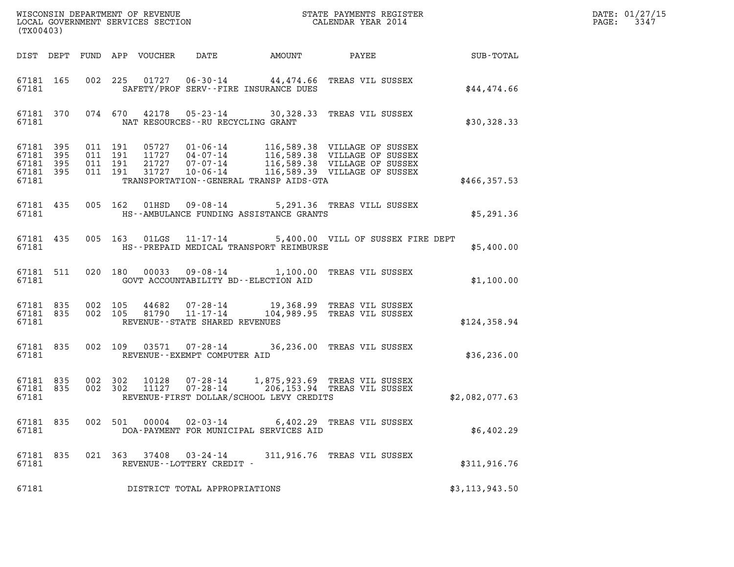WISCONSIN DEPARTMENT OF REVENUE
LOCAL GOVERNMENT SERVICES SECTION
(TX00403)

STATE PAYMENTS REGISTER
CALENDAR YEAR 2014

DATE: 01/27/15

| DIST | DEPT | FUND | APP | VOUCHER | DATE | AMOUNT | PAYEE | SUB-TOTAL |
|---|---|---|---|---|---|---|---|---|
| 67181 | 165 | 002 | 225 | 01727 | 06-30-14 | 44,474.66 | TREAS VIL SUSSEX | |
| 67181 | | | | | SAFETY/PROF SERV--FIRE INSURANCE DUES | | | $44,474.66 |
| 67181 | 370 | 074 | 670 | 42178 | 05-23-14 | 30,328.33 | TREAS VIL SUSSEX | |
| 67181 | | | | | NAT RESOURCES--RU RECYCLING GRANT | | | $30,328.33 |
| 67181 | 395 | 011 | 191 | 05727 | 01-06-14 | 116,589.38 | VILLAGE OF SUSSEX | |
| 67181 | 395 | 011 | 191 | 11727 | 04-07-14 | 116,589.38 | VILLAGE OF SUSSEX | |
| 67181 | 395 | 011 | 191 | 21727 | 07-07-14 | 116,589.38 | VILLAGE OF SUSSEX | |
| 67181 | 395 | 011 | 191 | 31727 | 10-06-14 | 116,589.39 | VILLAGE OF SUSSEX | |
| 67181 | | | | | TRANSPORTATION--GENERAL TRANSP AIDS-GTA | | | $466,357.53 |
| 67181 | 435 | 005 | 162 | 01HSD | 09-08-14 | 5,291.36 | TREAS VILL SUSSEX | |
| 67181 | | | | | HS--AMBULANCE FUNDING ASSISTANCE GRANTS | | | $5,291.36 |
| 67181 | 435 | 005 | 163 | 01LGS | 11-17-14 | 5,400.00 | VILL OF SUSSEX FIRE DEPT | |
| 67181 | | | | | HS--PREPAID MEDICAL TRANSPORT REIMBURSE | | | $5,400.00 |
| 67181 | 511 | 020 | 180 | 00033 | 09-08-14 | 1,100.00 | TREAS VIL SUSSEX | |
| 67181 | | | | | GOVT ACCOUNTABILITY BD--ELECTION AID | | | $1,100.00 |
| 67181 | 835 | 002 | 105 | 44682 | 07-28-14 | 19,368.99 | TREAS VIL SUSSEX | |
| 67181 | 835 | 002 | 105 | 81790 | 11-17-14 | 104,989.95 | TREAS VIL SUSSEX | |
| 67181 | | | | | REVENUE--STATE SHARED REVENUES | | | $124,358.94 |
| 67181 | 835 | 002 | 109 | 03571 | 07-28-14 | 36,236.00 | TREAS VIL SUSSEX | |
| 67181 | | | | | REVENUE--EXEMPT COMPUTER AID | | | $36,236.00 |
| 67181 | 835 | 002 | 302 | 10128 | 07-28-14 | 1,875,923.69 | TREAS VIL SUSSEX | |
| 67181 | 835 | 002 | 302 | 11127 | 07-28-14 | 206,153.94 | TREAS VIL SUSSEX | |
| 67181 | | | | | REVENUE-FIRST DOLLAR/SCHOOL LEVY CREDITS | | | $2,082,077.63 |
| 67181 | 835 | 002 | 501 | 00004 | 02-03-14 | 6,402.29 | TREAS VIL SUSSEX | |
| 67181 | | | | | DOA-PAYMENT FOR MUNICIPAL SERVICES AID | | | $6,402.29 |
| 67181 | 835 | 021 | 363 | 37408 | 03-24-14 | 311,916.76 | TREAS VIL SUSSEX | |
| 67181 | | | | | REVENUE--LOTTERY CREDIT - | | | $311,916.76 |
| 67181 | | | | | DISTRICT TOTAL APPROPRIATIONS | | | $3,113,943.50 |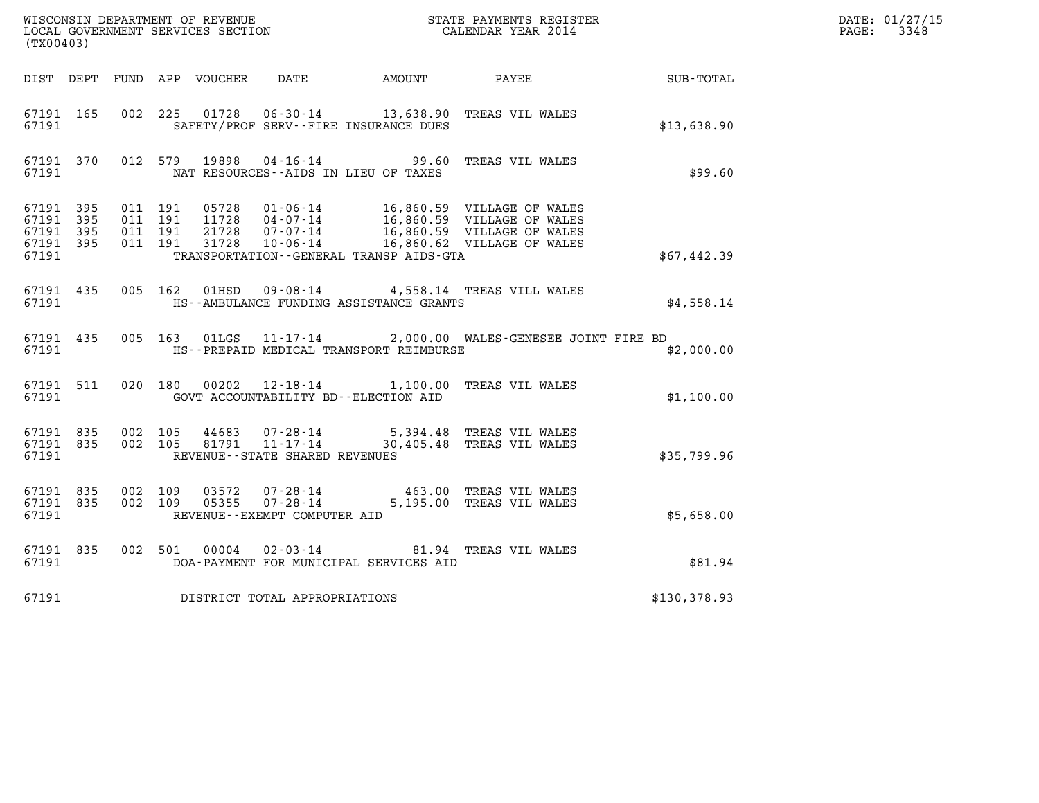WISCONSIN DEPARTMENT OF REVENUE
LOCAL GOVERNMENT SERVICES SECTION
(TX00403)

STATE PAYMENTS REGISTER
CALENDAR YEAR 2014

DATE: 01/27/15

| DIST | DEPT | FUND | APP | VOUCHER | DATE | AMOUNT | PAYEE | SUB-TOTAL |
|---|---|---|---|---|---|---|---|---|
| 67191 | 165 | 002 | 225 | 01728 | 06-30-14 | 13,638.90 | TREAS VIL WALES | |
| 67191 | | | | | SAFETY/PROF SERV--FIRE INSURANCE DUES | | | $13,638.90 |
| 67191 | 370 | 012 | 579 | 19898 | 04-16-14 | 99.60 | TREAS VIL WALES | |
| 67191 | | | | | NAT RESOURCES--AIDS IN LIEU OF TAXES | | | $99.60 |
| 67191 | 395 | 011 | 191 | 05728 | 01-06-14 | 16,860.59 | VILLAGE OF WALES | |
| 67191 | 395 | 011 | 191 | 11728 | 04-07-14 | 16,860.59 | VILLAGE OF WALES | |
| 67191 | 395 | 011 | 191 | 21728 | 07-07-14 | 16,860.59 | VILLAGE OF WALES | |
| 67191 | 395 | 011 | 191 | 31728 | 10-06-14 | 16,860.62 | VILLAGE OF WALES | |
| 67191 | | | | | TRANSPORTATION--GENERAL TRANSP AIDS-GTA | | | $67,442.39 |
| 67191 | 435 | 005 | 162 | 01HSD | 09-08-14 | 4,558.14 | TREAS VILL WALES | |
| 67191 | | | | | HS--AMBULANCE FUNDING ASSISTANCE GRANTS | | | $4,558.14 |
| 67191 | 435 | 005 | 163 | 01LGS | 11-17-14 | 2,000.00 | WALES-GENESEE JOINT FIRE BD | |
| 67191 | | | | | HS--PREPAID MEDICAL TRANSPORT REIMBURSE | | | $2,000.00 |
| 67191 | 511 | 020 | 180 | 00202 | 12-18-14 | 1,100.00 | TREAS VIL WALES | |
| 67191 | | | | | GOVT ACCOUNTABILITY BD--ELECTION AID | | | $1,100.00 |
| 67191 | 835 | 002 | 105 | 44683 | 07-28-14 | 5,394.48 | TREAS VIL WALES | |
| 67191 | 835 | 002 | 105 | 81791 | 11-17-14 | 30,405.48 | TREAS VIL WALES | |
| 67191 | | | | | REVENUE--STATE SHARED REVENUES | | | $35,799.96 |
| 67191 | 835 | 002 | 109 | 03572 | 07-28-14 | 463.00 | TREAS VIL WALES | |
| 67191 | 835 | 002 | 109 | 05355 | 07-28-14 | 5,195.00 | TREAS VIL WALES | |
| 67191 | | | | | REVENUE--EXEMPT COMPUTER AID | | | $5,658.00 |
| 67191 | 835 | 002 | 501 | 00004 | 02-03-14 | 81.94 | TREAS VIL WALES | |
| 67191 | | | | | DOA-PAYMENT FOR MUNICIPAL SERVICES AID | | | $81.94 |
| 67191 | | | | | DISTRICT TOTAL APPROPRIATIONS | | | $130,378.93 |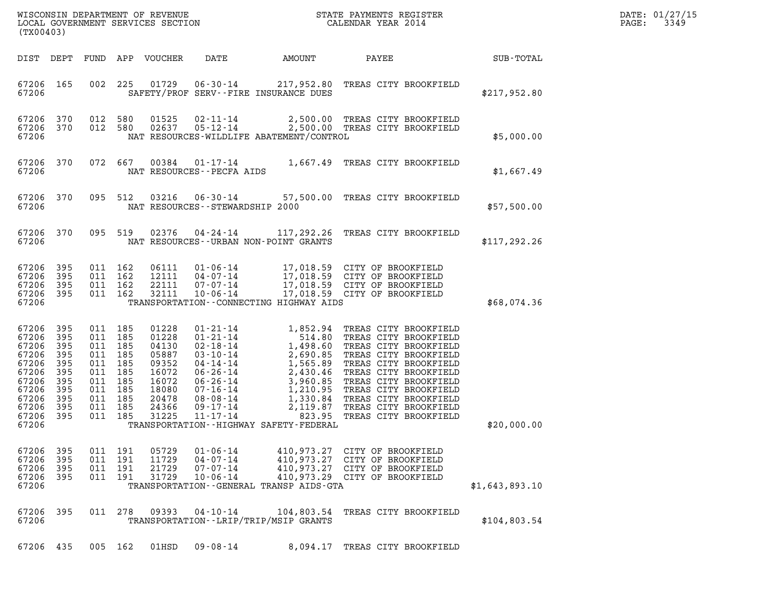WISCONSIN DEPARTMENT OF REVENUE
LOCAL GOVERNMENT SERVICES SECTION
(TX00403)

STATE PAYMENTS REGISTER
CALENDAR YEAR 2014

| DIST | DEPT | FUND | APP | VOUCHER | DATE | AMOUNT | PAYEE | SUB-TOTAL |
|---|---|---|---|---|---|---|---|---|
| 67206 | 165 | 002 | 225 | 01729 | 06-30-14 | 217,952.80 | TREAS CITY BROOKFIELD | |
| 67206 | | | | | SAFETY/PROF SERV--FIRE INSURANCE DUES | | | $217,952.80 |
| 67206 | 370 | 012 | 580 | 01525 | 02-11-14 | 2,500.00 | TREAS CITY BROOKFIELD | |
| 67206 | 370 | 012 | 580 | 02637 | 05-12-14 | 2,500.00 | TREAS CITY BROOKFIELD | |
| 67206 | | | | | NAT RESOURCES-WILDLIFE ABATEMENT/CONTROL | | | $5,000.00 |
| 67206 | 370 | 072 | 667 | 00384 | 01-17-14 | 1,667.49 | TREAS CITY BROOKFIELD | |
| 67206 | | | | | NAT RESOURCES--PECFA AIDS | | | $1,667.49 |
| 67206 | 370 | 095 | 512 | 03216 | 06-30-14 | 57,500.00 | TREAS CITY BROOKFIELD | |
| 67206 | | | | | NAT RESOURCES--STEWARDSHIP 2000 | | | $57,500.00 |
| 67206 | 370 | 095 | 519 | 02376 | 04-24-14 | 117,292.26 | TREAS CITY BROOKFIELD | |
| 67206 | | | | | NAT RESOURCES--URBAN NON-POINT GRANTS | | | $117,292.26 |
| 67206 | 395 | 011 | 162 | 06111 | 01-06-14 | 17,018.59 | CITY OF BROOKFIELD | |
| 67206 | 395 | 011 | 162 | 12111 | 04-07-14 | 17,018.59 | CITY OF BROOKFIELD | |
| 67206 | 395 | 011 | 162 | 22111 | 07-07-14 | 17,018.59 | CITY OF BROOKFIELD | |
| 67206 | 395 | 011 | 162 | 32111 | 10-06-14 | 17,018.59 | CITY OF BROOKFIELD | |
| 67206 | | | | | TRANSPORTATION--CONNECTING HIGHWAY AIDS | | | $68,074.36 |
| 67206 | 395 | 011 | 185 | 01228 | 01-21-14 | 1,852.94 | TREAS CITY BROOKFIELD | |
| 67206 | 395 | 011 | 185 | 01228 | 01-21-14 | 514.80 | TREAS CITY BROOKFIELD | |
| 67206 | 395 | 011 | 185 | 04130 | 02-18-14 | 1,498.60 | TREAS CITY BROOKFIELD | |
| 67206 | 395 | 011 | 185 | 05887 | 03-10-14 | 2,690.85 | TREAS CITY BROOKFIELD | |
| 67206 | 395 | 011 | 185 | 09352 | 04-14-14 | 1,565.89 | TREAS CITY BROOKFIELD | |
| 67206 | 395 | 011 | 185 | 16072 | 06-26-14 | 2,430.46 | TREAS CITY BROOKFIELD | |
| 67206 | 395 | 011 | 185 | 16072 | 06-26-14 | 3,960.85 | TREAS CITY BROOKFIELD | |
| 67206 | 395 | 011 | 185 | 18080 | 07-16-14 | 1,210.95 | TREAS CITY BROOKFIELD | |
| 67206 | 395 | 011 | 185 | 20478 | 08-08-14 | 1,330.84 | TREAS CITY BROOKFIELD | |
| 67206 | 395 | 011 | 185 | 24366 | 09-17-14 | 2,119.87 | TREAS CITY BROOKFIELD | |
| 67206 | 395 | 011 | 185 | 31225 | 11-17-14 | 823.95 | TREAS CITY BROOKFIELD | |
| 67206 | | | | | TRANSPORTATION--HIGHWAY SAFETY-FEDERAL | | | $20,000.00 |
| 67206 | 395 | 011 | 191 | 05729 | 01-06-14 | 410,973.27 | CITY OF BROOKFIELD | |
| 67206 | 395 | 011 | 191 | 11729 | 04-07-14 | 410,973.27 | CITY OF BROOKFIELD | |
| 67206 | 395 | 011 | 191 | 21729 | 07-07-14 | 410,973.27 | CITY OF BROOKFIELD | |
| 67206 | 395 | 011 | 191 | 31729 | 10-06-14 | 410,973.29 | CITY OF BROOKFIELD | |
| 67206 | | | | | TRANSPORTATION--GENERAL TRANSP AIDS-GTA | | | $1,643,893.10 |
| 67206 | 395 | 011 | 278 | 09393 | 04-10-14 | 104,803.54 | TREAS CITY BROOKFIELD | |
| 67206 | | | | | TRANSPORTATION--LRIP/TRIP/MSIP GRANTS | | | $104,803.54 |
| 67206 | 435 | 005 | 162 | 01HSD | 09-08-14 | 8,094.17 | TREAS CITY BROOKFIELD | |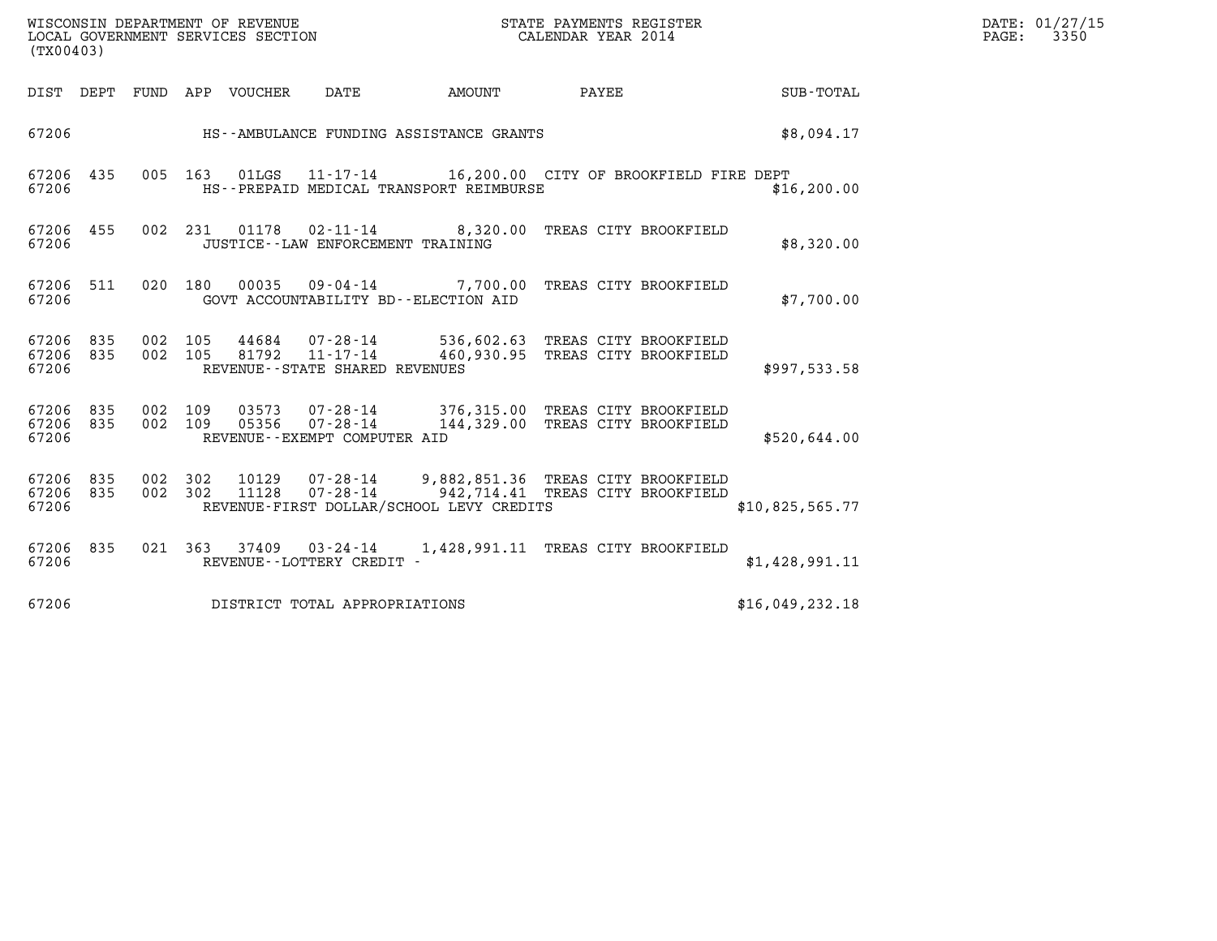WISCONSIN DEPARTMENT OF REVENUE
LOCAL GOVERNMENT SERVICES SECTION
(TX00403)

STATE PAYMENTS REGISTER
CALENDAR YEAR 2014

DATE: 01/27/15
PAGE: 3350

| DIST | DEPT | FUND | APP | VOUCHER | DATE | AMOUNT | PAYEE | SUB-TOTAL |
|---|---|---|---|---|---|---|---|---|
| 67206 | | | | | HS--AMBULANCE FUNDING ASSISTANCE GRANTS | | | $8,094.17 |
| 67206 | 435 | 005 | 163 | 01LGS | 11-17-14 | 16,200.00 | CITY OF BROOKFIELD FIRE DEPT | |
| 67206 | | | | | HS--PREPAID MEDICAL TRANSPORT REIMBURSE | | | $16,200.00 |
| 67206 | 455 | 002 | 231 | 01178 | 02-11-14 | 8,320.00 | TREAS CITY BROOKFIELD | |
| 67206 | | | | | JUSTICE--LAW ENFORCEMENT TRAINING | | | $8,320.00 |
| 67206 | 511 | 020 | 180 | 00035 | 09-04-14 | 7,700.00 | TREAS CITY BROOKFIELD | |
| 67206 | | | | | GOVT ACCOUNTABILITY BD--ELECTION AID | | | $7,700.00 |
| 67206 | 835 | 002 | 105 | 44684 | 07-28-14 | 536,602.63 | TREAS CITY BROOKFIELD | |
| 67206 | 835 | 002 | 105 | 81792 | 11-17-14 | 460,930.95 | TREAS CITY BROOKFIELD | |
| 67206 | | | | | REVENUE--STATE SHARED REVENUES | | | $997,533.58 |
| 67206 | 835 | 002 | 109 | 03573 | 07-28-14 | 376,315.00 | TREAS CITY BROOKFIELD | |
| 67206 | 835 | 002 | 109 | 05356 | 07-28-14 | 144,329.00 | TREAS CITY BROOKFIELD | |
| 67206 | | | | | REVENUE--EXEMPT COMPUTER AID | | | $520,644.00 |
| 67206 | 835 | 002 | 302 | 10129 | 07-28-14 | 9,882,851.36 | TREAS CITY BROOKFIELD | |
| 67206 | 835 | 002 | 302 | 11128 | 07-28-14 | 942,714.41 | TREAS CITY BROOKFIELD | |
| 67206 | | | | | REVENUE-FIRST DOLLAR/SCHOOL LEVY CREDITS | | | $10,825,565.77 |
| 67206 | 835 | 021 | 363 | 37409 | 03-24-14 | 1,428,991.11 | TREAS CITY BROOKFIELD | |
| 67206 | | | | | REVENUE--LOTTERY CREDIT - | | | $1,428,991.11 |
| 67206 | | | | | DISTRICT TOTAL APPROPRIATIONS | | | $16,049,232.18 |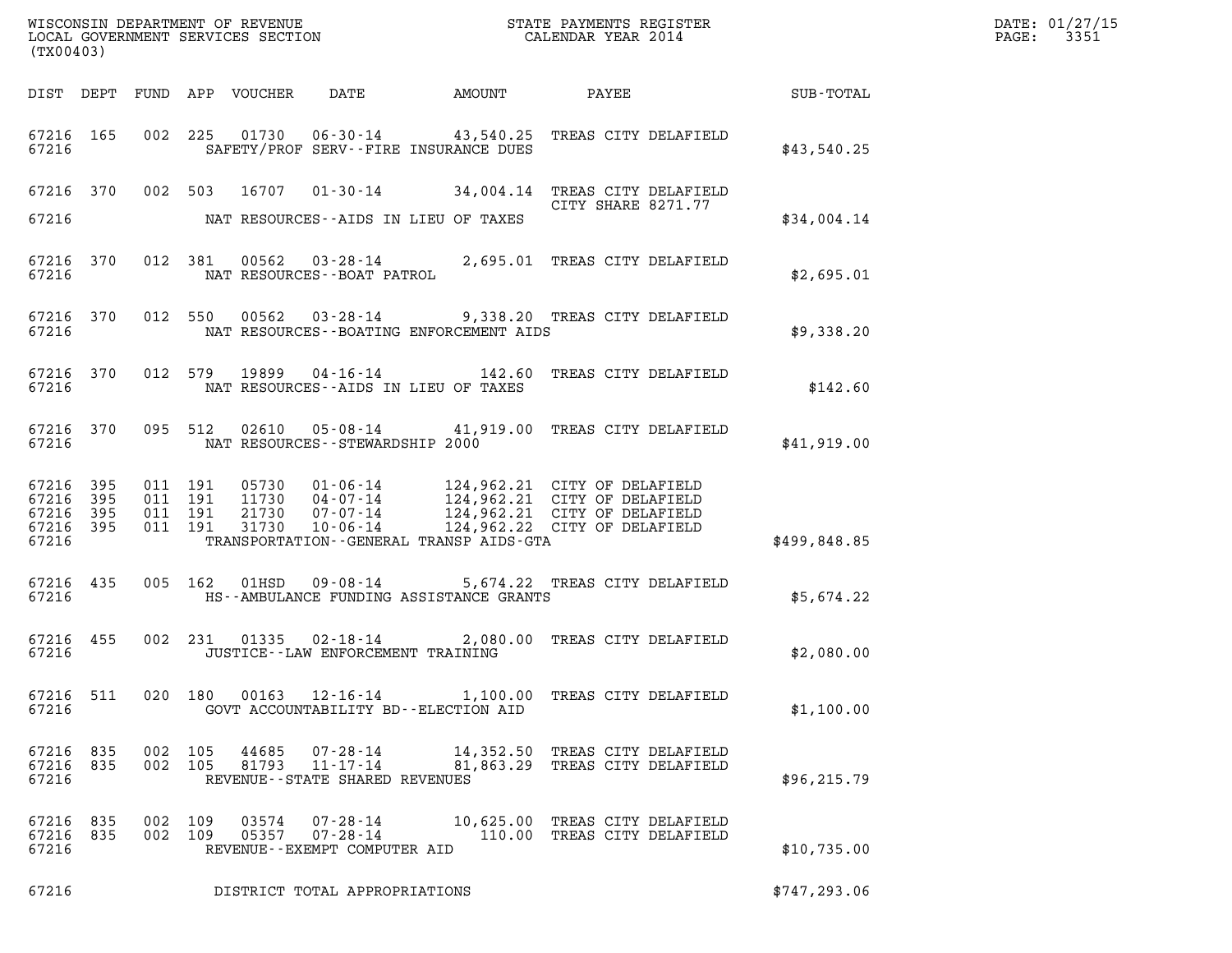WISCONSIN DEPARTMENT OF REVENUE
LOCAL GOVERNMENT SERVICES SECTION
(TX00403)

STATE PAYMENTS REGISTER
CALENDAR YEAR 2014

DATE: 01/27/15
PAGE: 3351

| DIST | DEPT | FUND | APP | VOUCHER | DATE | AMOUNT | PAYEE | SUB-TOTAL |
|---|---|---|---|---|---|---|---|---|
| 67216 | 165 | 002 | 225 | 01730 | 06-30-14 | 43,540.25 | TREAS CITY DELAFIELD | |
| 67216 | | | | | SAFETY/PROF SERV--FIRE INSURANCE DUES | | | $43,540.25 |
| 67216 | 370 | 002 | 503 | 16707 | 01-30-14 | 34,004.14 | TREAS CITY DELAFIELD CITY SHARE 8271.77 | |
| 67216 | | | | | NAT RESOURCES--AIDS IN LIEU OF TAXES | | | $34,004.14 |
| 67216 | 370 | 012 | 381 | 00562 | 03-28-14 | 2,695.01 | TREAS CITY DELAFIELD | |
| 67216 | | | | | NAT RESOURCES--BOAT PATROL | | | $2,695.01 |
| 67216 | 370 | 012 | 550 | 00562 | 03-28-14 | 9,338.20 | TREAS CITY DELAFIELD | |
| 67216 | | | | | NAT RESOURCES--BOATING ENFORCEMENT AIDS | | | $9,338.20 |
| 67216 | 370 | 012 | 579 | 19899 | 04-16-14 | 142.60 | TREAS CITY DELAFIELD | |
| 67216 | | | | | NAT RESOURCES--AIDS IN LIEU OF TAXES | | | $142.60 |
| 67216 | 370 | 095 | 512 | 02610 | 05-08-14 | 41,919.00 | TREAS CITY DELAFIELD | |
| 67216 | | | | | NAT RESOURCES--STEWARDSHIP 2000 | | | $41,919.00 |
| 67216 | 395 | 011 | 191 | 05730 | 01-06-14 | 124,962.21 | CITY OF DELAFIELD | |
| 67216 | 395 | 011 | 191 | 11730 | 04-07-14 | 124,962.21 | CITY OF DELAFIELD | |
| 67216 | 395 | 011 | 191 | 21730 | 07-07-14 | 124,962.21 | CITY OF DELAFIELD | |
| 67216 | 395 | 011 | 191 | 31730 | 10-06-14 | 124,962.22 | CITY OF DELAFIELD | |
| 67216 | | | | | TRANSPORTATION--GENERAL TRANSP AIDS-GTA | | | $499,848.85 |
| 67216 | 435 | 005 | 162 | 01HSD | 09-08-14 | 5,674.22 | TREAS CITY DELAFIELD | |
| 67216 | | | | | HS--AMBULANCE FUNDING ASSISTANCE GRANTS | | | $5,674.22 |
| 67216 | 455 | 002 | 231 | 01335 | 02-18-14 | 2,080.00 | TREAS CITY DELAFIELD | |
| 67216 | | | | | JUSTICE--LAW ENFORCEMENT TRAINING | | | $2,080.00 |
| 67216 | 511 | 020 | 180 | 00163 | 12-16-14 | 1,100.00 | TREAS CITY DELAFIELD | |
| 67216 | | | | | GOVT ACCOUNTABILITY BD--ELECTION AID | | | $1,100.00 |
| 67216 | 835 | 002 | 105 | 44685 | 07-28-14 | 14,352.50 | TREAS CITY DELAFIELD | |
| 67216 | 835 | 002 | 105 | 81793 | 11-17-14 | 81,863.29 | TREAS CITY DELAFIELD | |
| 67216 | | | | | REVENUE--STATE SHARED REVENUES | | | $96,215.79 |
| 67216 | 835 | 002 | 109 | 03574 | 07-28-14 | 10,625.00 | TREAS CITY DELAFIELD | |
| 67216 | 835 | 002 | 109 | 05357 | 07-28-14 | 110.00 | TREAS CITY DELAFIELD | |
| 67216 | | | | | REVENUE--EXEMPT COMPUTER AID | | | $10,735.00 |
| 67216 | | | | | DISTRICT TOTAL APPROPRIATIONS | | | $747,293.06 |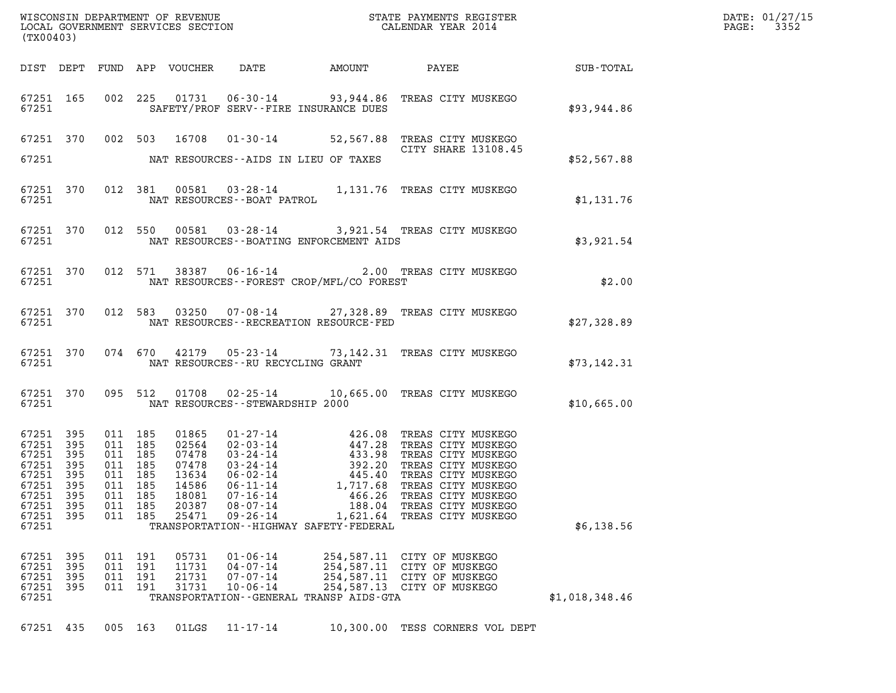WISCONSIN DEPARTMENT OF REVENUE
LOCAL GOVERNMENT SERVICES SECTION
(TX00403)

STATE PAYMENTS REGISTER
CALENDAR YEAR 2014

DATE: 01/27/15

| DIST | DEPT | FUND | APP | VOUCHER | DATE | AMOUNT | PAYEE | SUB-TOTAL |
|---|---|---|---|---|---|---|---|---|
| 67251 | 165 | 002 | 225 | 01731 | 06-30-14 | 93,944.86 | TREAS CITY MUSKEGO | |
| 67251 | | | | | SAFETY/PROF SERV--FIRE INSURANCE DUES | | | $93,944.86 |
| 67251 | 370 | 002 | 503 | 16708 | 01-30-14 | 52,567.88 | TREAS CITY MUSKEGO CITY SHARE 13108.45 | |
| 67251 | | | | | NAT RESOURCES--AIDS IN LIEU OF TAXES | | | $52,567.88 |
| 67251 | 370 | 012 | 381 | 00581 | 03-28-14 | 1,131.76 | TREAS CITY MUSKEGO | |
| 67251 | | | | | NAT RESOURCES--BOAT PATROL | | | $1,131.76 |
| 67251 | 370 | 012 | 550 | 00581 | 03-28-14 | 3,921.54 | TREAS CITY MUSKEGO | |
| 67251 | | | | | NAT RESOURCES--BOATING ENFORCEMENT AIDS | | | $3,921.54 |
| 67251 | 370 | 012 | 571 | 38387 | 06-16-14 | 2.00 | TREAS CITY MUSKEGO | |
| 67251 | | | | | NAT RESOURCES--FOREST CROP/MFL/CO FOREST | | | $2.00 |
| 67251 | 370 | 012 | 583 | 03250 | 07-08-14 | 27,328.89 | TREAS CITY MUSKEGO | |
| 67251 | | | | | NAT RESOURCES--RECREATION RESOURCE-FED | | | $27,328.89 |
| 67251 | 370 | 074 | 670 | 42179 | 05-23-14 | 73,142.31 | TREAS CITY MUSKEGO | |
| 67251 | | | | | NAT RESOURCES--RU RECYCLING GRANT | | | $73,142.31 |
| 67251 | 370 | 095 | 512 | 01708 | 02-25-14 | 10,665.00 | TREAS CITY MUSKEGO | |
| 67251 | | | | | NAT RESOURCES--STEWARDSHIP 2000 | | | $10,665.00 |
| 67251 | 395 | 011 | 185 | 01865 | 01-27-14 | 426.08 | TREAS CITY MUSKEGO | |
| 67251 | 395 | 011 | 185 | 02564 | 02-03-14 | 447.28 | TREAS CITY MUSKEGO | |
| 67251 | 395 | 011 | 185 | 07478 | 03-24-14 | 433.98 | TREAS CITY MUSKEGO | |
| 67251 | 395 | 011 | 185 | 07478 | 03-24-14 | 392.20 | TREAS CITY MUSKEGO | |
| 67251 | 395 | 011 | 185 | 13634 | 06-02-14 | 445.40 | TREAS CITY MUSKEGO | |
| 67251 | 395 | 011 | 185 | 14586 | 06-11-14 | 1,717.68 | TREAS CITY MUSKEGO | |
| 67251 | 395 | 011 | 185 | 18081 | 07-16-14 | 466.26 | TREAS CITY MUSKEGO | |
| 67251 | 395 | 011 | 185 | 20387 | 08-07-14 | 188.04 | TREAS CITY MUSKEGO | |
| 67251 | 395 | 011 | 185 | 25471 | 09-26-14 | 1,621.64 | TREAS CITY MUSKEGO | |
| 67251 | | | | | TRANSPORTATION--HIGHWAY SAFETY-FEDERAL | | | $6,138.56 |
| 67251 | 395 | 011 | 191 | 05731 | 01-06-14 | 254,587.11 | CITY OF MUSKEGO | |
| 67251 | 395 | 011 | 191 | 11731 | 04-07-14 | 254,587.11 | CITY OF MUSKEGO | |
| 67251 | 395 | 011 | 191 | 21731 | 07-07-14 | 254,587.11 | CITY OF MUSKEGO | |
| 67251 | 395 | 011 | 191 | 31731 | 10-06-14 | 254,587.13 | CITY OF MUSKEGO | |
| 67251 | | | | | TRANSPORTATION--GENERAL TRANSP AIDS-GTA | | | $1,018,348.46 |
| 67251 | 435 | 005 | 163 | 01LGS | 11-17-14 | 10,300.00 | TESS CORNERS VOL DEPT | |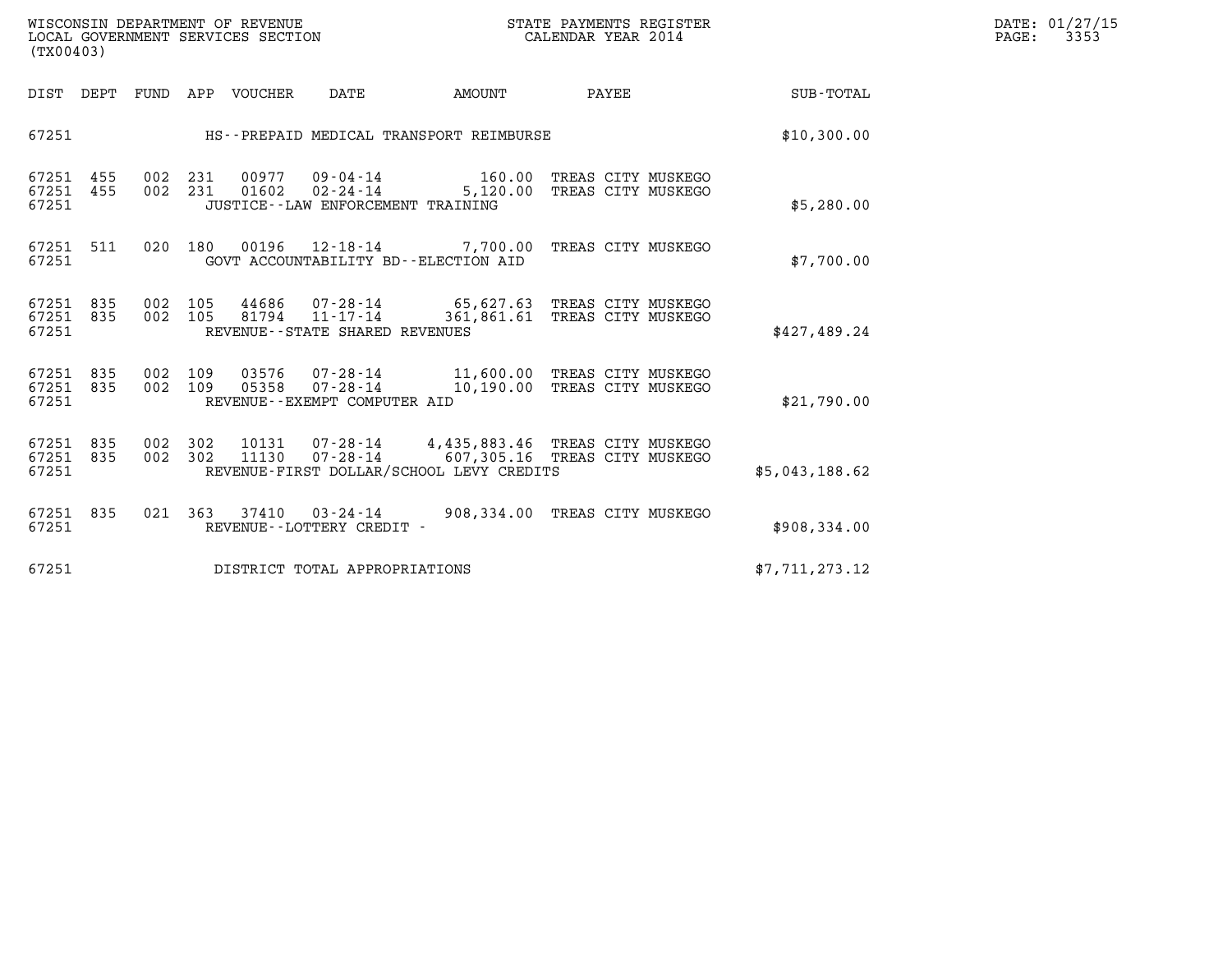WISCONSIN DEPARTMENT OF REVENUE
LOCAL GOVERNMENT SERVICES SECTION
(TX00403)

STATE PAYMENTS REGISTER
CALENDAR YEAR 2014

DATE: 01/27/15

| DIST | DEPT | FUND | APP | VOUCHER | DATE | AMOUNT | PAYEE | SUB-TOTAL |
|---|---|---|---|---|---|---|---|---|
| 67251 | | | | | HS--PREPAID MEDICAL TRANSPORT REIMBURSE | | | $10,300.00 |
| 67251 | 455 | 002 | 231 | 00977 | 09-04-14 | 160.00 | TREAS CITY MUSKEGO | |
| 67251 | 455 | 002 | 231 | 01602 | 02-24-14 | 5,120.00 | TREAS CITY MUSKEGO | |
| 67251 | | | | | JUSTICE--LAW ENFORCEMENT TRAINING | | | $5,280.00 |
| 67251 | 511 | 020 | 180 | 00196 | 12-18-14 | 7,700.00 | TREAS CITY MUSKEGO | |
| 67251 | | | | | GOVT ACCOUNTABILITY BD--ELECTION AID | | | $7,700.00 |
| 67251 | 835 | 002 | 105 | 44686 | 07-28-14 | 65,627.63 | TREAS CITY MUSKEGO | |
| 67251 | 835 | 002 | 105 | 81794 | 11-17-14 | 361,861.61 | TREAS CITY MUSKEGO | |
| 67251 | | | | | REVENUE--STATE SHARED REVENUES | | | $427,489.24 |
| 67251 | 835 | 002 | 109 | 03576 | 07-28-14 | 11,600.00 | TREAS CITY MUSKEGO | |
| 67251 | 835 | 002 | 109 | 05358 | 07-28-14 | 10,190.00 | TREAS CITY MUSKEGO | |
| 67251 | | | | | REVENUE--EXEMPT COMPUTER AID | | | $21,790.00 |
| 67251 | 835 | 002 | 302 | 10131 | 07-28-14 | 4,435,883.46 | TREAS CITY MUSKEGO | |
| 67251 | 835 | 002 | 302 | 11130 | 07-28-14 | 607,305.16 | TREAS CITY MUSKEGO | |
| 67251 | | | | | REVENUE-FIRST DOLLAR/SCHOOL LEVY CREDITS | | | $5,043,188.62 |
| 67251 | 835 | 021 | 363 | 37410 | 03-24-14 | 908,334.00 | TREAS CITY MUSKEGO | |
| 67251 | | | | | REVENUE--LOTTERY CREDIT - | | | $908,334.00 |
| 67251 | | | | | DISTRICT TOTAL APPROPRIATIONS | | | $7,711,273.12 |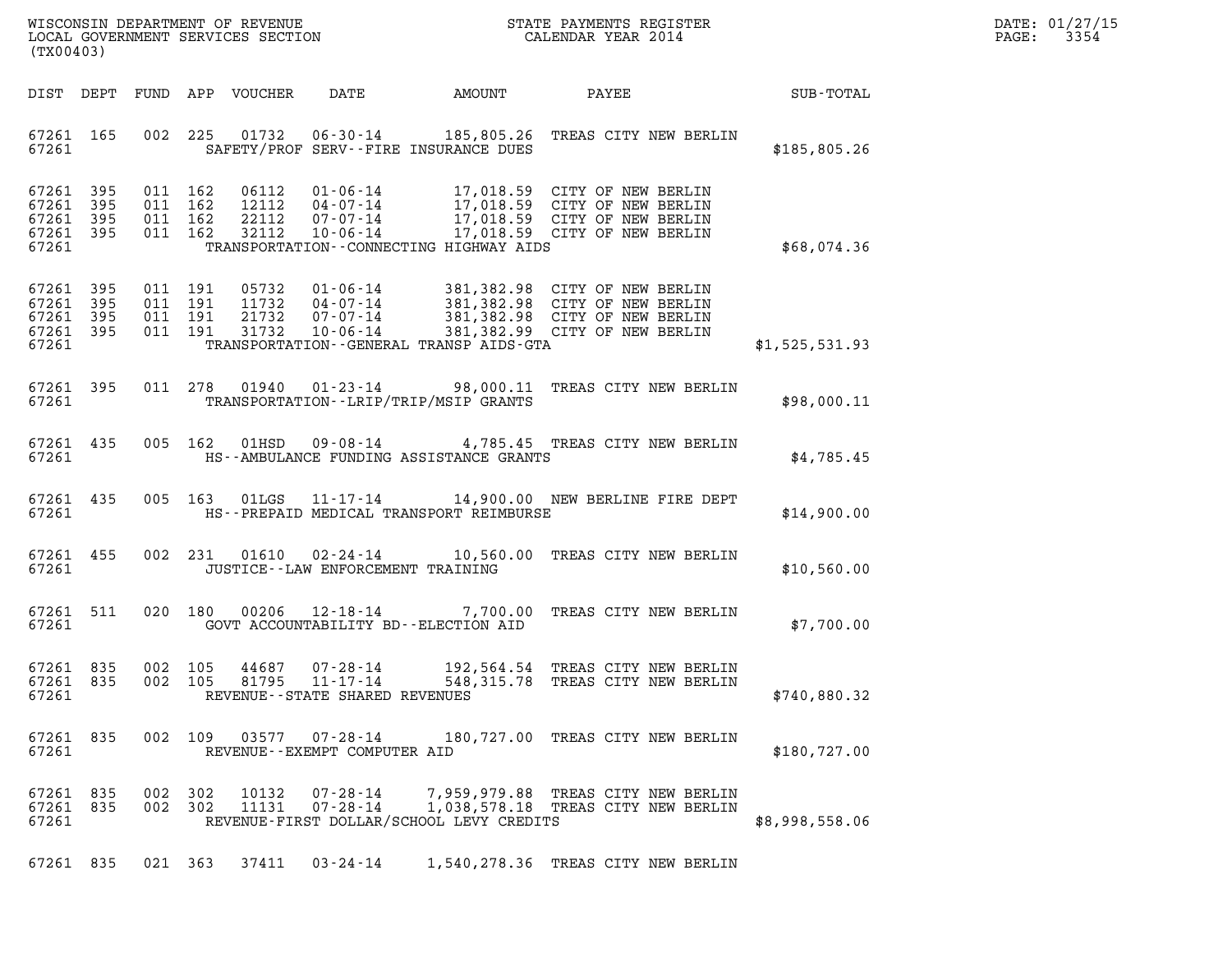WISCONSIN DEPARTMENT OF REVENUE
LOCAL GOVERNMENT SERVICES SECTION
(TX00403)

STATE PAYMENTS REGISTER
CALENDAR YEAR 2014

| DIST | DEPT | FUND | APP | VOUCHER | DATE | AMOUNT | PAYEE | SUB-TOTAL |
|---|---|---|---|---|---|---|---|---|
| 67261 | 165 | 002 | 225 | 01732 | 06-30-14 | 185,805.26 | TREAS CITY NEW BERLIN | |
| 67261 | | | | | SAFETY/PROF SERV--FIRE INSURANCE DUES | | | $185,805.26 |
| 67261 | 395 | 011 | 162 | 06112 | 01-06-14 | 17,018.59 | CITY OF NEW BERLIN | |
| 67261 | 395 | 011 | 162 | 12112 | 04-07-14 | 17,018.59 | CITY OF NEW BERLIN | |
| 67261 | 395 | 011 | 162 | 22112 | 07-07-14 | 17,018.59 | CITY OF NEW BERLIN | |
| 67261 | 395 | 011 | 162 | 32112 | 10-06-14 | 17,018.59 | CITY OF NEW BERLIN | |
| 67261 | | | | | TRANSPORTATION--CONNECTING HIGHWAY AIDS | | | $68,074.36 |
| 67261 | 395 | 011 | 191 | 05732 | 01-06-14 | 381,382.98 | CITY OF NEW BERLIN | |
| 67261 | 395 | 011 | 191 | 11732 | 04-07-14 | 381,382.98 | CITY OF NEW BERLIN | |
| 67261 | 395 | 011 | 191 | 21732 | 07-07-14 | 381,382.98 | CITY OF NEW BERLIN | |
| 67261 | 395 | 011 | 191 | 31732 | 10-06-14 | 381,382.99 | CITY OF NEW BERLIN | |
| 67261 | | | | | TRANSPORTATION--GENERAL TRANSP AIDS-GTA | | | $1,525,531.93 |
| 67261 | 395 | 011 | 278 | 01940 | 01-23-14 | 98,000.11 | TREAS CITY NEW BERLIN | |
| 67261 | | | | | TRANSPORTATION--LRIP/TRIP/MSIP GRANTS | | | $98,000.11 |
| 67261 | 435 | 005 | 162 | 01HSD | 09-08-14 | 4,785.45 | TREAS CITY NEW BERLIN | |
| 67261 | | | | | HS--AMBULANCE FUNDING ASSISTANCE GRANTS | | | $4,785.45 |
| 67261 | 435 | 005 | 163 | 01LGS | 11-17-14 | 14,900.00 | NEW BERLINE FIRE DEPT | |
| 67261 | | | | | HS--PREPAID MEDICAL TRANSPORT REIMBURSE | | | $14,900.00 |
| 67261 | 455 | 002 | 231 | 01610 | 02-24-14 | 10,560.00 | TREAS CITY NEW BERLIN | |
| 67261 | | | | | JUSTICE--LAW ENFORCEMENT TRAINING | | | $10,560.00 |
| 67261 | 511 | 020 | 180 | 00206 | 12-18-14 | 7,700.00 | TREAS CITY NEW BERLIN | |
| 67261 | | | | | GOVT ACCOUNTABILITY BD--ELECTION AID | | | $7,700.00 |
| 67261 | 835 | 002 | 105 | 44687 | 07-28-14 | 192,564.54 | TREAS CITY NEW BERLIN | |
| 67261 | 835 | 002 | 105 | 81795 | 11-17-14 | 548,315.78 | TREAS CITY NEW BERLIN | |
| 67261 | | | | | REVENUE--STATE SHARED REVENUES | | | $740,880.32 |
| 67261 | 835 | 002 | 109 | 03577 | 07-28-14 | 180,727.00 | TREAS CITY NEW BERLIN | |
| 67261 | | | | | REVENUE--EXEMPT COMPUTER AID | | | $180,727.00 |
| 67261 | 835 | 002 | 302 | 10132 | 07-28-14 | 7,959,979.88 | TREAS CITY NEW BERLIN | |
| 67261 | 835 | 002 | 302 | 11131 | 07-28-14 | 1,038,578.18 | TREAS CITY NEW BERLIN | |
| 67261 | | | | | REVENUE-FIRST DOLLAR/SCHOOL LEVY CREDITS | | | $8,998,558.06 |
| 67261 | 835 | 021 | 363 | 37411 | 03-24-14 | 1,540,278.36 | TREAS CITY NEW BERLIN | |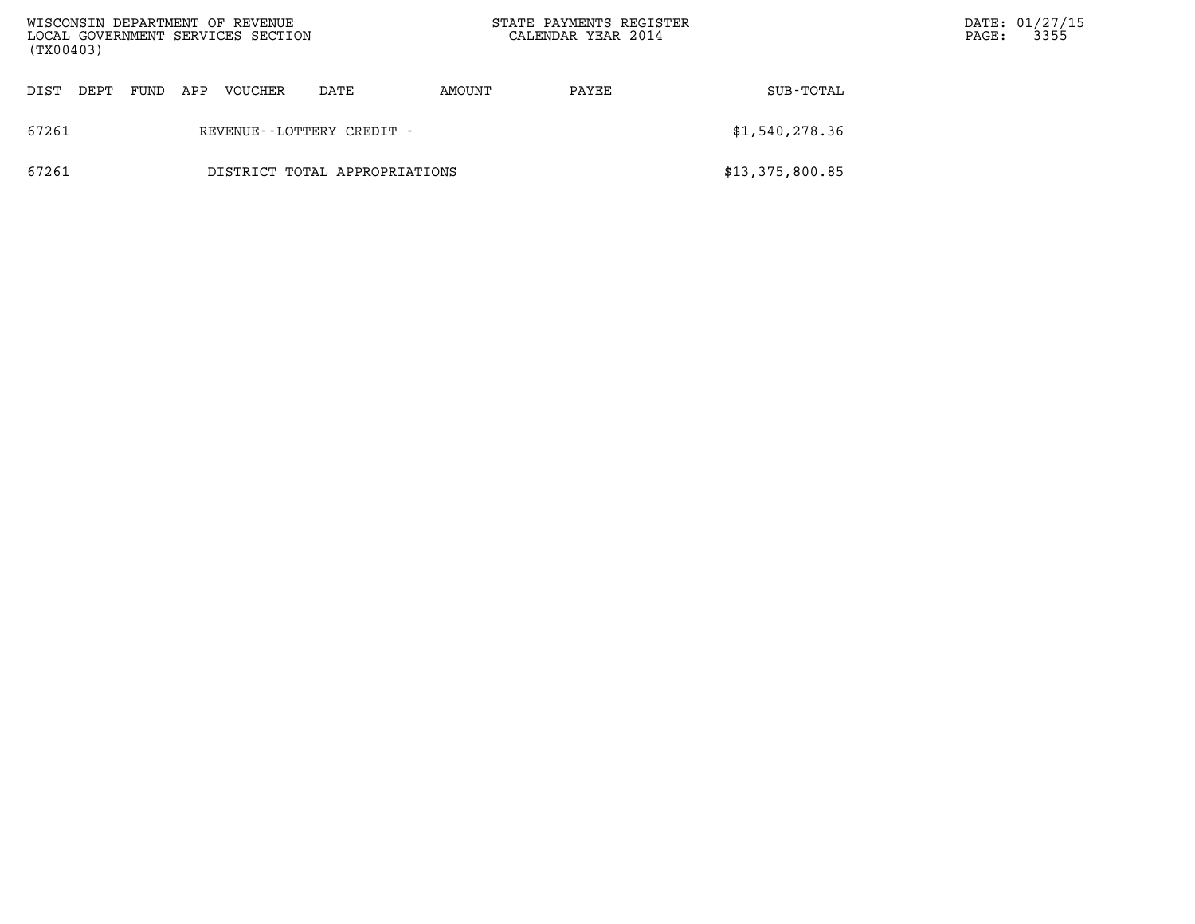| DIST | DEPT | FUND | APP | VOUCHER | DATE | AMOUNT | PAYEE | SUB-TOTAL |
|---|---|---|---|---|---|---|---|---|
| 67261 | | | | REVENUE--LOTTERY CREDIT - | | | | $1,540,278.36 |
| 67261 | | | | DISTRICT TOTAL APPROPRIATIONS | | | | $13,375,800.85 |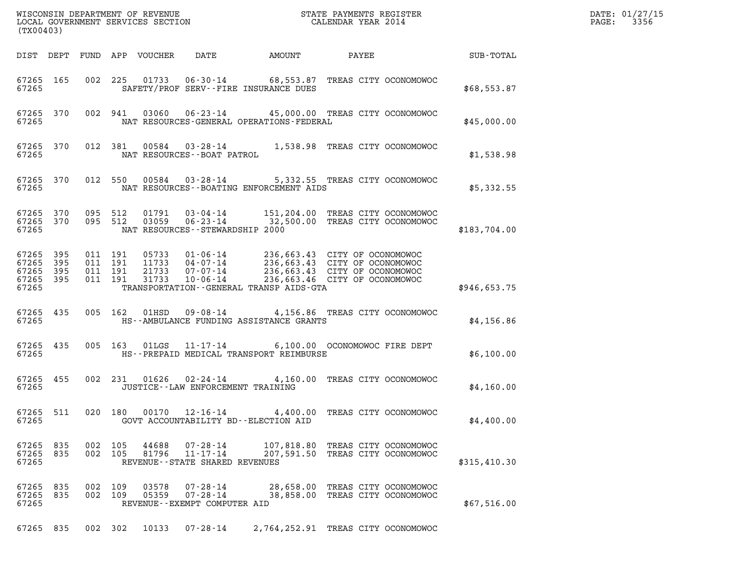WISCONSIN DEPARTMENT OF REVENUE
LOCAL GOVERNMENT SERVICES SECTION
(TX00403)

STATE PAYMENTS REGISTER
CALENDAR YEAR 2014

DATE: 01/27/15

| DIST | DEPT | FUND | APP | VOUCHER | DATE | AMOUNT | PAYEE | SUB-TOTAL |
|---|---|---|---|---|---|---|---|---|
| 67265 | 165 | 002 | 225 | 01733 | 06-30-14 | 68,553.87 | TREAS CITY OCONOMOWOC | |
| 67265 | | | | SAFETY/PROF SERV--FIRE INSURANCE DUES | | | | $68,553.87 |
| 67265 | 370 | 002 | 941 | 03060 | 06-23-14 | 45,000.00 | TREAS CITY OCONOMOWOC | |
| 67265 | | | | NAT RESOURCES-GENERAL OPERATIONS-FEDERAL | | | | $45,000.00 |
| 67265 | 370 | 012 | 381 | 00584 | 03-28-14 | 1,538.98 | TREAS CITY OCONOMOWOC | |
| 67265 | | | | NAT RESOURCES--BOAT PATROL | | | | $1,538.98 |
| 67265 | 370 | 012 | 550 | 00584 | 03-28-14 | 5,332.55 | TREAS CITY OCONOMOWOC | |
| 67265 | | | | NAT RESOURCES--BOATING ENFORCEMENT AIDS | | | | $5,332.55 |
| 67265 | 370 | 095 | 512 | 01791 | 03-04-14 | 151,204.00 | TREAS CITY OCONOMOWOC | |
| 67265 | 370 | 095 | 512 | 03059 | 06-23-14 | 32,500.00 | TREAS CITY OCONOMOWOC | |
| 67265 | | | | NAT RESOURCES--STEWARDSHIP 2000 | | | | $183,704.00 |
| 67265 | 395 | 011 | 191 | 05733 | 01-06-14 | 236,663.43 | CITY OF OCONOMOWOC | |
| 67265 | 395 | 011 | 191 | 11733 | 04-07-14 | 236,663.43 | CITY OF OCONOMOWOC | |
| 67265 | 395 | 011 | 191 | 21733 | 07-07-14 | 236,663.43 | CITY OF OCONOMOWOC | |
| 67265 | 395 | 011 | 191 | 31733 | 10-06-14 | 236,663.46 | CITY OF OCONOMOWOC | |
| 67265 | | | | TRANSPORTATION--GENERAL TRANSP AIDS-GTA | | | | $946,653.75 |
| 67265 | 435 | 005 | 162 | 01HSD | 09-08-14 | 4,156.86 | TREAS CITY OCONOMOWOC | |
| 67265 | | | | HS--AMBULANCE FUNDING ASSISTANCE GRANTS | | | | $4,156.86 |
| 67265 | 435 | 005 | 163 | 01LGS | 11-17-14 | 6,100.00 | OCONOMOWOC FIRE DEPT | |
| 67265 | | | | HS--PREPAID MEDICAL TRANSPORT REIMBURSE | | | | $6,100.00 |
| 67265 | 455 | 002 | 231 | 01626 | 02-24-14 | 4,160.00 | TREAS CITY OCONOMOWOC | |
| 67265 | | | | JUSTICE--LAW ENFORCEMENT TRAINING | | | | $4,160.00 |
| 67265 | 511 | 020 | 180 | 00170 | 12-16-14 | 4,400.00 | TREAS CITY OCONOMOWOC | |
| 67265 | | | | GOVT ACCOUNTABILITY BD--ELECTION AID | | | | $4,400.00 |
| 67265 | 835 | 002 | 105 | 44688 | 07-28-14 | 107,818.80 | TREAS CITY OCONOMOWOC | |
| 67265 | 835 | 002 | 105 | 81796 | 11-17-14 | 207,591.50 | TREAS CITY OCONOMOWOC | |
| 67265 | | | | REVENUE--STATE SHARED REVENUES | | | | $315,410.30 |
| 67265 | 835 | 002 | 109 | 03578 | 07-28-14 | 28,658.00 | TREAS CITY OCONOMOWOC | |
| 67265 | 835 | 002 | 109 | 05359 | 07-28-14 | 38,858.00 | TREAS CITY OCONOMOWOC | |
| 67265 | | | | REVENUE--EXEMPT COMPUTER AID | | | | $67,516.00 |
| 67265 | 835 | 002 | 302 | 10133 | 07-28-14 | 2,764,252.91 | TREAS CITY OCONOMOWOC | |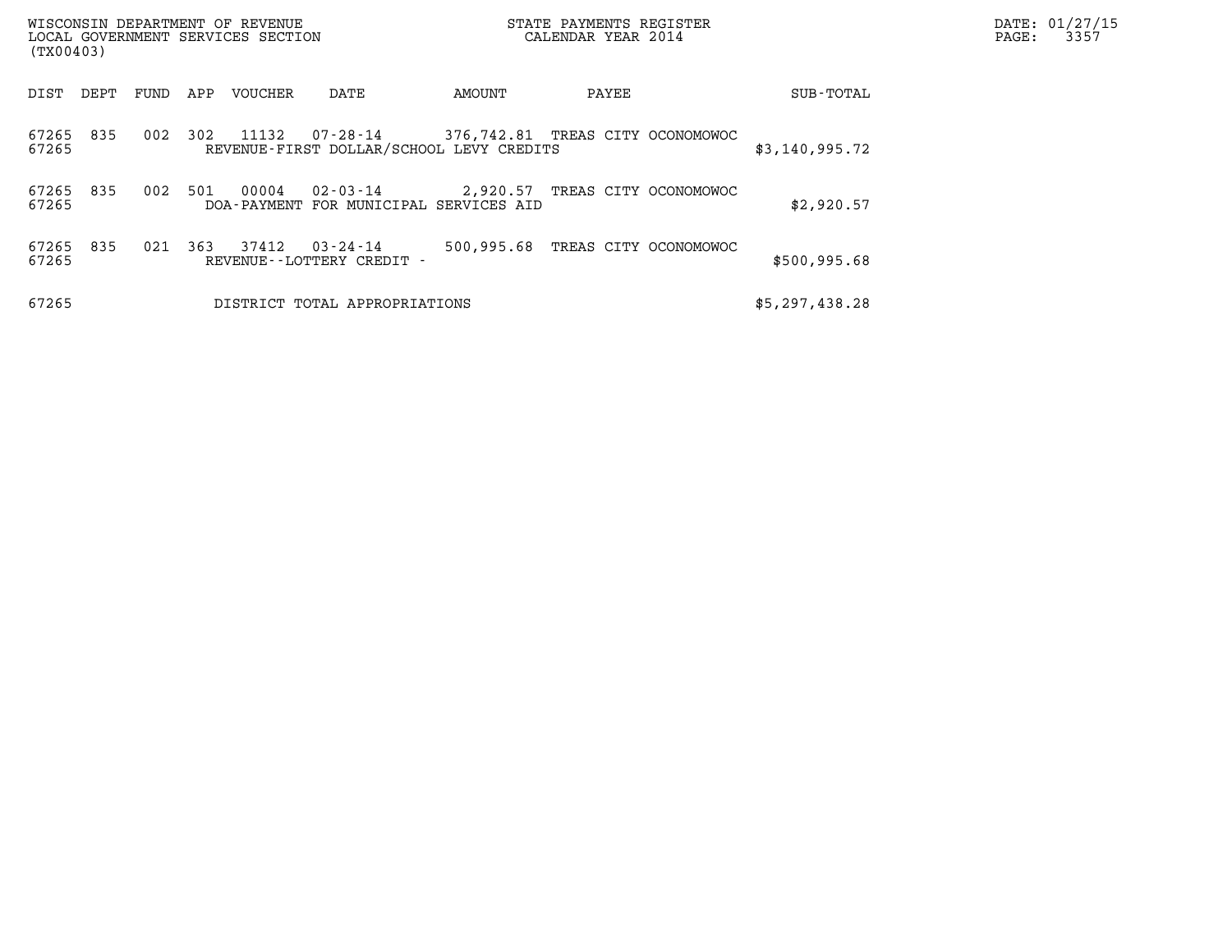WISCONSIN DEPARTMENT OF REVENUE
LOCAL GOVERNMENT SERVICES SECTION
(TX00403)

STATE PAYMENTS REGISTER
CALENDAR YEAR 2014

DATE: 01/27/15
PAGE: 3357

| DIST | DEPT | FUND | APP | VOUCHER | DATE | AMOUNT | PAYEE | SUB-TOTAL |
|---|---|---|---|---|---|---|---|---|
| 67265 | 835 | 002 | 302 | 11132 | 07-28-14 | 376,742.81 | TREAS CITY OCONOMOWOC | |
| 67265 | | | | REVENUE-FIRST DOLLAR/SCHOOL LEVY CREDITS | | | | $3,140,995.72 |
| 67265 | 835 | 002 | 501 | 00004 | 02-03-14 | 2,920.57 | TREAS CITY OCONOMOWOC | |
| 67265 | | | | DOA-PAYMENT FOR MUNICIPAL SERVICES AID | | | | $2,920.57 |
| 67265 | 835 | 021 | 363 | 37412 | 03-24-14 | 500,995.68 | TREAS CITY OCONOMOWOC | |
| 67265 | | | | REVENUE--LOTTERY CREDIT - | | | | $500,995.68 |
| 67265 | | | | DISTRICT TOTAL APPROPRIATIONS | | | | $5,297,438.28 |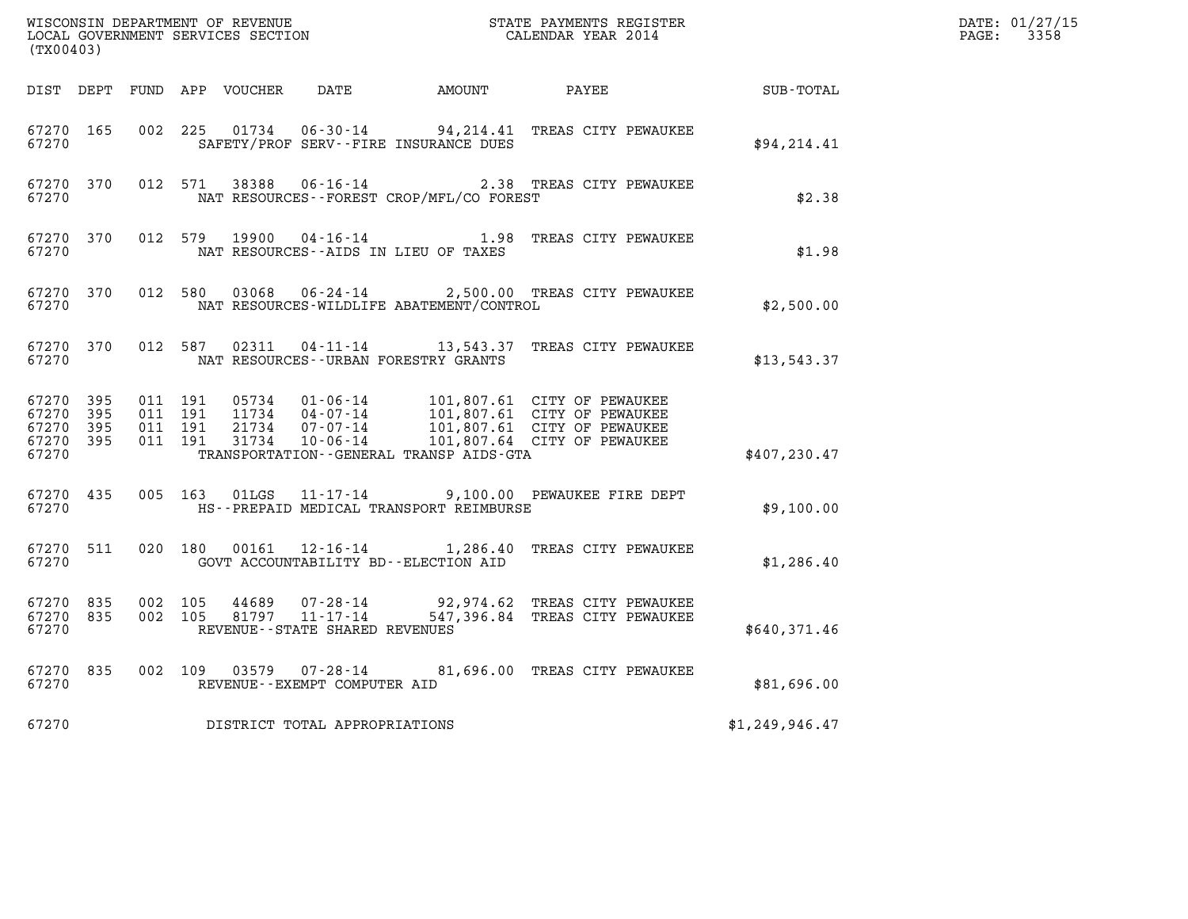WISCONSIN DEPARTMENT OF REVENUE
LOCAL GOVERNMENT SERVICES SECTION
(TX00403)

STATE PAYMENTS REGISTER
CALENDAR YEAR 2014

DATE: 01/27/15
PAGE: 3358

| DIST | DEPT | FUND | APP | VOUCHER | DATE | AMOUNT | PAYEE | SUB-TOTAL |
|---|---|---|---|---|---|---|---|---|
| 67270 | 165 | 002 | 225 | 01734 | 06-30-14 | 94,214.41 | TREAS CITY PEWAUKEE | |
| 67270 | | | | | SAFETY/PROF SERV--FIRE INSURANCE DUES | | | $94,214.41 |
| 67270 | 370 | 012 | 571 | 38388 | 06-16-14 | 2.38 | TREAS CITY PEWAUKEE | |
| 67270 | | | | | NAT RESOURCES--FOREST CROP/MFL/CO FOREST | | | $2.38 |
| 67270 | 370 | 012 | 579 | 19900 | 04-16-14 | 1.98 | TREAS CITY PEWAUKEE | |
| 67270 | | | | | NAT RESOURCES--AIDS IN LIEU OF TAXES | | | $1.98 |
| 67270 | 370 | 012 | 580 | 03068 | 06-24-14 | 2,500.00 | TREAS CITY PEWAUKEE | |
| 67270 | | | | | NAT RESOURCES-WILDLIFE ABATEMENT/CONTROL | | | $2,500.00 |
| 67270 | 370 | 012 | 587 | 02311 | 04-11-14 | 13,543.37 | TREAS CITY PEWAUKEE | |
| 67270 | | | | | NAT RESOURCES--URBAN FORESTRY GRANTS | | | $13,543.37 |
| 67270 | 395 | 011 | 191 | 05734 | 01-06-14 | 101,807.61 | CITY OF PEWAUKEE | |
| 67270 | 395 | 011 | 191 | 11734 | 04-07-14 | 101,807.61 | CITY OF PEWAUKEE | |
| 67270 | 395 | 011 | 191 | 21734 | 07-07-14 | 101,807.61 | CITY OF PEWAUKEE | |
| 67270 | 395 | 011 | 191 | 31734 | 10-06-14 | 101,807.64 | CITY OF PEWAUKEE | |
| 67270 | | | | | TRANSPORTATION--GENERAL TRANSP AIDS-GTA | | | $407,230.47 |
| 67270 | 435 | 005 | 163 | 01LGS | 11-17-14 | 9,100.00 | PEWAUKEE FIRE DEPT | |
| 67270 | | | | | HS--PREPAID MEDICAL TRANSPORT REIMBURSE | | | $9,100.00 |
| 67270 | 511 | 020 | 180 | 00161 | 12-16-14 | 1,286.40 | TREAS CITY PEWAUKEE | |
| 67270 | | | | | GOVT ACCOUNTABILITY BD--ELECTION AID | | | $1,286.40 |
| 67270 | 835 | 002 | 105 | 44689 | 07-28-14 | 92,974.62 | TREAS CITY PEWAUKEE | |
| 67270 | 835 | 002 | 105 | 81797 | 11-17-14 | 547,396.84 | TREAS CITY PEWAUKEE | |
| 67270 | | | | | REVENUE--STATE SHARED REVENUES | | | $640,371.46 |
| 67270 | 835 | 002 | 109 | 03579 | 07-28-14 | 81,696.00 | TREAS CITY PEWAUKEE | |
| 67270 | | | | | REVENUE--EXEMPT COMPUTER AID | | | $81,696.00 |
| 67270 | | | | | DISTRICT TOTAL APPROPRIATIONS | | | $1,249,946.47 |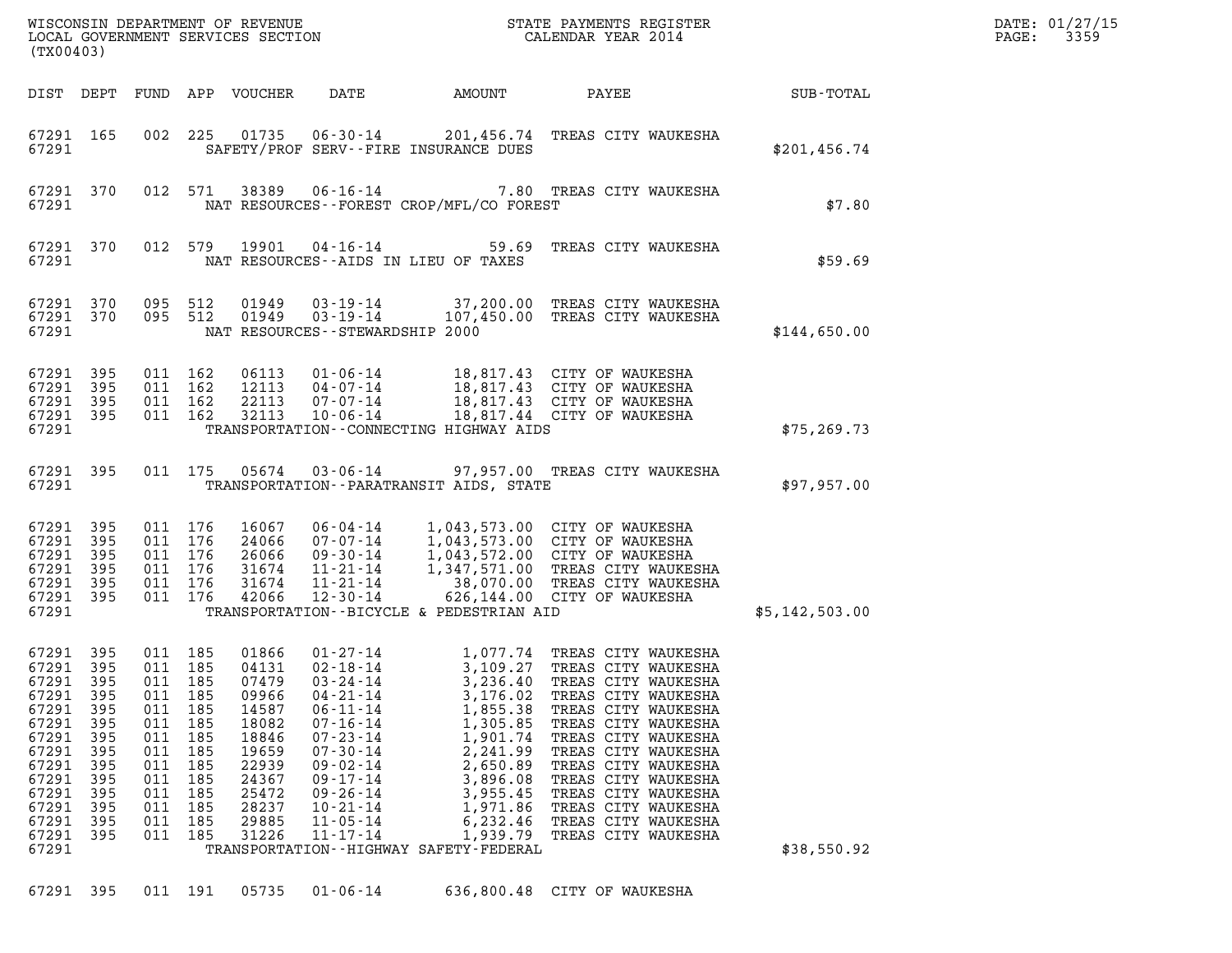WISCONSIN DEPARTMENT OF REVENUE
LOCAL GOVERNMENT SERVICES SECTION
(TX00403)

STATE PAYMENTS REGISTER
CALENDAR YEAR 2014

DATE: 01/27/15

| DIST | DEPT | FUND | APP | VOUCHER | DATE | AMOUNT | PAYEE | SUB-TOTAL |
|---|---|---|---|---|---|---|---|---|
| 67291 | 165 | 002 | 225 | 01735 | 06-30-14 | 201,456.74 | TREAS CITY WAUKESHA | |
| 67291 | | | | | SAFETY/PROF SERV--FIRE INSURANCE DUES | | | $201,456.74 |
| 67291 | 370 | 012 | 571 | 38389 | 06-16-14 | 7.80 | TREAS CITY WAUKESHA | |
| 67291 | | | | | NAT RESOURCES--FOREST CROP/MFL/CO FOREST | | | $7.80 |
| 67291 | 370 | 012 | 579 | 19901 | 04-16-14 | 59.69 | TREAS CITY WAUKESHA | |
| 67291 | | | | | NAT RESOURCES--AIDS IN LIEU OF TAXES | | | $59.69 |
| 67291 | 370 | 095 | 512 | 01949 | 03-19-14 | 37,200.00 | TREAS CITY WAUKESHA | |
| 67291 | 370 | 095 | 512 | 01949 | 03-19-14 | 107,450.00 | TREAS CITY WAUKESHA | |
| 67291 | | | | | NAT RESOURCES--STEWARDSHIP 2000 | | | $144,650.00 |
| 67291 | 395 | 011 | 162 | 06113 | 01-06-14 | 18,817.43 | CITY OF WAUKESHA | |
| 67291 | 395 | 011 | 162 | 12113 | 04-07-14 | 18,817.43 | CITY OF WAUKESHA | |
| 67291 | 395 | 011 | 162 | 22113 | 07-07-14 | 18,817.43 | CITY OF WAUKESHA | |
| 67291 | 395 | 011 | 162 | 32113 | 10-06-14 | 18,817.44 | CITY OF WAUKESHA | |
| 67291 | | | | | TRANSPORTATION--CONNECTING HIGHWAY AIDS | | | $75,269.73 |
| 67291 | 395 | 011 | 175 | 05674 | 03-06-14 | 97,957.00 | TREAS CITY WAUKESHA | |
| 67291 | | | | | TRANSPORTATION--PARATRANSIT AIDS, STATE | | | $97,957.00 |
| 67291 | 395 | 011 | 176 | 16067 | 06-04-14 | 1,043,573.00 | CITY OF WAUKESHA | |
| 67291 | 395 | 011 | 176 | 24066 | 07-07-14 | 1,043,573.00 | CITY OF WAUKESHA | |
| 67291 | 395 | 011 | 176 | 26066 | 09-30-14 | 1,043,572.00 | CITY OF WAUKESHA | |
| 67291 | 395 | 011 | 176 | 31674 | 11-21-14 | 1,347,571.00 | TREAS CITY WAUKESHA | |
| 67291 | 395 | 011 | 176 | 31674 | 11-21-14 | 38,070.00 | TREAS CITY WAUKESHA | |
| 67291 | 395 | 011 | 176 | 42066 | 12-30-14 | 626,144.00 | CITY OF WAUKESHA | |
| 67291 | | | | | TRANSPORTATION--BICYCLE & PEDESTRIAN AID | | | $5,142,503.00 |
| 67291 | 395 | 011 | 185 | 01866 | 01-27-14 | 1,077.74 | TREAS CITY WAUKESHA | |
| 67291 | 395 | 011 | 185 | 04131 | 02-18-14 | 3,109.27 | TREAS CITY WAUKESHA | |
| 67291 | 395 | 011 | 185 | 07479 | 03-24-14 | 3,236.40 | TREAS CITY WAUKESHA | |
| 67291 | 395 | 011 | 185 | 09966 | 04-21-14 | 3,176.02 | TREAS CITY WAUKESHA | |
| 67291 | 395 | 011 | 185 | 14587 | 06-11-14 | 1,855.38 | TREAS CITY WAUKESHA | |
| 67291 | 395 | 011 | 185 | 18082 | 07-16-14 | 1,305.85 | TREAS CITY WAUKESHA | |
| 67291 | 395 | 011 | 185 | 18846 | 07-23-14 | 1,901.74 | TREAS CITY WAUKESHA | |
| 67291 | 395 | 011 | 185 | 19659 | 07-30-14 | 2,241.99 | TREAS CITY WAUKESHA | |
| 67291 | 395 | 011 | 185 | 22939 | 09-02-14 | 2,650.89 | TREAS CITY WAUKESHA | |
| 67291 | 395 | 011 | 185 | 24367 | 09-17-14 | 3,896.08 | TREAS CITY WAUKESHA | |
| 67291 | 395 | 011 | 185 | 25472 | 09-26-14 | 3,955.45 | TREAS CITY WAUKESHA | |
| 67291 | 395 | 011 | 185 | 28237 | 10-21-14 | 1,971.86 | TREAS CITY WAUKESHA | |
| 67291 | 395 | 011 | 185 | 29885 | 11-05-14 | 6,232.46 | TREAS CITY WAUKESHA | |
| 67291 | 395 | 011 | 185 | 31226 | 11-17-14 | 1,939.79 | TREAS CITY WAUKESHA | |
| 67291 | | | | | TRANSPORTATION--HIGHWAY SAFETY-FEDERAL | | | $38,550.92 |
| 67291 | 395 | 011 | 191 | 05735 | 01-06-14 | 636,800.48 | CITY OF WAUKESHA | |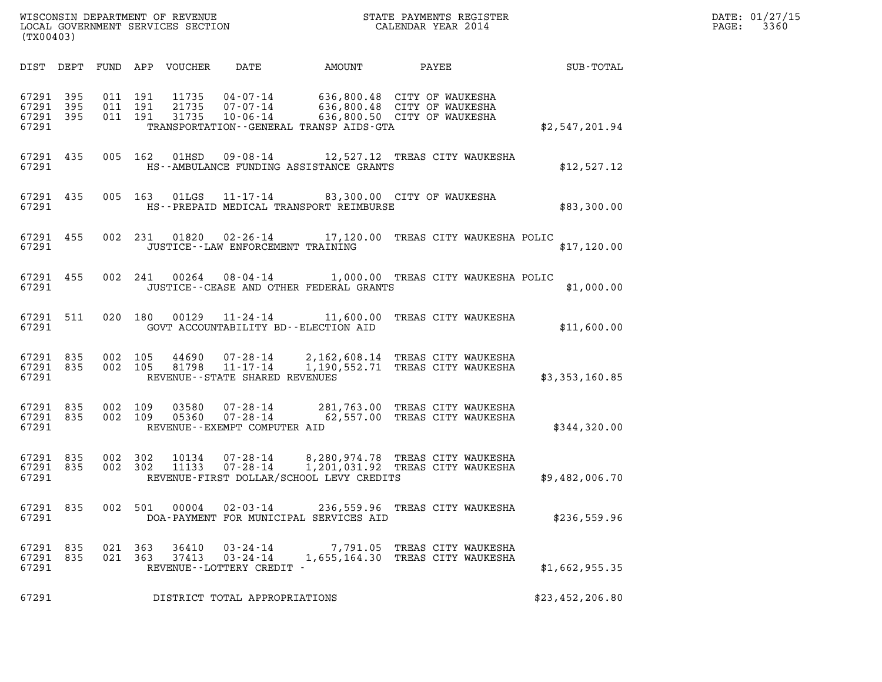WISCONSIN DEPARTMENT OF REVENUE
LOCAL GOVERNMENT SERVICES SECTION
(TX00403)

STATE PAYMENTS REGISTER
CALENDAR YEAR 2014

DATE: 01/27/15

| DIST | DEPT | FUND | APP | VOUCHER | DATE | AMOUNT | PAYEE | SUB-TOTAL |
|---|---|---|---|---|---|---|---|---|
| 67291 | 395 | 011 | 191 | 11735 | 04-07-14 | 636,800.48 | CITY OF WAUKESHA | |
| 67291 | 395 | 011 | 191 | 21735 | 07-07-14 | 636,800.48 | CITY OF WAUKESHA | |
| 67291 | 395 | 011 | 191 | 31735 | 10-06-14 | 636,800.50 | CITY OF WAUKESHA | |
| 67291 | | | | TRANSPORTATION--GENERAL TRANSP AIDS-GTA | | | | $2,547,201.94 |
| 67291 | 435 | 005 | 162 | 01HSD | 09-08-14 | 12,527.12 | TREAS CITY WAUKESHA | |
| 67291 | | | | HS--AMBULANCE FUNDING ASSISTANCE GRANTS | | | | $12,527.12 |
| 67291 | 435 | 005 | 163 | 01LGS | 11-17-14 | 83,300.00 | CITY OF WAUKESHA | |
| 67291 | | | | HS--PREPAID MEDICAL TRANSPORT REIMBURSE | | | | $83,300.00 |
| 67291 | 455 | 002 | 231 | 01820 | 02-26-14 | 17,120.00 | TREAS CITY WAUKESHA POLIC | |
| 67291 | | | | JUSTICE--LAW ENFORCEMENT TRAINING | | | | $17,120.00 |
| 67291 | 455 | 002 | 241 | 00264 | 08-04-14 | 1,000.00 | TREAS CITY WAUKESHA POLIC | |
| 67291 | | | | JUSTICE--CEASE AND OTHER FEDERAL GRANTS | | | | $1,000.00 |
| 67291 | 511 | 020 | 180 | 00129 | 11-24-14 | 11,600.00 | TREAS CITY WAUKESHA | |
| 67291 | | | | GOVT ACCOUNTABILITY BD--ELECTION AID | | | | $11,600.00 |
| 67291 | 835 | 002 | 105 | 44690 | 07-28-14 | 2,162,608.14 | TREAS CITY WAUKESHA | |
| 67291 | 835 | 002 | 105 | 81798 | 11-17-14 | 1,190,552.71 | TREAS CITY WAUKESHA | |
| 67291 | | | | REVENUE--STATE SHARED REVENUES | | | | $3,353,160.85 |
| 67291 | 835 | 002 | 109 | 03580 | 07-28-14 | 281,763.00 | TREAS CITY WAUKESHA | |
| 67291 | 835 | 002 | 109 | 05360 | 07-28-14 | 62,557.00 | TREAS CITY WAUKESHA | |
| 67291 | | | | REVENUE--EXEMPT COMPUTER AID | | | | $344,320.00 |
| 67291 | 835 | 002 | 302 | 10134 | 07-28-14 | 8,280,974.78 | TREAS CITY WAUKESHA | |
| 67291 | 835 | 002 | 302 | 11133 | 07-28-14 | 1,201,031.92 | TREAS CITY WAUKESHA | |
| 67291 | | | | REVENUE-FIRST DOLLAR/SCHOOL LEVY CREDITS | | | | $9,482,006.70 |
| 67291 | 835 | 002 | 501 | 00004 | 02-03-14 | 236,559.96 | TREAS CITY WAUKESHA | |
| 67291 | | | | DOA-PAYMENT FOR MUNICIPAL SERVICES AID | | | | $236,559.96 |
| 67291 | 835 | 021 | 363 | 36410 | 03-24-14 | 7,791.05 | TREAS CITY WAUKESHA | |
| 67291 | 835 | 021 | 363 | 37413 | 03-24-14 | 1,655,164.30 | TREAS CITY WAUKESHA | |
| 67291 | | | | REVENUE--LOTTERY CREDIT - | | | | $1,662,955.35 |
| 67291 | | | | DISTRICT TOTAL APPROPRIATIONS | | | | $23,452,206.80 |